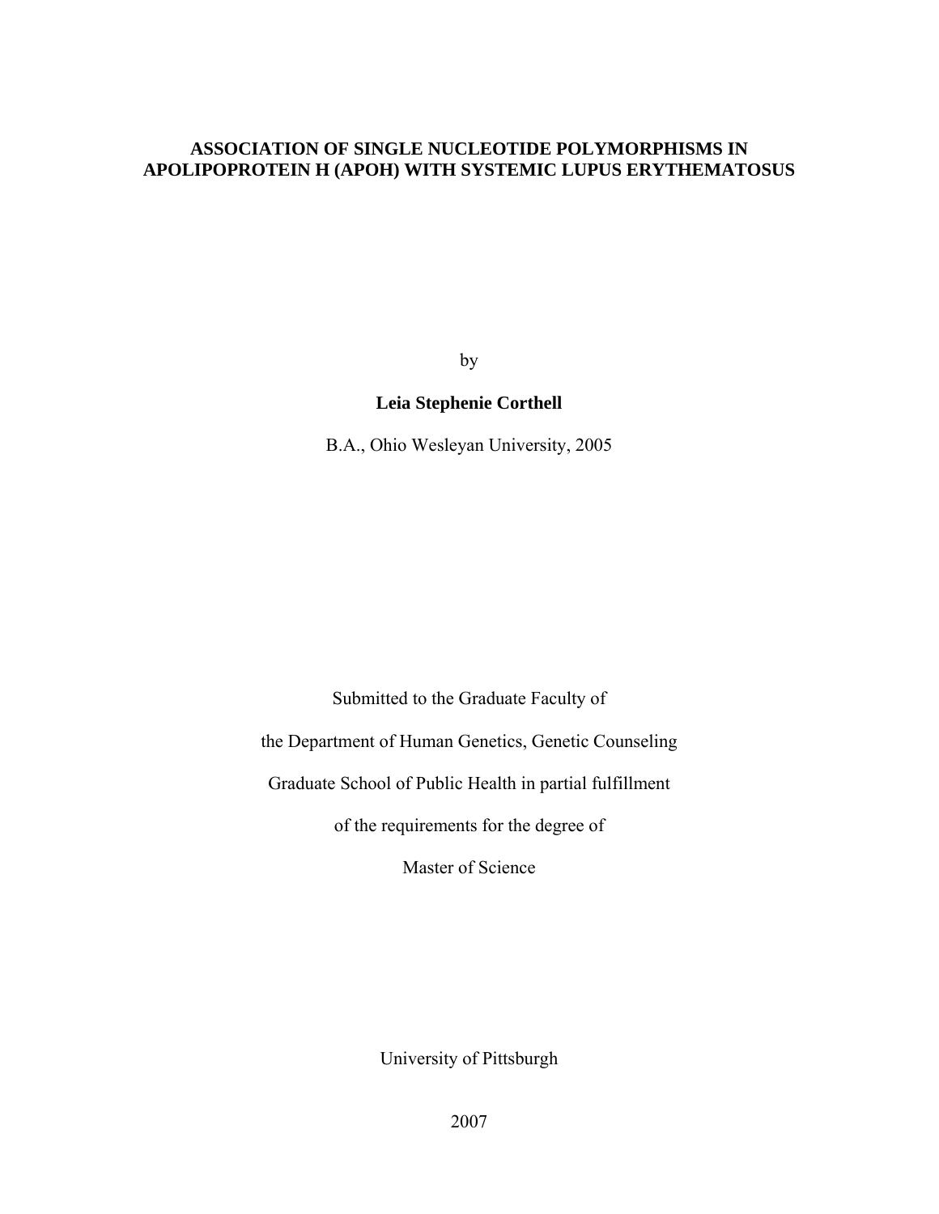# ASSOCIATION OF SINGLE NUCLEOTIDE POLYMORPHISMS IN APOLIPOPROTEIN H (APOH) WITH SYSTEMIC LUPUS ERYTHEMATOSUS

by

**Leia Stephenie Corthell**

B.A., Ohio Wesleyan University, 2005

Submitted to the Graduate Faculty of

the Department of Human Genetics, Genetic Counseling

Graduate School of Public Health in partial fulfillment

of the requirements for the degree of

Master of Science

University of Pittsburgh

2007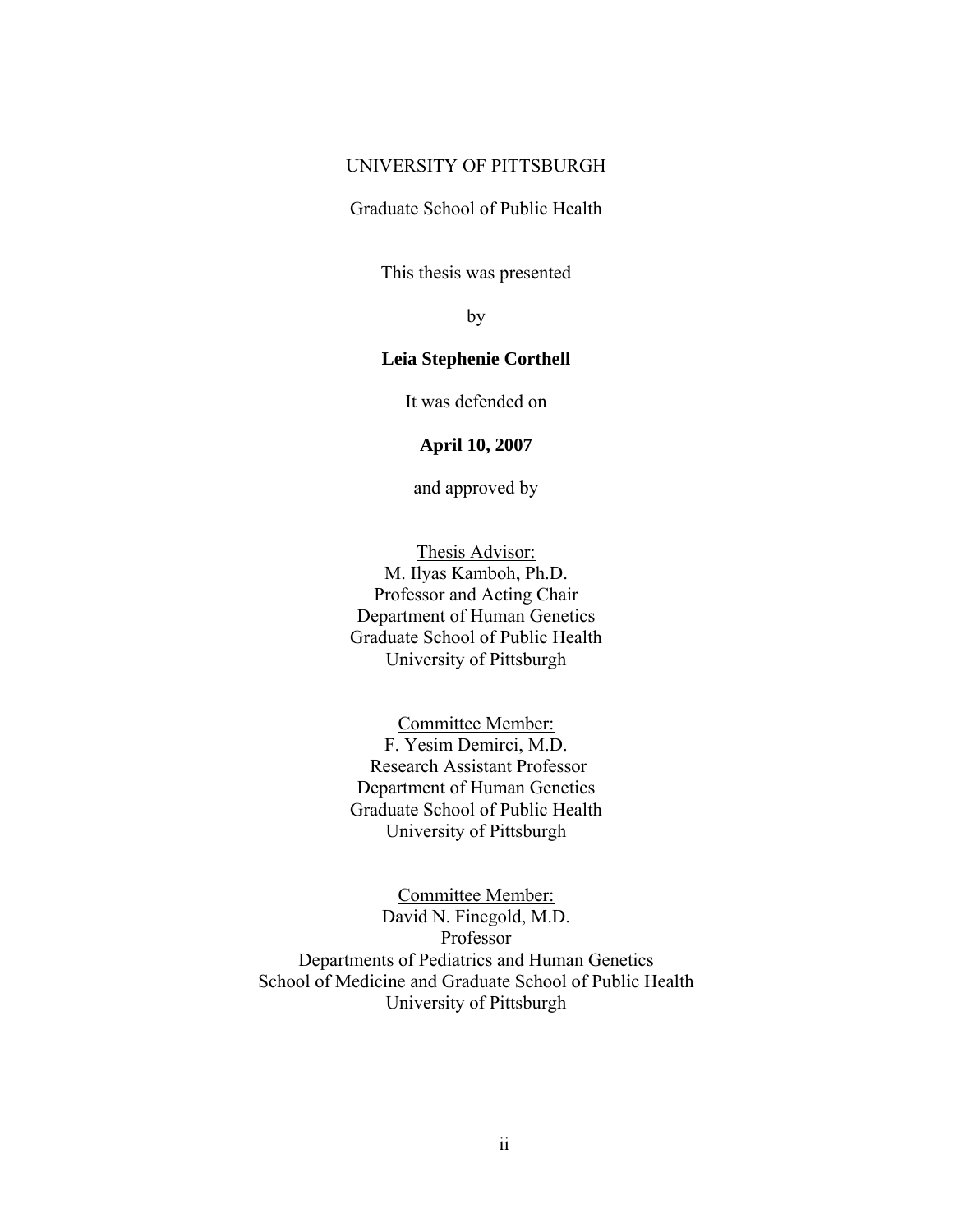UNIVERSITY OF PITTSBURGH

Graduate School of Public Health

This thesis was presented

by

**Leia Stephenie Corthell**

It was defended on

**April 10, 2007**

and approved by

Thesis Advisor:
M. Ilyas Kamboh, Ph.D.
Professor and Acting Chair
Department of Human Genetics
Graduate School of Public Health
University of Pittsburgh

Committee Member:
F. Yesim Demirci, M.D.
Research Assistant Professor
Department of Human Genetics
Graduate School of Public Health
University of Pittsburgh

Committee Member:
David N. Finegold, M.D.
Professor
Departments of Pediatrics and Human Genetics
School of Medicine and Graduate School of Public Health
University of Pittsburgh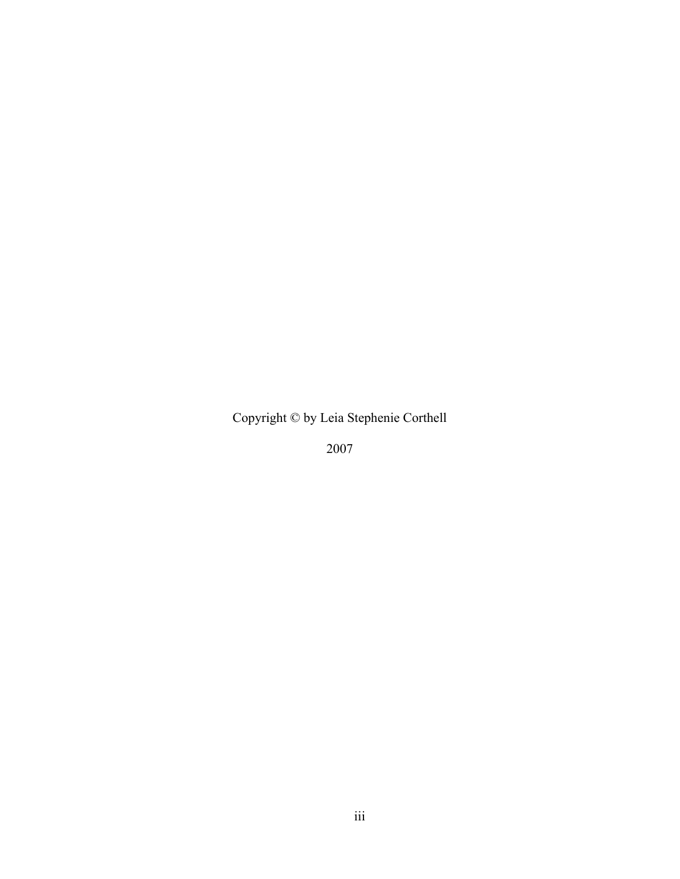Copyright © by Leia Stephenie Corthell

2007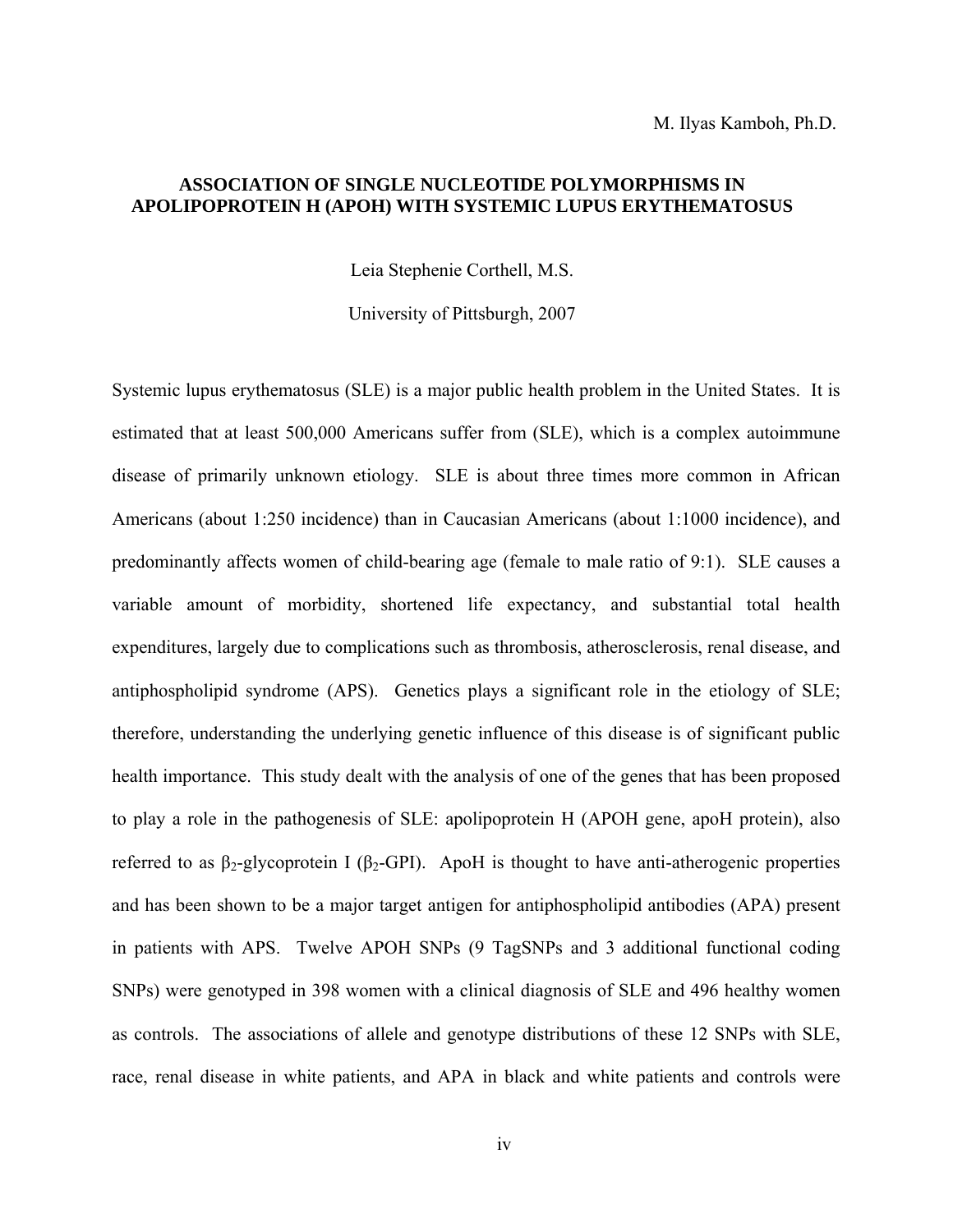M. Ilyas Kamboh, Ph.D.

**ASSOCIATION OF SINGLE NUCLEOTIDE POLYMORPHISMS IN APOLIPOPROTEIN H (APOH) WITH SYSTEMIC LUPUS ERYTHEMATOSUS**

Leia Stephenie Corthell, M.S.

University of Pittsburgh, 2007

Systemic lupus erythematosus (SLE) is a major public health problem in the United States. It is estimated that at least 500,000 Americans suffer from (SLE), which is a complex autoimmune disease of primarily unknown etiology. SLE is about three times more common in African Americans (about 1:250 incidence) than in Caucasian Americans (about 1:1000 incidence), and predominantly affects women of child-bearing age (female to male ratio of 9:1). SLE causes a variable amount of morbidity, shortened life expectancy, and substantial total health expenditures, largely due to complications such as thrombosis, atherosclerosis, renal disease, and antiphospholipid syndrome (APS). Genetics plays a significant role in the etiology of SLE; therefore, understanding the underlying genetic influence of this disease is of significant public health importance. This study dealt with the analysis of one of the genes that has been proposed to play a role in the pathogenesis of SLE: apolipoprotein H (APOH gene, apoH protein), also referred to as $\beta_2$-glycoprotein I ($\beta_2$-GPI). ApoH is thought to have anti-atherogenic properties and has been shown to be a major target antigen for antiphospholipid antibodies (APA) present in patients with APS. Twelve APOH SNPs (9 TagSNPs and 3 additional functional coding SNPs) were genotyped in 398 women with a clinical diagnosis of SLE and 496 healthy women as controls. The associations of allele and genotype distributions of these 12 SNPs with SLE, race, renal disease in white patients, and APA in black and white patients and controls were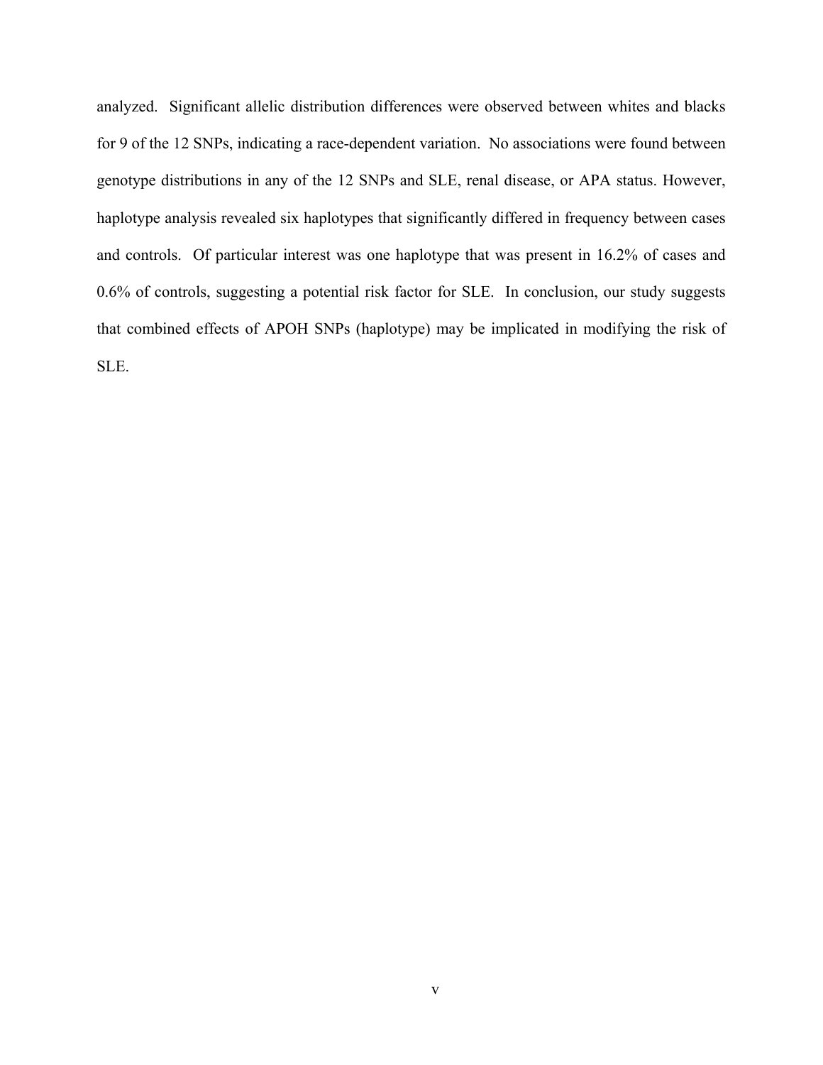analyzed. Significant allelic distribution differences were observed between whites and blacks for 9 of the 12 SNPs, indicating a race-dependent variation. No associations were found between genotype distributions in any of the 12 SNPs and SLE, renal disease, or APA status. However, haplotype analysis revealed six haplotypes that significantly differed in frequency between cases and controls. Of particular interest was one haplotype that was present in 16.2% of cases and 0.6% of controls, suggesting a potential risk factor for SLE. In conclusion, our study suggests that combined effects of APOH SNPs (haplotype) may be implicated in modifying the risk of SLE.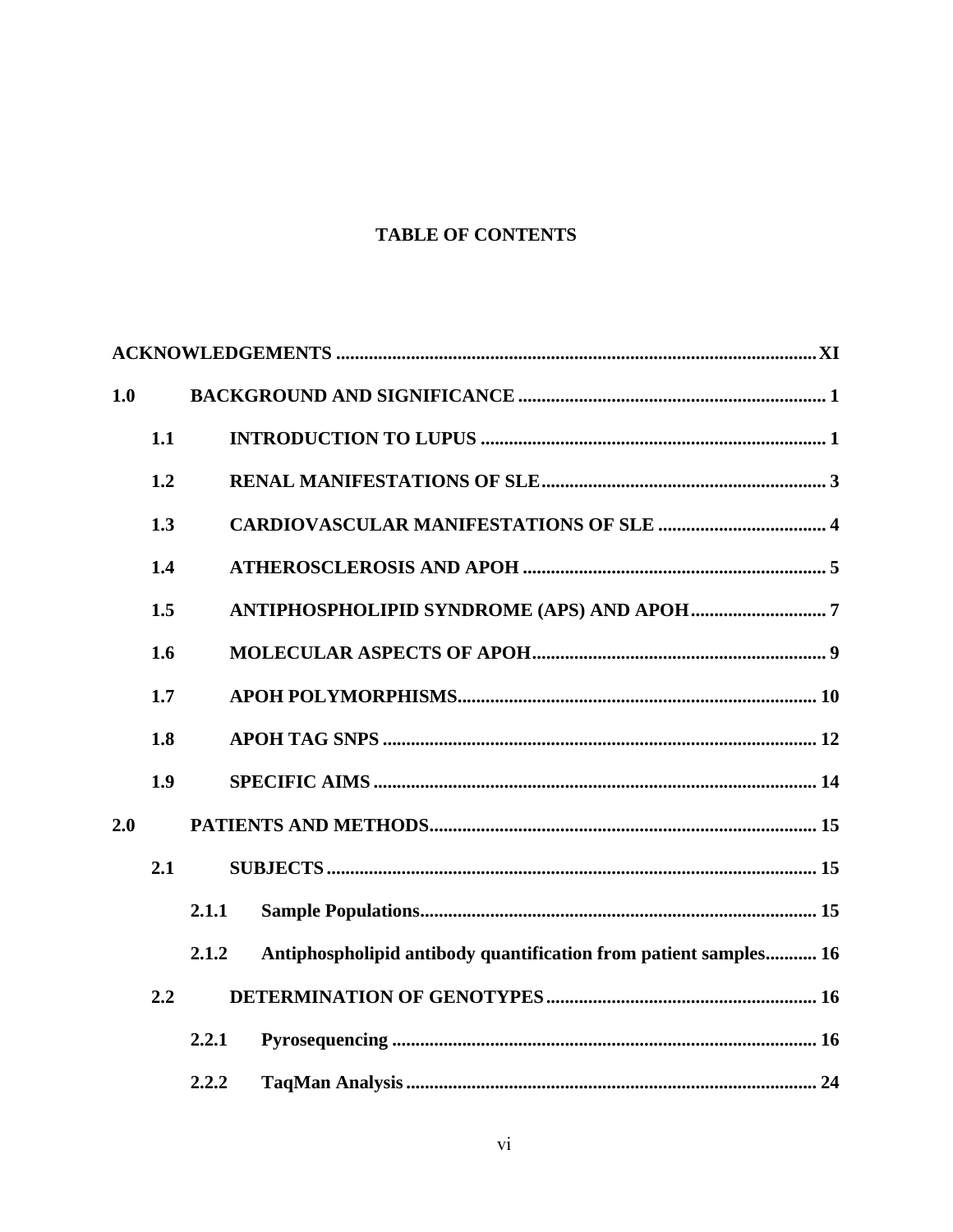# TABLE OF CONTENTS

**ACKNOWLEDGEMENTS ........................................................................................................ XI**

**1.0 BACKGROUND AND SIGNIFICANCE ................................................................... 1**

**1.1 INTRODUCTION TO LUPUS ........................................................................... 1**

**1.2 RENAL MANIFESTATIONS OF SLE ............................................................... 3**

**1.3 CARDIOVASCULAR MANIFESTATIONS OF SLE ...................................... 4**

**1.4 ATHEROSCLEROSIS AND APOH .................................................................. 5**

**1.5 ANTIPHOSPHOLIPID SYNDROME (APS) AND APOH ............................. 7**

**1.6 MOLECULAR ASPECTS OF APOH ................................................................ 9**

**1.7 APOH POLYMORPHISMS .............................................................................. 10**

**1.8 APOH TAG SNPS ............................................................................................... 12**

**1.9 SPECIFIC AIMS ................................................................................................ 14**

**2.0 PATIENTS AND METHODS .................................................................................... 15**

**2.1 SUBJECTS ........................................................................................................... 15**

**2.1.1 Sample Populations ..................................................................................... 15**

**2.1.2 Antiphospholipid antibody quantification from patient samples ........... 16**

**2.2 DETERMINATION OF GENOTYPES ........................................................... 16**

**2.2.1 Pyrosequencing ............................................................................................ 16**

**2.2.2 TaqMan Analysis ......................................................................................... 24**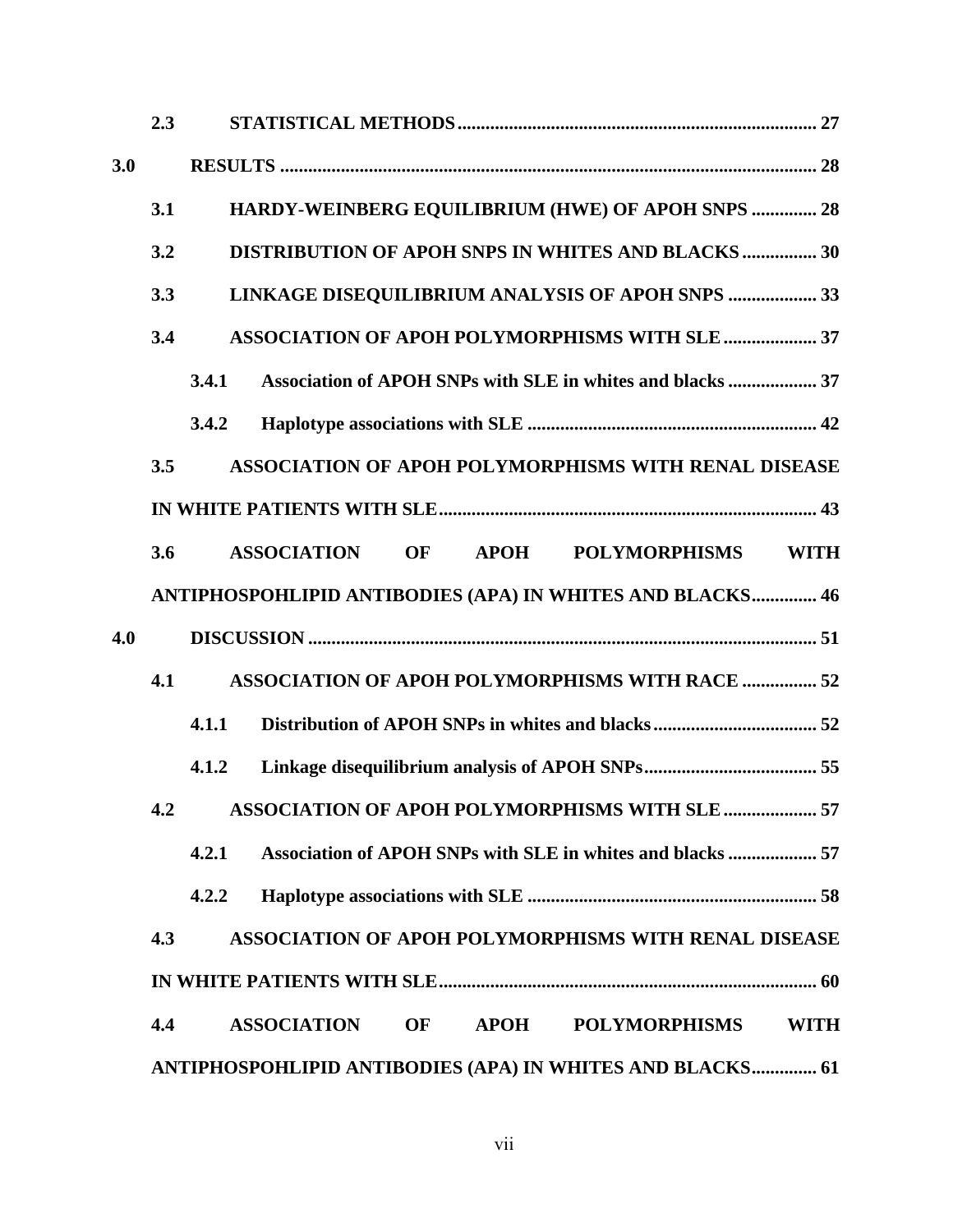2.3 STATISTICAL METHODS ..... 27

3.0 RESULTS ..... 28

3.1 HARDY-WEINBERG EQUILIBRIUM (HWE) OF APOH SNPS ..... 28

3.2 DISTRIBUTION OF APOH SNPS IN WHITES AND BLACKS ..... 30

3.3 LINKAGE DISEQUILIBRIUM ANALYSIS OF APOH SNPS ..... 33

3.4 ASSOCIATION OF APOH POLYMORPHISMS WITH SLE ..... 37

3.4.1 Association of APOH SNPs with SLE in whites and blacks ..... 37

3.4.2 Haplotype associations with SLE ..... 42

3.5 ASSOCIATION OF APOH POLYMORPHISMS WITH RENAL DISEASE IN WHITE PATIENTS WITH SLE ..... 43

3.6 ASSOCIATION OF APOH POLYMORPHISMS WITH ANTIPHOSPOHLIPID ANTIBODIES (APA) IN WHITES AND BLACKS ..... 46

4.0 DISCUSSION ..... 51

4.1 ASSOCIATION OF APOH POLYMORPHISMS WITH RACE ..... 52

4.1.1 Distribution of APOH SNPs in whites and blacks ..... 52

4.1.2 Linkage disequilibrium analysis of APOH SNPs ..... 55

4.2 ASSOCIATION OF APOH POLYMORPHISMS WITH SLE ..... 57

4.2.1 Association of APOH SNPs with SLE in whites and blacks ..... 57

4.2.2 Haplotype associations with SLE ..... 58

4.3 ASSOCIATION OF APOH POLYMORPHISMS WITH RENAL DISEASE IN WHITE PATIENTS WITH SLE ..... 60

4.4 ASSOCIATION OF APOH POLYMORPHISMS WITH ANTIPHOSPOHLIPID ANTIBODIES (APA) IN WHITES AND BLACKS ..... 61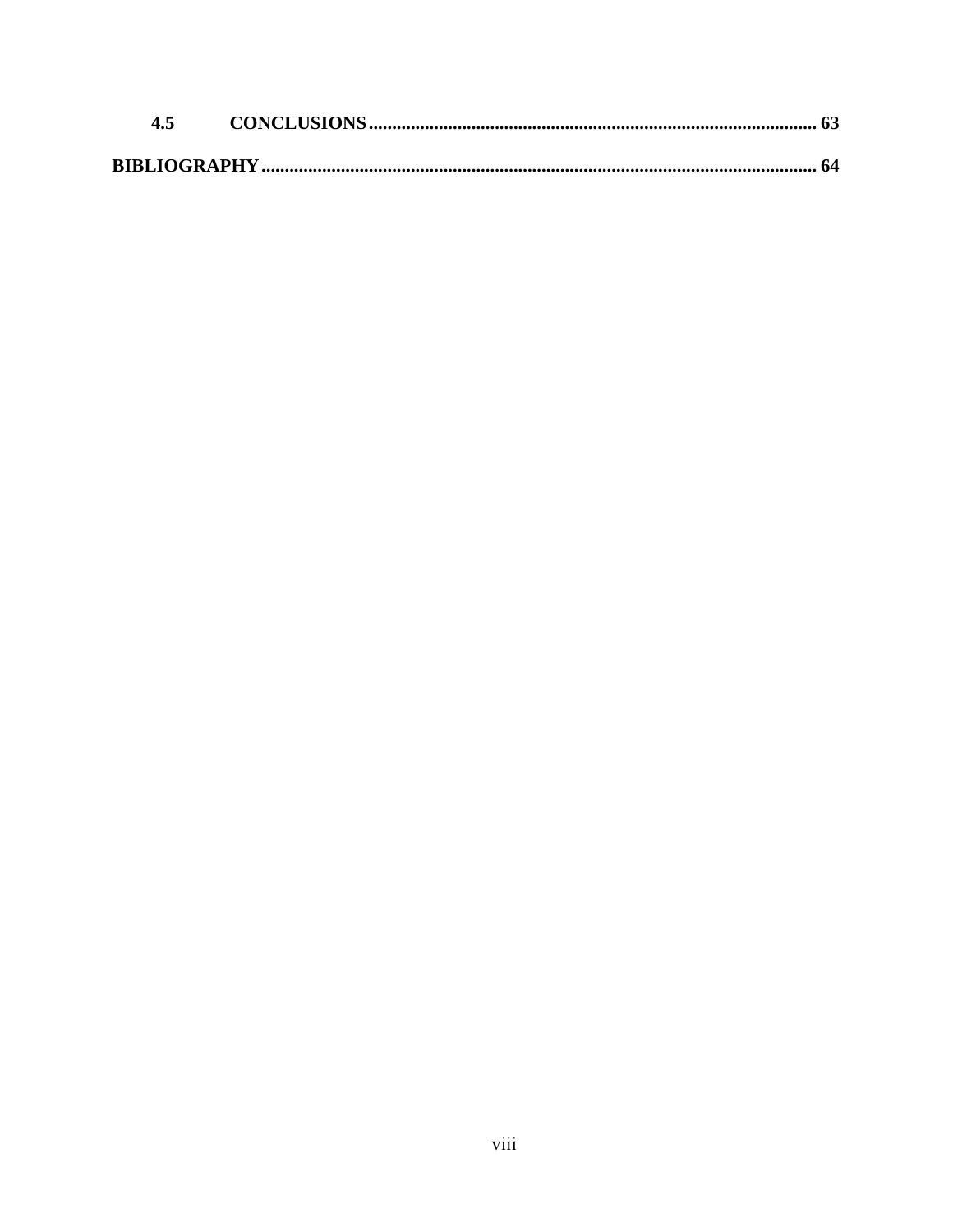**4.5 CONCLUSIONS ............................................................................................... 63**

**BIBLIOGRAPHY ....................................................................................................... 64**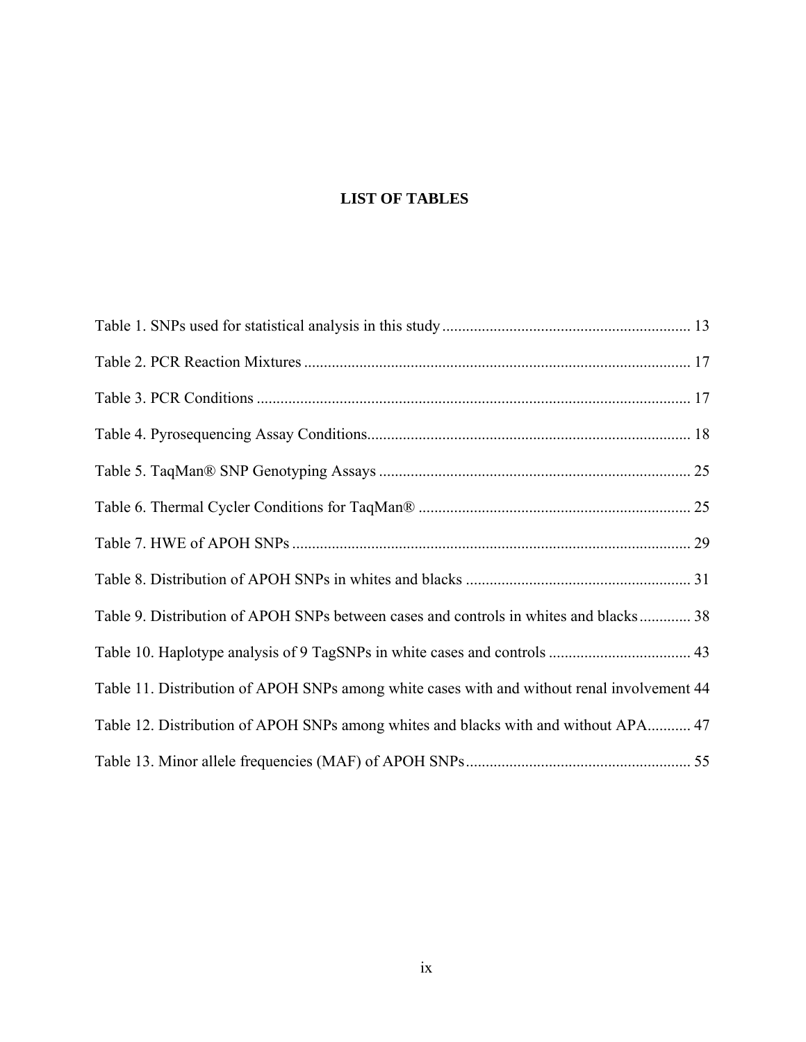# LIST OF TABLES

Table 1. SNPs used for statistical analysis in this study .............................................................. 13

Table 2. PCR Reaction Mixtures ................................................................................................. 17

Table 3. PCR Conditions ............................................................................................................. 17

Table 4. Pyrosequencing Assay Conditions.................................................................................. 18

Table 5. TaqMan® SNP Genotyping Assays .............................................................................. 25

Table 6. Thermal Cycler Conditions for TaqMan® .................................................................... 25

Table 7. HWE of APOH SNPs .................................................................................................... 29

Table 8. Distribution of APOH SNPs in whites and blacks ......................................................... 31

Table 9. Distribution of APOH SNPs between cases and controls in whites and blacks............. 38

Table 10. Haplotype analysis of 9 TagSNPs in white cases and controls .................................... 43

Table 11. Distribution of APOH SNPs among white cases with and without renal involvement 44

Table 12. Distribution of APOH SNPs among whites and blacks with and without APA........... 47

Table 13. Minor allele frequencies (MAF) of APOH SNPs......................................................... 55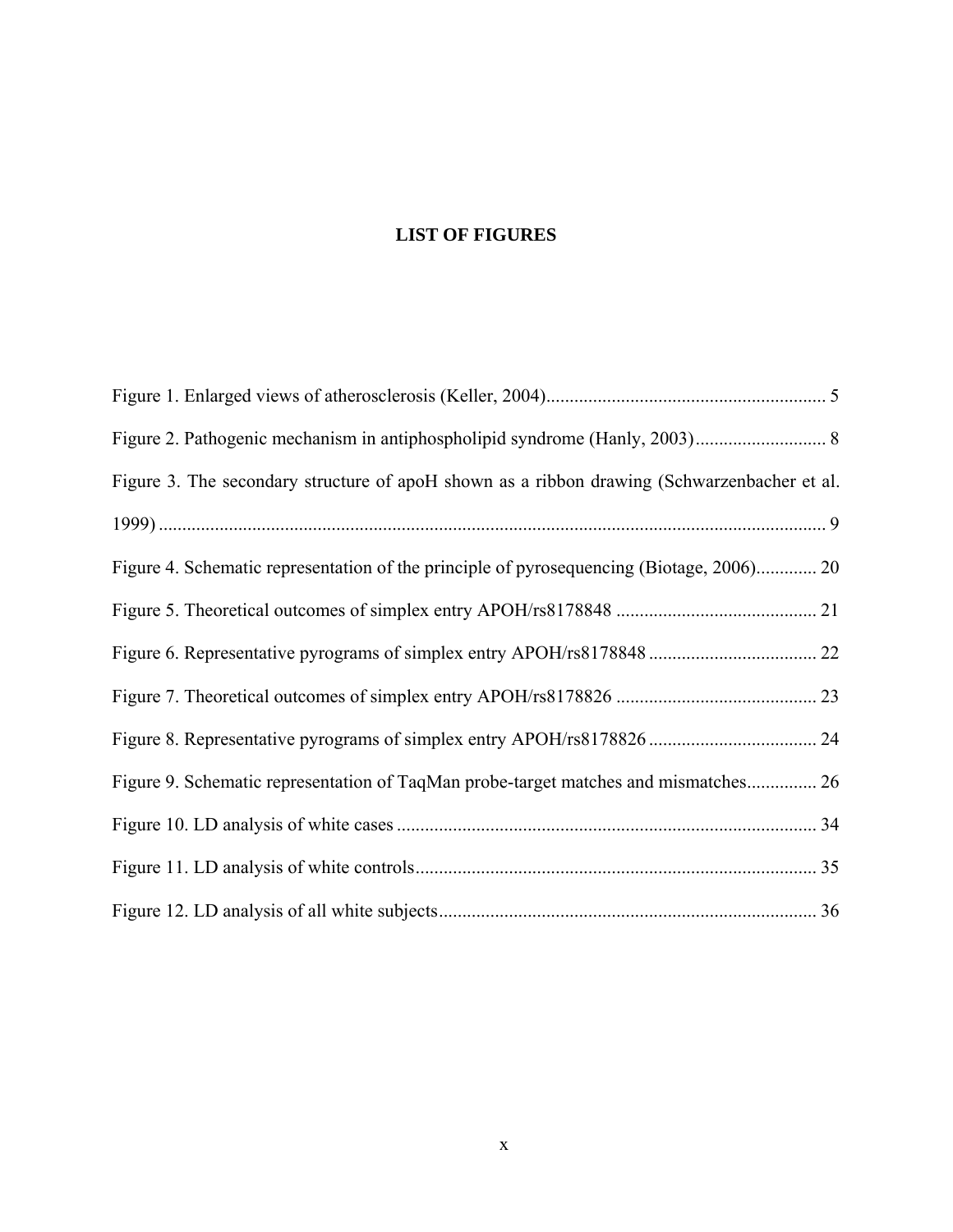# LIST OF FIGURES

Figure 1. Enlarged views of atherosclerosis (Keller, 2004)........................................................... 5

Figure 2. Pathogenic mechanism in antiphospholipid syndrome (Hanly, 2003)............................ 8

Figure 3. The secondary structure of apoH shown as a ribbon drawing (Schwarzenbacher et al. 1999) ................................................................................................................................ 9

Figure 4. Schematic representation of the principle of pyrosequencing (Biotage, 2006)............. 20

Figure 5. Theoretical outcomes of simplex entry APOH/rs8178848 ........................................... 21

Figure 6. Representative pyrograms of simplex entry APOH/rs8178848 .................................... 22

Figure 7. Theoretical outcomes of simplex entry APOH/rs8178826 ........................................... 23

Figure 8. Representative pyrograms of simplex entry APOH/rs8178826 .................................... 24

Figure 9. Schematic representation of TaqMan probe-target matches and mismatches............... 26

Figure 10. LD analysis of white cases ......................................................................................... 34

Figure 11. LD analysis of white controls..................................................................................... 35

Figure 12. LD analysis of all white subjects................................................................................ 36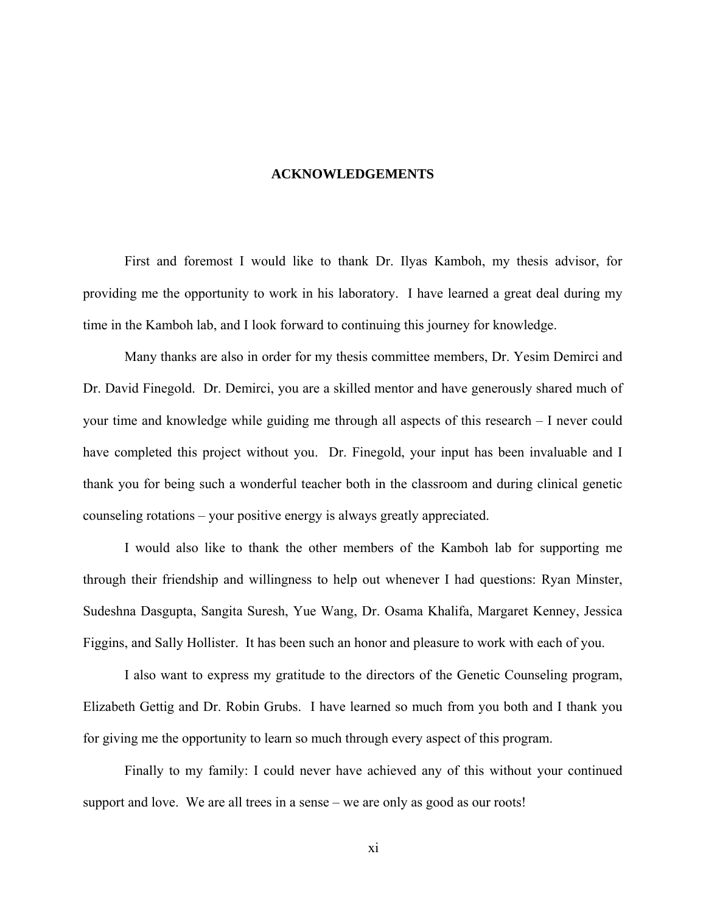# ACKNOWLEDGEMENTS

First and foremost I would like to thank Dr. Ilyas Kamboh, my thesis advisor, for providing me the opportunity to work in his laboratory. I have learned a great deal during my time in the Kamboh lab, and I look forward to continuing this journey for knowledge.

Many thanks are also in order for my thesis committee members, Dr. Yesim Demirci and Dr. David Finegold. Dr. Demirci, you are a skilled mentor and have generously shared much of your time and knowledge while guiding me through all aspects of this research – I never could have completed this project without you. Dr. Finegold, your input has been invaluable and I thank you for being such a wonderful teacher both in the classroom and during clinical genetic counseling rotations – your positive energy is always greatly appreciated.

I would also like to thank the other members of the Kamboh lab for supporting me through their friendship and willingness to help out whenever I had questions: Ryan Minster, Sudeshna Dasgupta, Sangita Suresh, Yue Wang, Dr. Osama Khalifa, Margaret Kenney, Jessica Figgins, and Sally Hollister. It has been such an honor and pleasure to work with each of you.

I also want to express my gratitude to the directors of the Genetic Counseling program, Elizabeth Gettig and Dr. Robin Grubs. I have learned so much from you both and I thank you for giving me the opportunity to learn so much through every aspect of this program.

Finally to my family: I could never have achieved any of this without your continued support and love. We are all trees in a sense – we are only as good as our roots!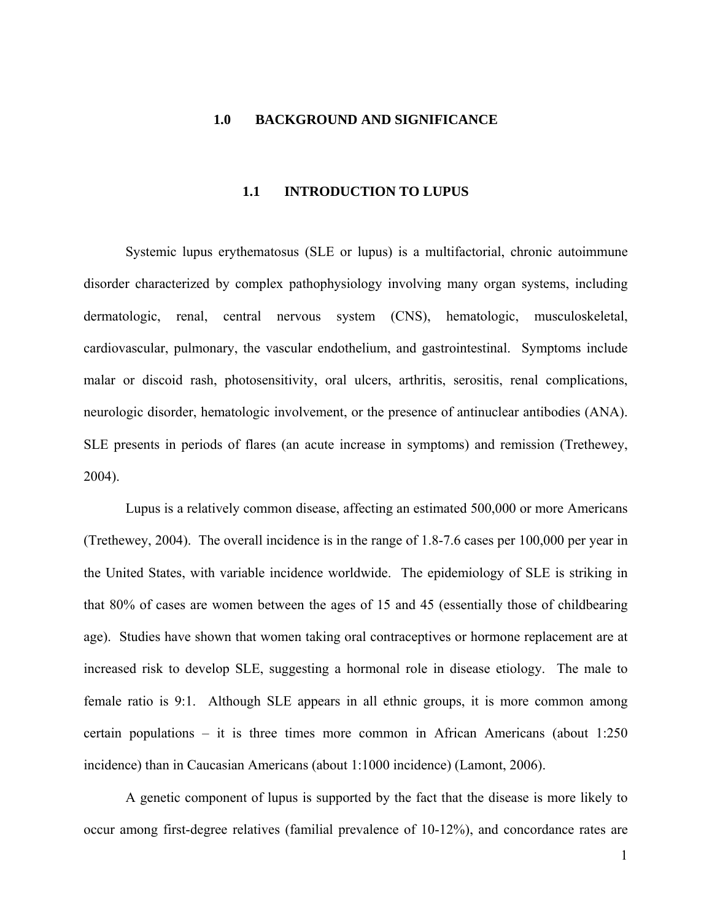# 1.0 BACKGROUND AND SIGNIFICANCE

## 1.1 INTRODUCTION TO LUPUS

Systemic lupus erythematosus (SLE or lupus) is a multifactorial, chronic autoimmune disorder characterized by complex pathophysiology involving many organ systems, including dermatologic, renal, central nervous system (CNS), hematologic, musculoskeletal, cardiovascular, pulmonary, the vascular endothelium, and gastrointestinal. Symptoms include malar or discoid rash, photosensitivity, oral ulcers, arthritis, serositis, renal complications, neurologic disorder, hematologic involvement, or the presence of antinuclear antibodies (ANA). SLE presents in periods of flares (an acute increase in symptoms) and remission (Trethewey, 2004).

Lupus is a relatively common disease, affecting an estimated 500,000 or more Americans (Trethewey, 2004). The overall incidence is in the range of 1.8-7.6 cases per 100,000 per year in the United States, with variable incidence worldwide. The epidemiology of SLE is striking in that 80% of cases are women between the ages of 15 and 45 (essentially those of childbearing age). Studies have shown that women taking oral contraceptives or hormone replacement are at increased risk to develop SLE, suggesting a hormonal role in disease etiology. The male to female ratio is 9:1. Although SLE appears in all ethnic groups, it is more common among certain populations – it is three times more common in African Americans (about 1:250 incidence) than in Caucasian Americans (about 1:1000 incidence) (Lamont, 2006).

A genetic component of lupus is supported by the fact that the disease is more likely to occur among first-degree relatives (familial prevalence of 10-12%), and concordance rates are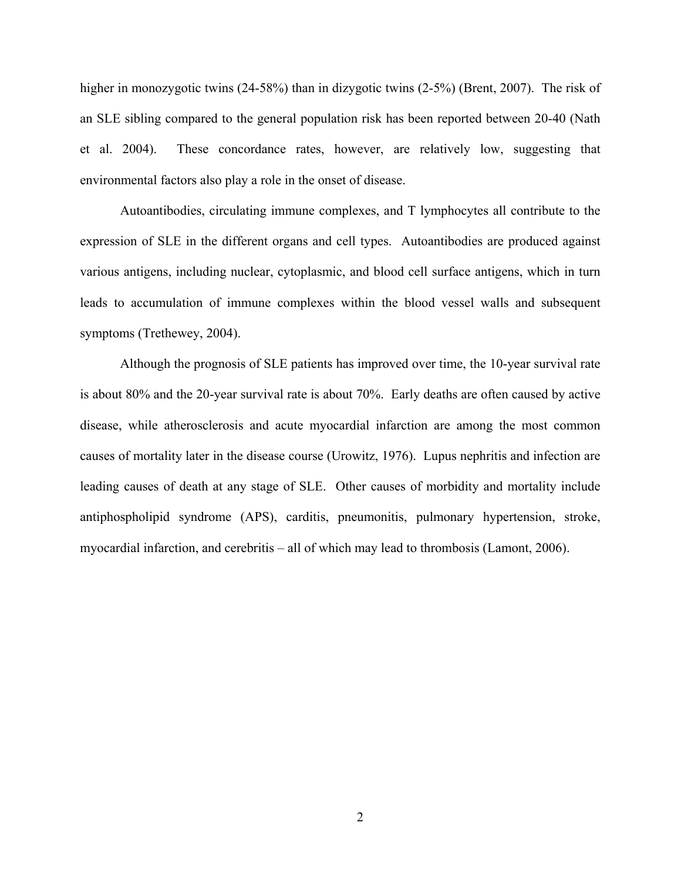higher in monozygotic twins (24-58%) than in dizygotic twins (2-5%) (Brent, 2007). The risk of an SLE sibling compared to the general population risk has been reported between 20-40 (Nath et al. 2004). These concordance rates, however, are relatively low, suggesting that environmental factors also play a role in the onset of disease.

Autoantibodies, circulating immune complexes, and T lymphocytes all contribute to the expression of SLE in the different organs and cell types. Autoantibodies are produced against various antigens, including nuclear, cytoplasmic, and blood cell surface antigens, which in turn leads to accumulation of immune complexes within the blood vessel walls and subsequent symptoms (Trethewey, 2004).

Although the prognosis of SLE patients has improved over time, the 10-year survival rate is about 80% and the 20-year survival rate is about 70%. Early deaths are often caused by active disease, while atherosclerosis and acute myocardial infarction are among the most common causes of mortality later in the disease course (Urowitz, 1976). Lupus nephritis and infection are leading causes of death at any stage of SLE. Other causes of morbidity and mortality include antiphospholipid syndrome (APS), carditis, pneumonitis, pulmonary hypertension, stroke, myocardial infarction, and cerebritis – all of which may lead to thrombosis (Lamont, 2006).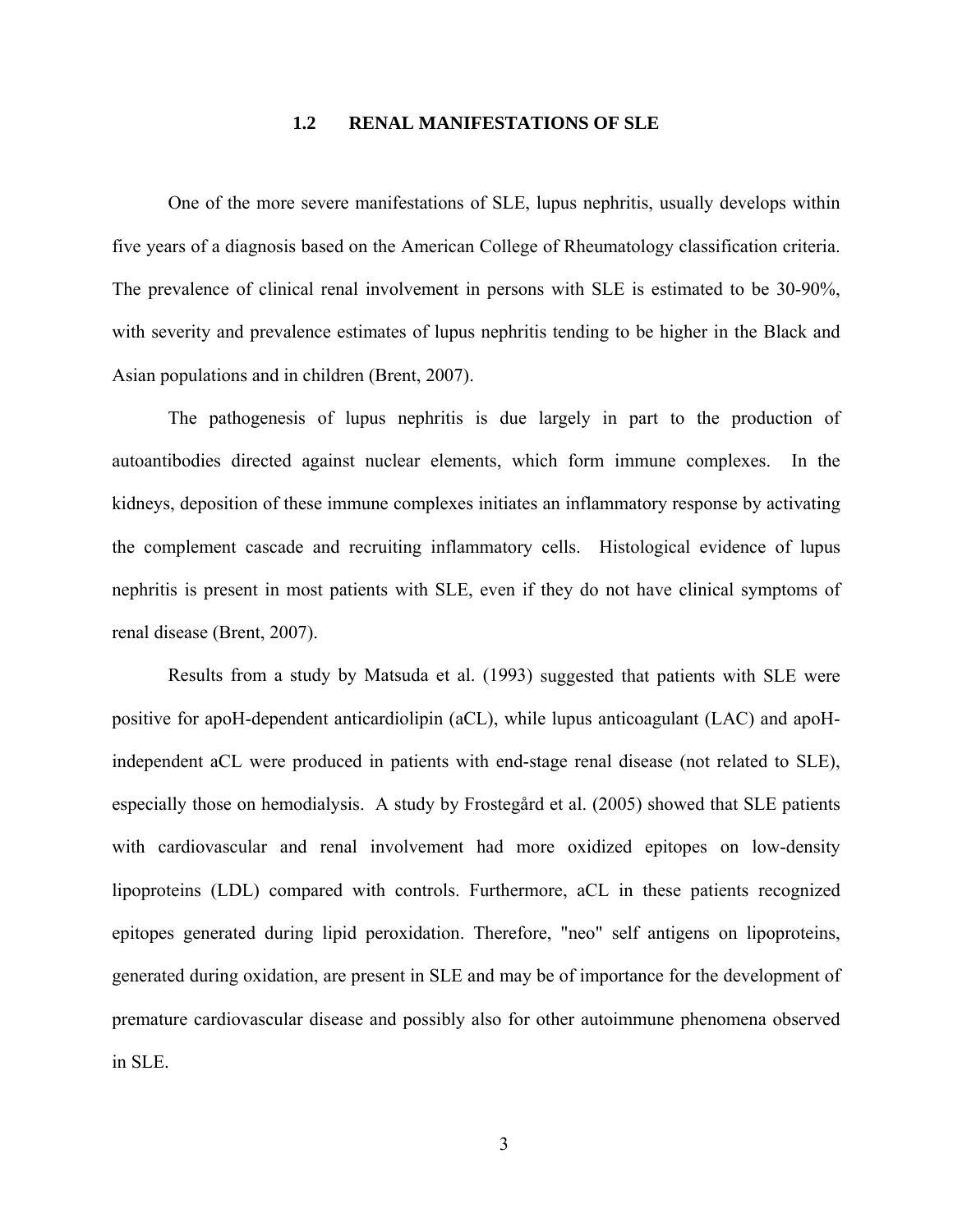## 1.2 RENAL MANIFESTATIONS OF SLE

One of the more severe manifestations of SLE, lupus nephritis, usually develops within five years of a diagnosis based on the American College of Rheumatology classification criteria. The prevalence of clinical renal involvement in persons with SLE is estimated to be 30-90%, with severity and prevalence estimates of lupus nephritis tending to be higher in the Black and Asian populations and in children (Brent, 2007).

The pathogenesis of lupus nephritis is due largely in part to the production of autoantibodies directed against nuclear elements, which form immune complexes. In the kidneys, deposition of these immune complexes initiates an inflammatory response by activating the complement cascade and recruiting inflammatory cells. Histological evidence of lupus nephritis is present in most patients with SLE, even if they do not have clinical symptoms of renal disease (Brent, 2007).

Results from a study by Matsuda et al. (1993) suggested that patients with SLE were positive for apoH-dependent anticardiolipin (aCL), while lupus anticoagulant (LAC) and apoH-independent aCL were produced in patients with end-stage renal disease (not related to SLE), especially those on hemodialysis. A study by Frostegård et al. (2005) showed that SLE patients with cardiovascular and renal involvement had more oxidized epitopes on low-density lipoproteins (LDL) compared with controls. Furthermore, aCL in these patients recognized epitopes generated during lipid peroxidation. Therefore, "neo" self antigens on lipoproteins, generated during oxidation, are present in SLE and may be of importance for the development of premature cardiovascular disease and possibly also for other autoimmune phenomena observed in SLE.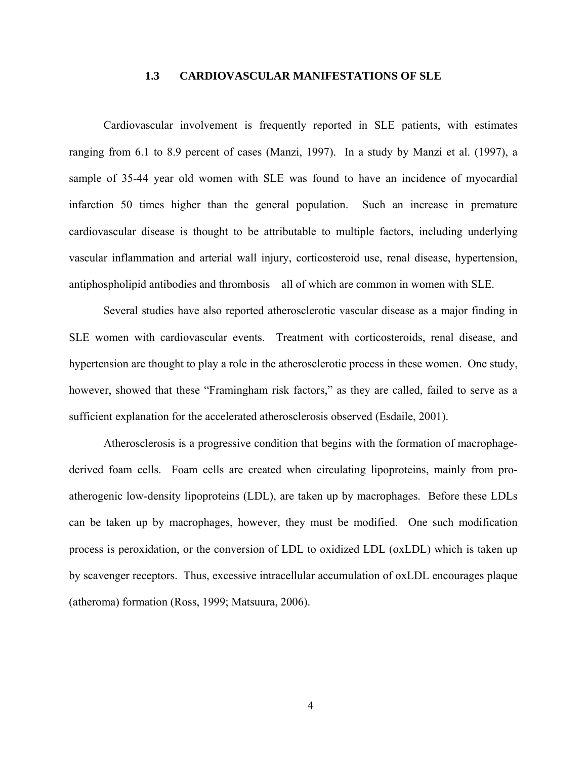### 1.3 CARDIOVASCULAR MANIFESTATIONS OF SLE

Cardiovascular involvement is frequently reported in SLE patients, with estimates ranging from 6.1 to 8.9 percent of cases (Manzi, 1997). In a study by Manzi et al. (1997), a sample of 35-44 year old women with SLE was found to have an incidence of myocardial infarction 50 times higher than the general population. Such an increase in premature cardiovascular disease is thought to be attributable to multiple factors, including underlying vascular inflammation and arterial wall injury, corticosteroid use, renal disease, hypertension, antiphospholipid antibodies and thrombosis – all of which are common in women with SLE.

Several studies have also reported atherosclerotic vascular disease as a major finding in SLE women with cardiovascular events. Treatment with corticosteroids, renal disease, and hypertension are thought to play a role in the atherosclerotic process in these women. One study, however, showed that these "Framingham risk factors," as they are called, failed to serve as a sufficient explanation for the accelerated atherosclerosis observed (Esdaile, 2001).

Atherosclerosis is a progressive condition that begins with the formation of macrophage-derived foam cells. Foam cells are created when circulating lipoproteins, mainly from pro-atherogenic low-density lipoproteins (LDL), are taken up by macrophages. Before these LDLs can be taken up by macrophages, however, they must be modified. One such modification process is peroxidation, or the conversion of LDL to oxidized LDL (oxLDL) which is taken up by scavenger receptors. Thus, excessive intracellular accumulation of oxLDL encourages plaque (atheroma) formation (Ross, 1999; Matsuura, 2006).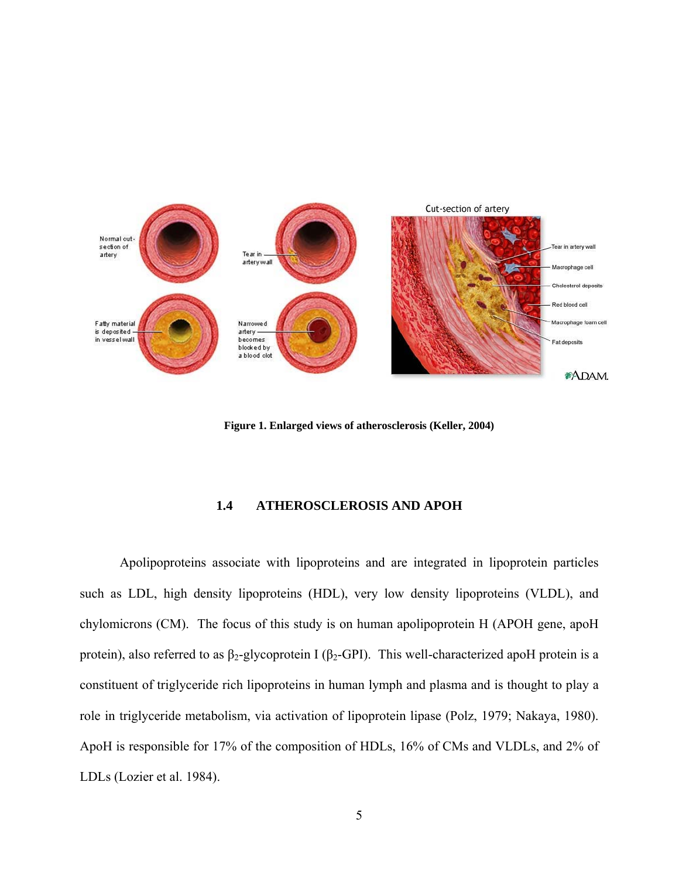Figure 1. Enlarged views of atherosclerosis (Keller, 2004)

### 1.4 ATHEROSCLEROSIS AND APOH

Apolipoproteins associate with lipoproteins and are integrated in lipoprotein particles such as LDL, high density lipoproteins (HDL), very low density lipoproteins (VLDL), and chylomicrons (CM). The focus of this study is on human apolipoprotein H (APOH gene, apoH protein), also referred to as $\beta_2$-glycoprotein I ($\beta_2$-GPI). This well-characterized apoH protein is a constituent of triglyceride rich lipoproteins in human lymph and plasma and is thought to play a role in triglyceride metabolism, via activation of lipoprotein lipase (Polz, 1979; Nakaya, 1980). ApoH is responsible for 17% of the composition of HDLs, 16% of CMs and VLDLs, and 2% of LDLs (Lozier et al. 1984).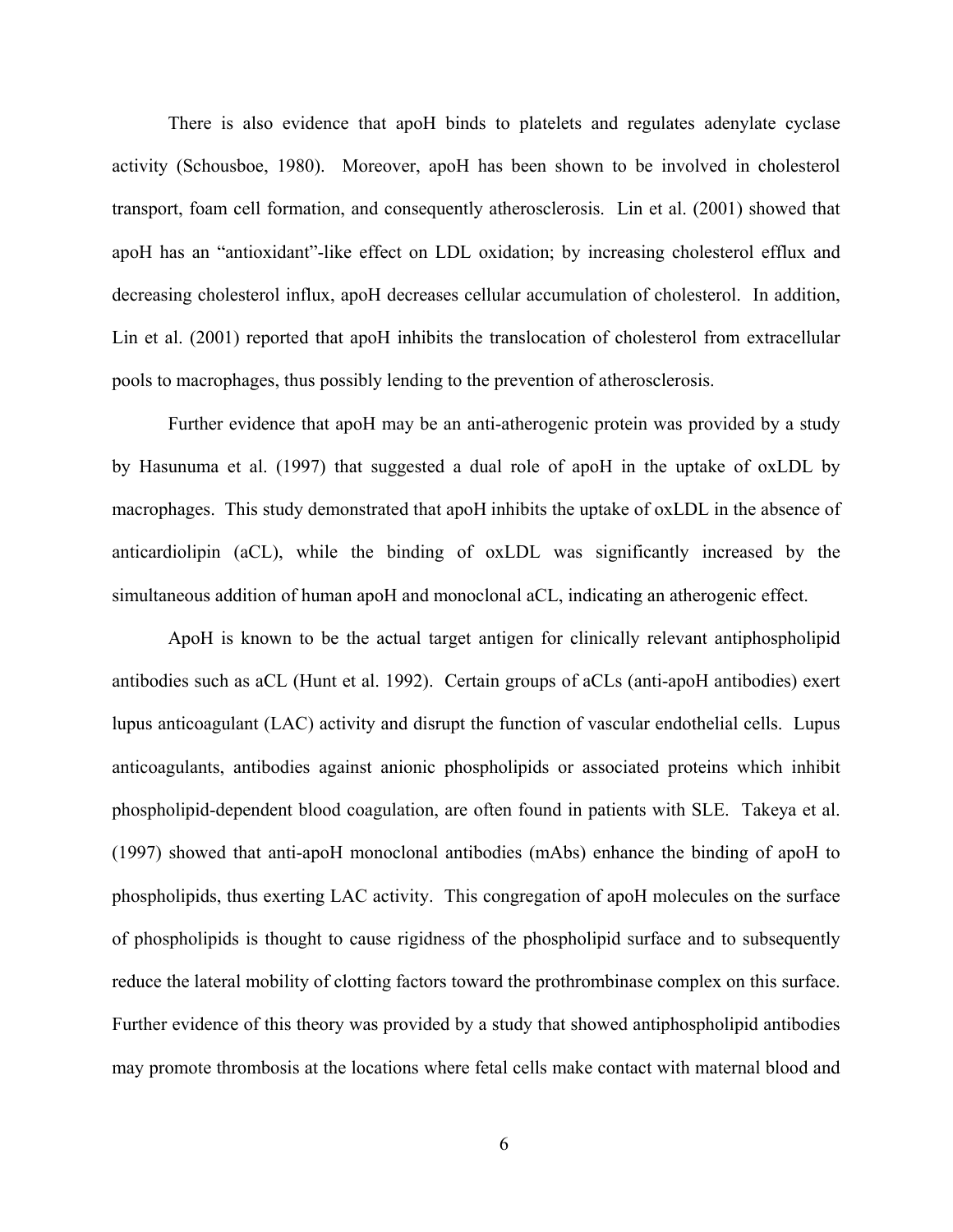There is also evidence that apoH binds to platelets and regulates adenylate cyclase activity (Schousboe, 1980). Moreover, apoH has been shown to be involved in cholesterol transport, foam cell formation, and consequently atherosclerosis. Lin et al. (2001) showed that apoH has an "antioxidant"-like effect on LDL oxidation; by increasing cholesterol efflux and decreasing cholesterol influx, apoH decreases cellular accumulation of cholesterol. In addition, Lin et al. (2001) reported that apoH inhibits the translocation of cholesterol from extracellular pools to macrophages, thus possibly lending to the prevention of atherosclerosis.

Further evidence that apoH may be an anti-atherogenic protein was provided by a study by Hasunuma et al. (1997) that suggested a dual role of apoH in the uptake of oxLDL by macrophages. This study demonstrated that apoH inhibits the uptake of oxLDL in the absence of anticardiolipin (aCL), while the binding of oxLDL was significantly increased by the simultaneous addition of human apoH and monoclonal aCL, indicating an atherogenic effect.

ApoH is known to be the actual target antigen for clinically relevant antiphospholipid antibodies such as aCL (Hunt et al. 1992). Certain groups of aCLs (anti-apoH antibodies) exert lupus anticoagulant (LAC) activity and disrupt the function of vascular endothelial cells. Lupus anticoagulants, antibodies against anionic phospholipids or associated proteins which inhibit phospholipid-dependent blood coagulation, are often found in patients with SLE. Takeya et al. (1997) showed that anti-apoH monoclonal antibodies (mAbs) enhance the binding of apoH to phospholipids, thus exerting LAC activity. This congregation of apoH molecules on the surface of phospholipids is thought to cause rigidness of the phospholipid surface and to subsequently reduce the lateral mobility of clotting factors toward the prothrombinase complex on this surface. Further evidence of this theory was provided by a study that showed antiphospholipid antibodies may promote thrombosis at the locations where fetal cells make contact with maternal blood and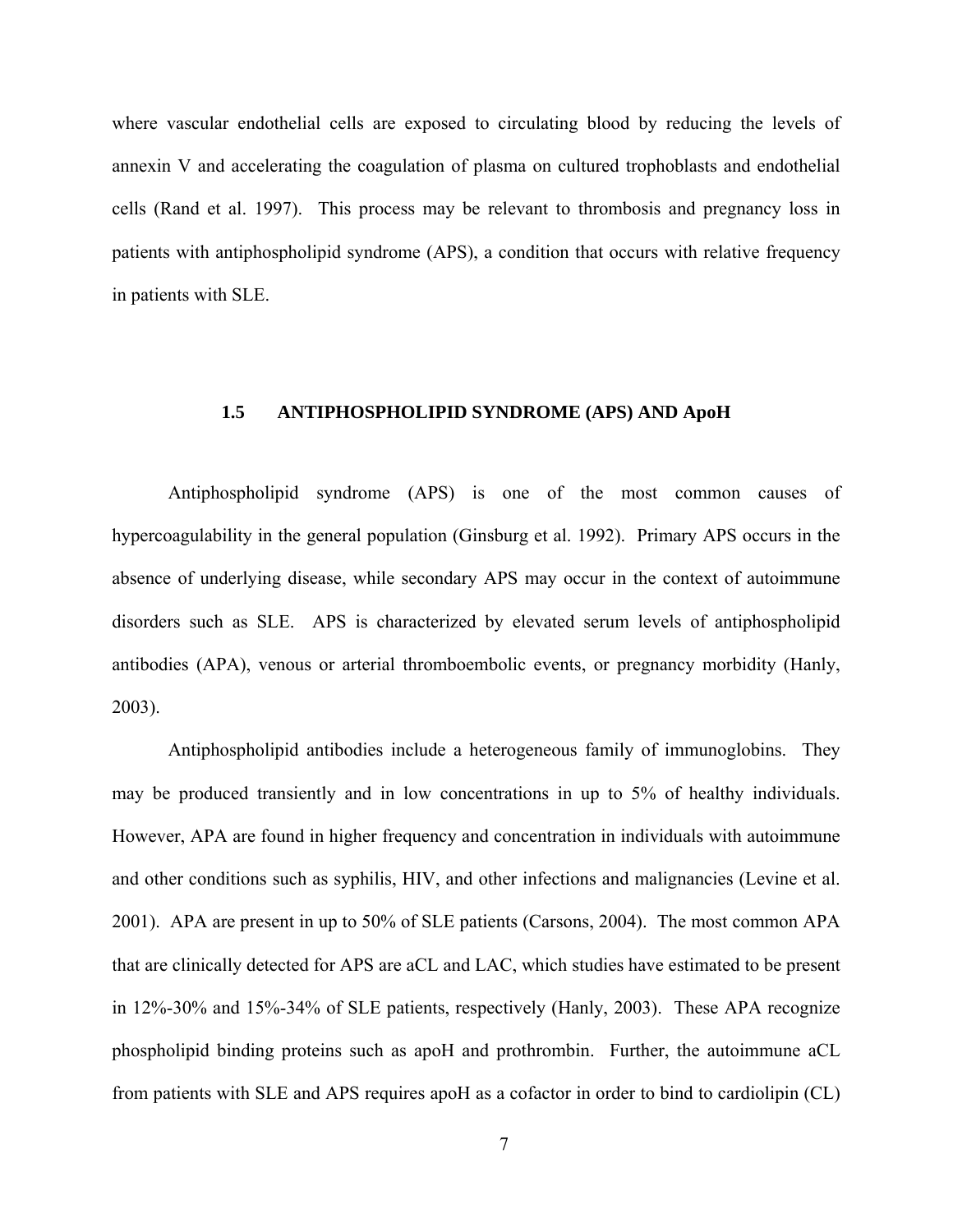where vascular endothelial cells are exposed to circulating blood by reducing the levels of annexin V and accelerating the coagulation of plasma on cultured trophoblasts and endothelial cells (Rand et al. 1997). This process may be relevant to thrombosis and pregnancy loss in patients with antiphospholipid syndrome (APS), a condition that occurs with relative frequency in patients with SLE.

### 1.5 ANTIPHOSPHOLIPID SYNDROME (APS) AND ApoH

Antiphospholipid syndrome (APS) is one of the most common causes of hypercoagulability in the general population (Ginsburg et al. 1992). Primary APS occurs in the absence of underlying disease, while secondary APS may occur in the context of autoimmune disorders such as SLE. APS is characterized by elevated serum levels of antiphospholipid antibodies (APA), venous or arterial thromboembolic events, or pregnancy morbidity (Hanly, 2003).

Antiphospholipid antibodies include a heterogeneous family of immunoglobins. They may be produced transiently and in low concentrations in up to 5% of healthy individuals. However, APA are found in higher frequency and concentration in individuals with autoimmune and other conditions such as syphilis, HIV, and other infections and malignancies (Levine et al. 2001). APA are present in up to 50% of SLE patients (Carsons, 2004). The most common APA that are clinically detected for APS are aCL and LAC, which studies have estimated to be present in 12%-30% and 15%-34% of SLE patients, respectively (Hanly, 2003). These APA recognize phospholipid binding proteins such as apoH and prothrombin. Further, the autoimmune aCL from patients with SLE and APS requires apoH as a cofactor in order to bind to cardiolipin (CL)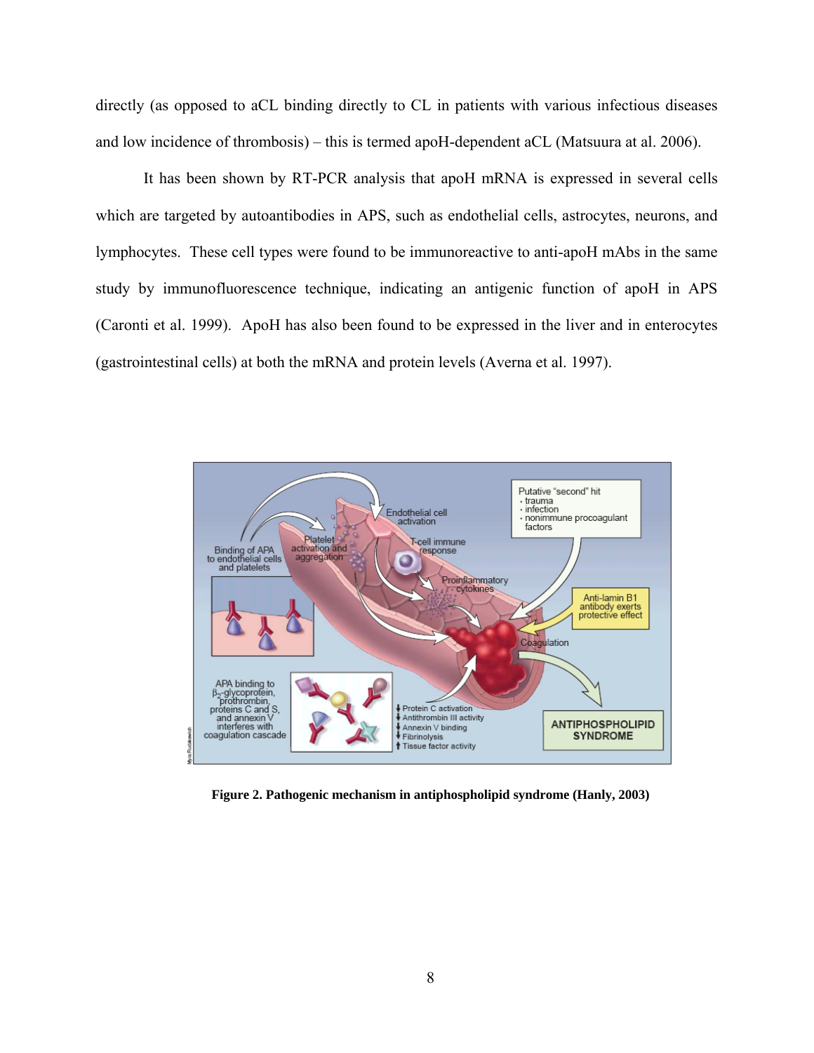directly (as opposed to aCL binding directly to CL in patients with various infectious diseases and low incidence of thrombosis) – this is termed apoH-dependent aCL (Matsuura at al. 2006).

It has been shown by RT-PCR analysis that apoH mRNA is expressed in several cells which are targeted by autoantibodies in APS, such as endothelial cells, astrocytes, neurons, and lymphocytes. These cell types were found to be immunoreactive to anti-apoH mAbs in the same study by immunofluorescence technique, indicating an antigenic function of apoH in APS (Caronti et al. 1999). ApoH has also been found to be expressed in the liver and in enterocytes (gastrointestinal cells) at both the mRNA and protein levels (Averna et al. 1997).

**Figure 2. Pathogenic mechanism in antiphospholipid syndrome (Hanly, 2003)**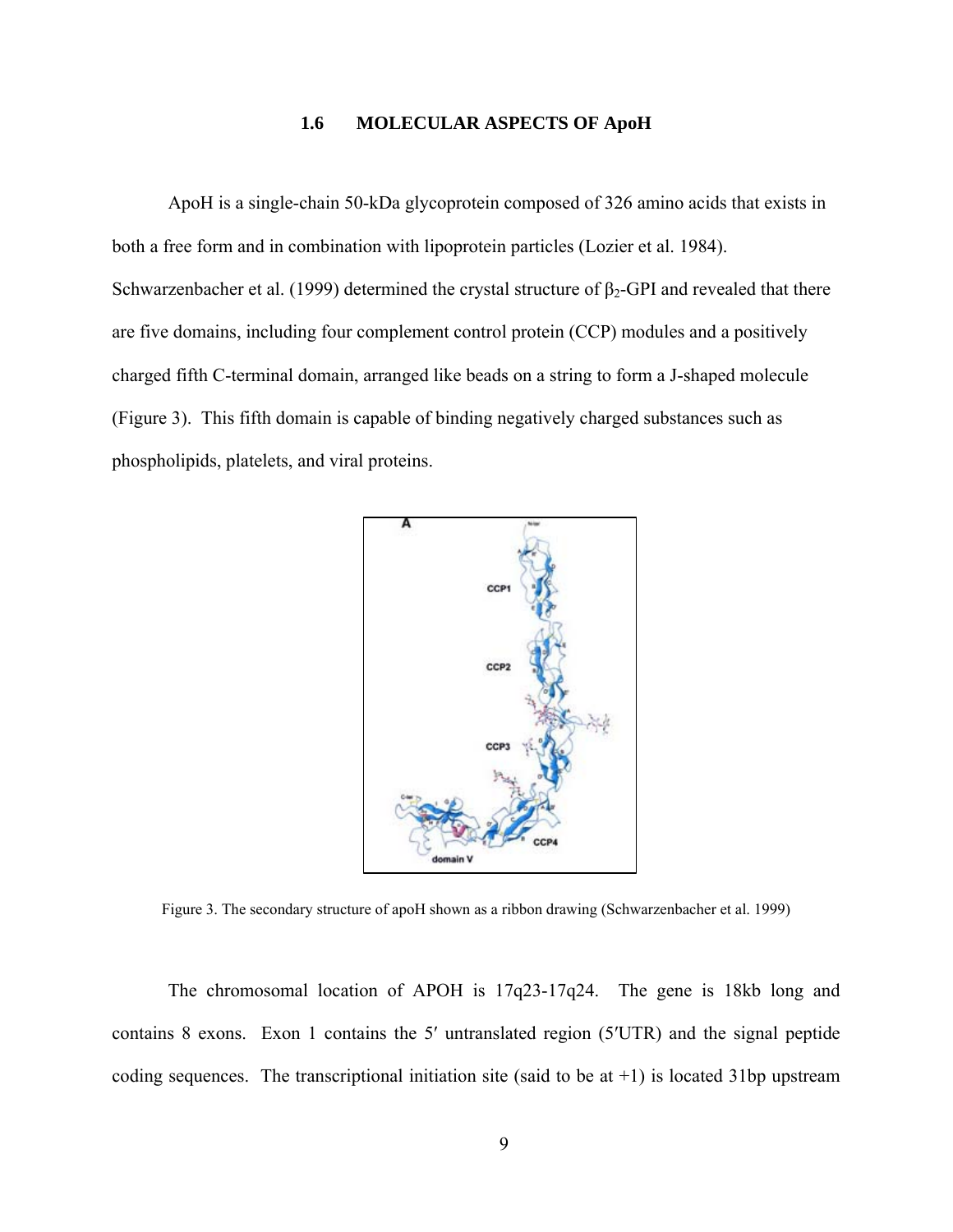## 1.6 MOLECULAR ASPECTS OF ApoH

ApoH is a single-chain 50-kDa glycoprotein composed of 326 amino acids that exists in both a free form and in combination with lipoprotein particles (Lozier et al. 1984). Schwarzenbacher et al. (1999) determined the crystal structure of $\beta_2$-GPI and revealed that there are five domains, including four complement control protein (CCP) modules and a positively charged fifth C-terminal domain, arranged like beads on a string to form a J-shaped molecule (Figure 3). This fifth domain is capable of binding negatively charged substances such as phospholipids, platelets, and viral proteins.

Figure 3. The secondary structure of apoH shown as a ribbon drawing (Schwarzenbacher et al. 1999)

The chromosomal location of APOH is 17q23-17q24. The gene is 18kb long and contains 8 exons. Exon 1 contains the 5′ untranslated region (5′UTR) and the signal peptide coding sequences. The transcriptional initiation site (said to be at +1) is located 31bp upstream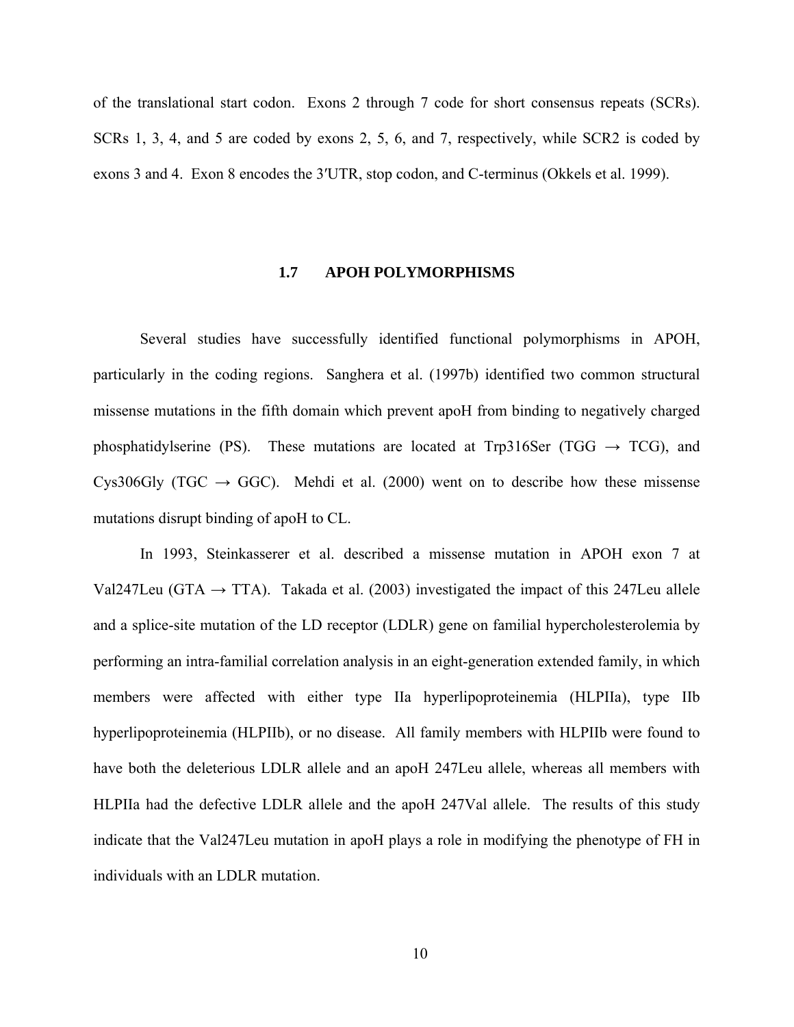of the translational start codon. Exons 2 through 7 code for short consensus repeats (SCRs). SCRs 1, 3, 4, and 5 are coded by exons 2, 5, 6, and 7, respectively, while SCR2 is coded by exons 3 and 4. Exon 8 encodes the 3′UTR, stop codon, and C-terminus (Okkels et al. 1999).

## 1.7 APOH POLYMORPHISMS

Several studies have successfully identified functional polymorphisms in APOH, particularly in the coding regions. Sanghera et al. (1997b) identified two common structural missense mutations in the fifth domain which prevent apoH from binding to negatively charged phosphatidylserine (PS). These mutations are located at Trp316Ser (TGG → TCG), and Cys306Gly (TGC → GGC). Mehdi et al. (2000) went on to describe how these missense mutations disrupt binding of apoH to CL.

In 1993, Steinkasserer et al. described a missense mutation in APOH exon 7 at Val247Leu (GTA → TTA). Takada et al. (2003) investigated the impact of this 247Leu allele and a splice-site mutation of the LD receptor (LDLR) gene on familial hypercholesterolemia by performing an intra-familial correlation analysis in an eight-generation extended family, in which members were affected with either type IIa hyperlipoproteinemia (HLPIIa), type IIb hyperlipoproteinemia (HLPIIb), or no disease. All family members with HLPIIb were found to have both the deleterious LDLR allele and an apoH 247Leu allele, whereas all members with HLPIIa had the defective LDLR allele and the apoH 247Val allele. The results of this study indicate that the Val247Leu mutation in apoH plays a role in modifying the phenotype of FH in individuals with an LDLR mutation.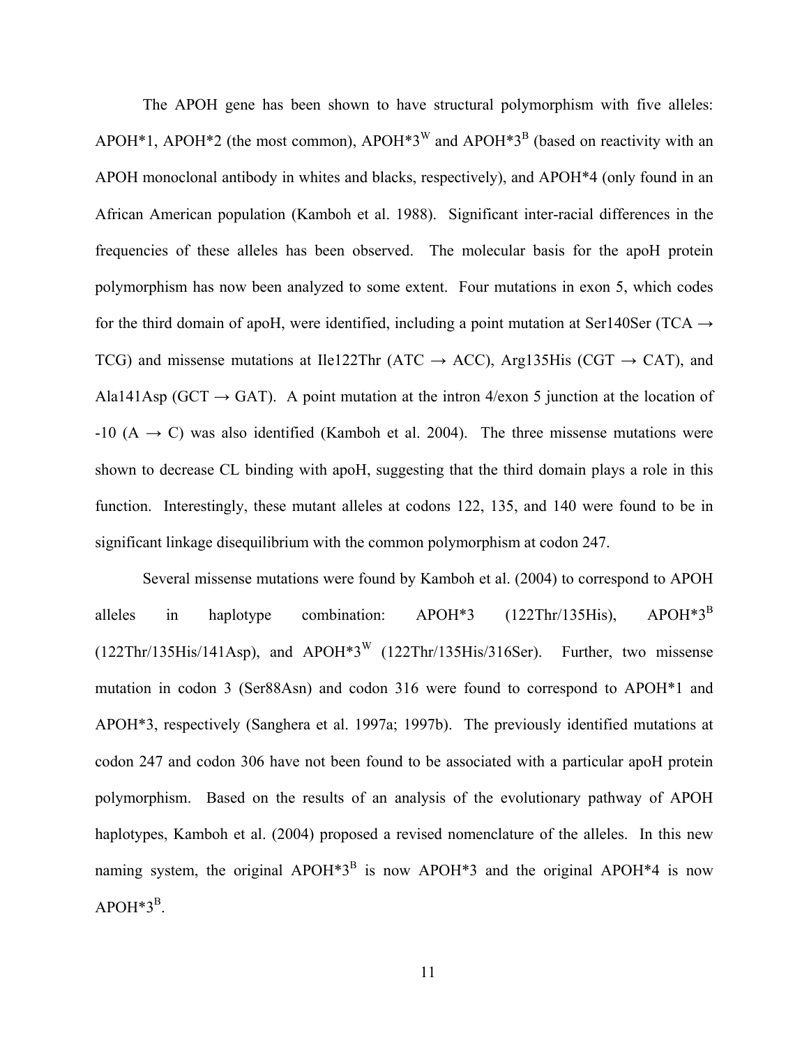The APOH gene has been shown to have structural polymorphism with five alleles: APOH*1, APOH*2 (the most common), APOH*3$^{W}$ and APOH*3$^{B}$ (based on reactivity with an APOH monoclonal antibody in whites and blacks, respectively), and APOH*4 (only found in an African American population (Kamboh et al. 1988). Significant inter-racial differences in the frequencies of these alleles has been observed. The molecular basis for the apoH protein polymorphism has now been analyzed to some extent. Four mutations in exon 5, which codes for the third domain of apoH, were identified, including a point mutation at Ser140Ser (TCA → TCG) and missense mutations at Ile122Thr (ATC → ACC), Arg135His (CGT → CAT), and Ala141Asp (GCT → GAT). A point mutation at the intron 4/exon 5 junction at the location of -10 (A → C) was also identified (Kamboh et al. 2004). The three missense mutations were shown to decrease CL binding with apoH, suggesting that the third domain plays a role in this function. Interestingly, these mutant alleles at codons 122, 135, and 140 were found to be in significant linkage disequilibrium with the common polymorphism at codon 247.

Several missense mutations were found by Kamboh et al. (2004) to correspond to APOH alleles in haplotype combination: APOH*3 (122Thr/135His), APOH*3$^{B}$ (122Thr/135His/141Asp), and APOH*3$^{W}$ (122Thr/135His/316Ser). Further, two missense mutation in codon 3 (Ser88Asn) and codon 316 were found to correspond to APOH*1 and APOH*3, respectively (Sanghera et al. 1997a; 1997b). The previously identified mutations at codon 247 and codon 306 have not been found to be associated with a particular apoH protein polymorphism. Based on the results of an analysis of the evolutionary pathway of APOH haplotypes, Kamboh et al. (2004) proposed a revised nomenclature of the alleles. In this new naming system, the original APOH*3$^{B}$ is now APOH*3 and the original APOH*4 is now APOH*3$^{B}$.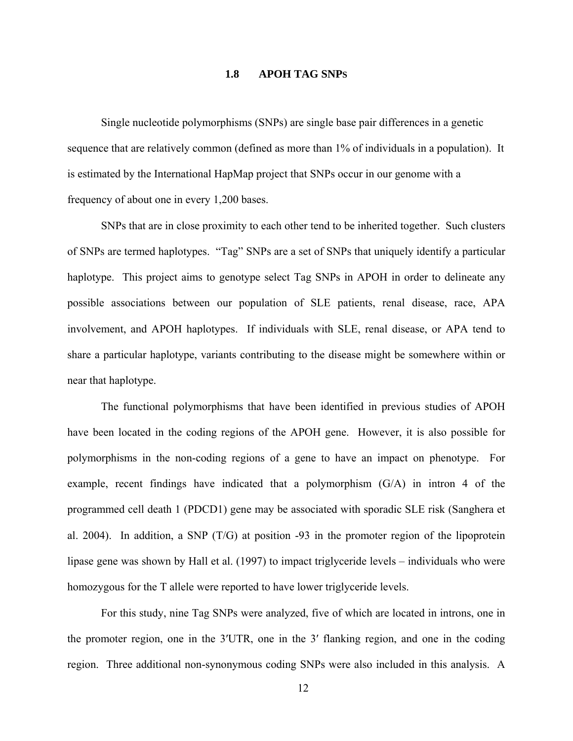## 1.8 APOH TAG SNPS

Single nucleotide polymorphisms (SNPs) are single base pair differences in a genetic sequence that are relatively common (defined as more than 1% of individuals in a population). It is estimated by the International HapMap project that SNPs occur in our genome with a frequency of about one in every 1,200 bases.

SNPs that are in close proximity to each other tend to be inherited together. Such clusters of SNPs are termed haplotypes. "Tag" SNPs are a set of SNPs that uniquely identify a particular haplotype. This project aims to genotype select Tag SNPs in APOH in order to delineate any possible associations between our population of SLE patients, renal disease, race, APA involvement, and APOH haplotypes. If individuals with SLE, renal disease, or APA tend to share a particular haplotype, variants contributing to the disease might be somewhere within or near that haplotype.

The functional polymorphisms that have been identified in previous studies of APOH have been located in the coding regions of the APOH gene. However, it is also possible for polymorphisms in the non-coding regions of a gene to have an impact on phenotype. For example, recent findings have indicated that a polymorphism (G/A) in intron 4 of the programmed cell death 1 (PDCD1) gene may be associated with sporadic SLE risk (Sanghera et al. 2004). In addition, a SNP (T/G) at position -93 in the promoter region of the lipoprotein lipase gene was shown by Hall et al. (1997) to impact triglyceride levels – individuals who were homozygous for the T allele were reported to have lower triglyceride levels.

For this study, nine Tag SNPs were analyzed, five of which are located in introns, one in the promoter region, one in the 3′UTR, one in the 3′ flanking region, and one in the coding region. Three additional non-synonymous coding SNPs were also included in this analysis. A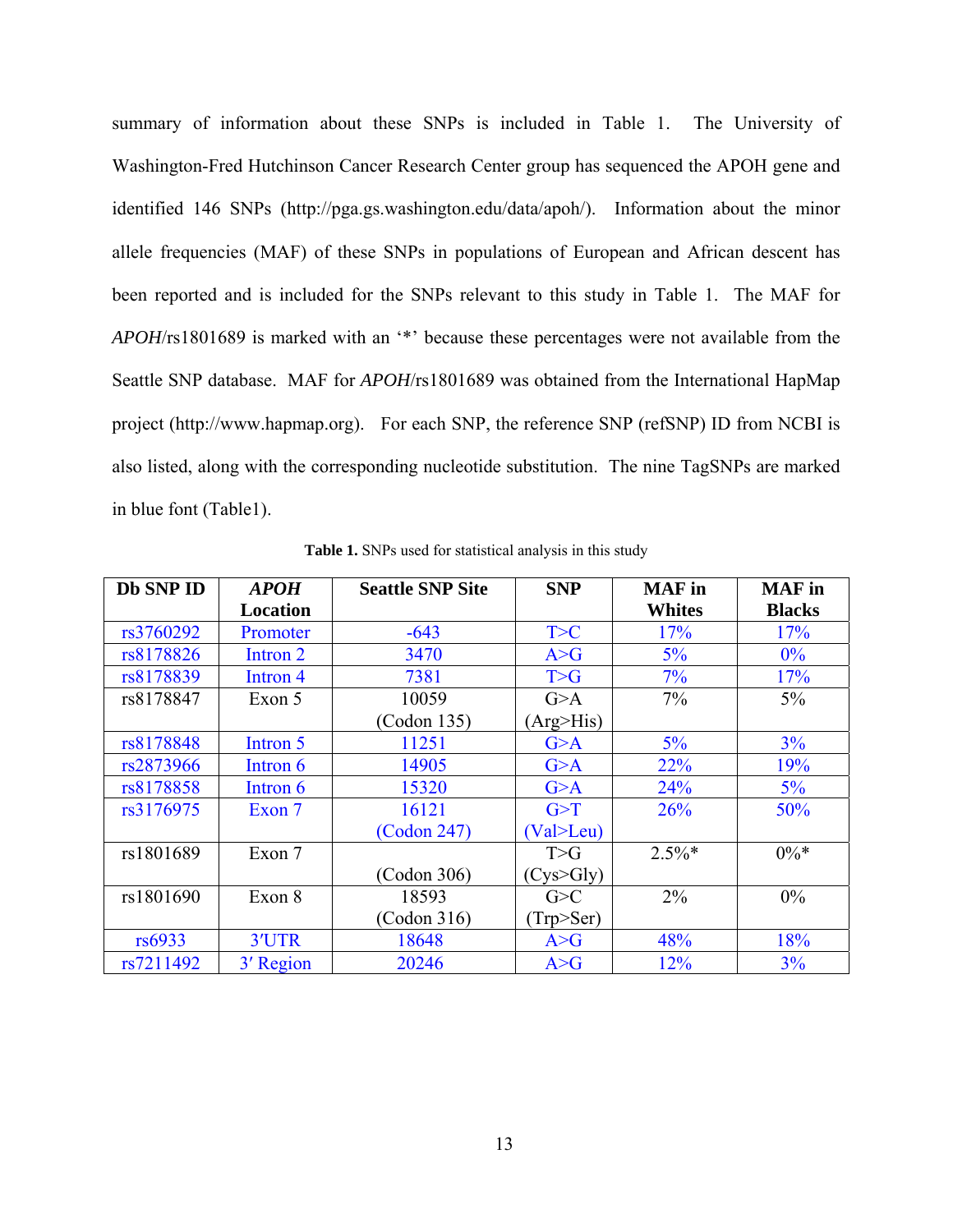summary of information about these SNPs is included in Table 1. The University of Washington-Fred Hutchinson Cancer Research Center group has sequenced the APOH gene and identified 146 SNPs (http://pga.gs.washington.edu/data/apoh/). Information about the minor allele frequencies (MAF) of these SNPs in populations of European and African descent has been reported and is included for the SNPs relevant to this study in Table 1. The MAF for *APOH*/rs1801689 is marked with an '*' because these percentages were not available from the Seattle SNP database. MAF for *APOH*/rs1801689 was obtained from the International HapMap project (http://www.hapmap.org). For each SNP, the reference SNP (refSNP) ID from NCBI is also listed, along with the corresponding nucleotide substitution. The nine TagSNPs are marked in blue font (Table1).

**Table 1.** SNPs used for statistical analysis in this study

| Db SNP ID | *APOH* Location | Seattle SNP Site | SNP | MAF in Whites | MAF in Blacks |
|---|---|---|---|---|---|
| rs3760292 | Promoter | -643 | T>C | 17% | 17% |
| rs8178826 | Intron 2 | 3470 | A>G | 5% | 0% |
| rs8178839 | Intron 4 | 7381 | T>G | 7% | 17% |
| rs8178847 | Exon 5 | 10059 (Codon 135) | G>A (Arg>His) | 7% | 5% |
| rs8178848 | Intron 5 | 11251 | G>A | 5% | 3% |
| rs2873966 | Intron 6 | 14905 | G>A | 22% | 19% |
| rs8178858 | Intron 6 | 15320 | G>A | 24% | 5% |
| rs3176975 | Exon 7 | 16121 (Codon 247) | G>T (Val>Leu) | 26% | 50% |
| rs1801689 | Exon 7 | (Codon 306) | T>G (Cys>Gly) | 2.5%* | 0%* |
| rs1801690 | Exon 8 | 18593 (Codon 316) | G>C (Trp>Ser) | 2% | 0% |
| rs6933 | 3′UTR | 18648 | A>G | 48% | 18% |
| rs7211492 | 3′ Region | 20246 | A>G | 12% | 3% |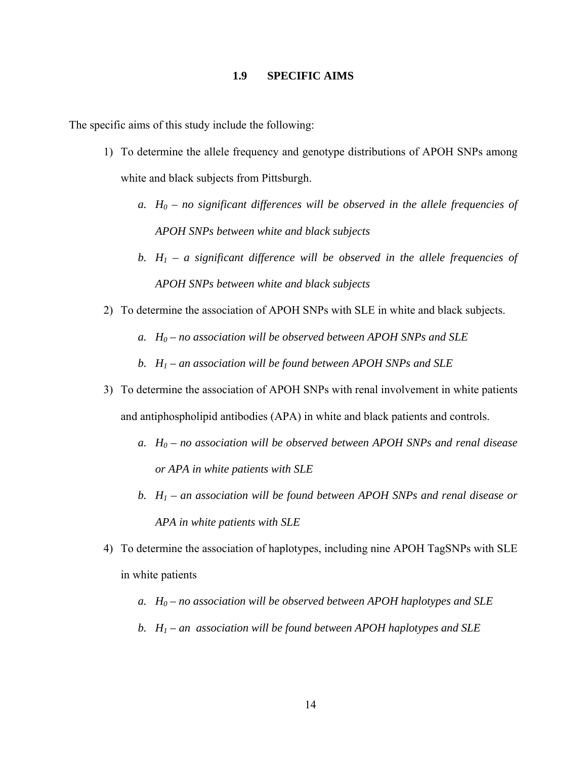## 1.9 SPECIFIC AIMS

The specific aims of this study include the following:

1) To determine the allele frequency and genotype distributions of APOH SNPs among white and black subjects from Pittsburgh.
   a. *$H_0$ – no significant differences will be observed in the allele frequencies of APOH SNPs between white and black subjects*
   b. *$H_1$ – a significant difference will be observed in the allele frequencies of APOH SNPs between white and black subjects*
2) To determine the association of APOH SNPs with SLE in white and black subjects.
   a. *$H_0$ – no association will be observed between APOH SNPs and SLE*
   b. *$H_1$ – an association will be found between APOH SNPs and SLE*
3) To determine the association of APOH SNPs with renal involvement in white patients and antiphospholipid antibodies (APA) in white and black patients and controls.
   a. *$H_0$ – no association will be observed between APOH SNPs and renal disease or APA in white patients with SLE*
   b. *$H_1$ – an association will be found between APOH SNPs and renal disease or APA in white patients with SLE*
4) To determine the association of haplotypes, including nine APOH TagSNPs with SLE in white patients
   a. *$H_0$ – no association will be observed between APOH haplotypes and SLE*
   b. *$H_1$ – an association will be found between APOH haplotypes and SLE*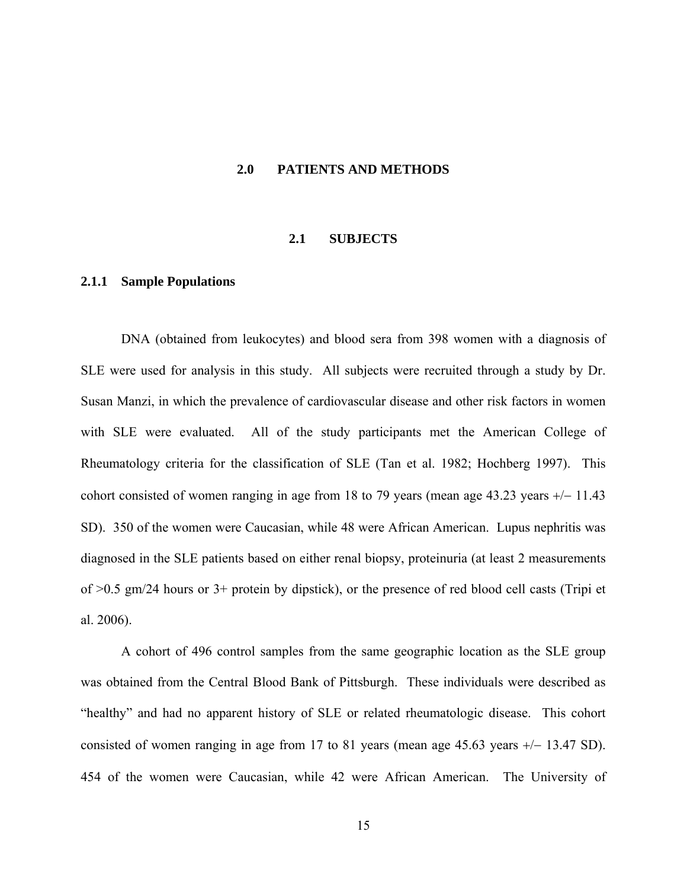# 2.0 PATIENTS AND METHODS

## 2.1 SUBJECTS

### 2.1.1 Sample Populations

DNA (obtained from leukocytes) and blood sera from 398 women with a diagnosis of SLE were used for analysis in this study. All subjects were recruited through a study by Dr. Susan Manzi, in which the prevalence of cardiovascular disease and other risk factors in women with SLE were evaluated. All of the study participants met the American College of Rheumatology criteria for the classification of SLE (Tan et al. 1982; Hochberg 1997). This cohort consisted of women ranging in age from 18 to 79 years (mean age 43.23 years +/− 11.43 SD). 350 of the women were Caucasian, while 48 were African American. Lupus nephritis was diagnosed in the SLE patients based on either renal biopsy, proteinuria (at least 2 measurements of >0.5 gm/24 hours or 3+ protein by dipstick), or the presence of red blood cell casts (Tripi et al. 2006).

A cohort of 496 control samples from the same geographic location as the SLE group was obtained from the Central Blood Bank of Pittsburgh. These individuals were described as "healthy" and had no apparent history of SLE or related rheumatologic disease. This cohort consisted of women ranging in age from 17 to 81 years (mean age 45.63 years +/− 13.47 SD). 454 of the women were Caucasian, while 42 were African American. The University of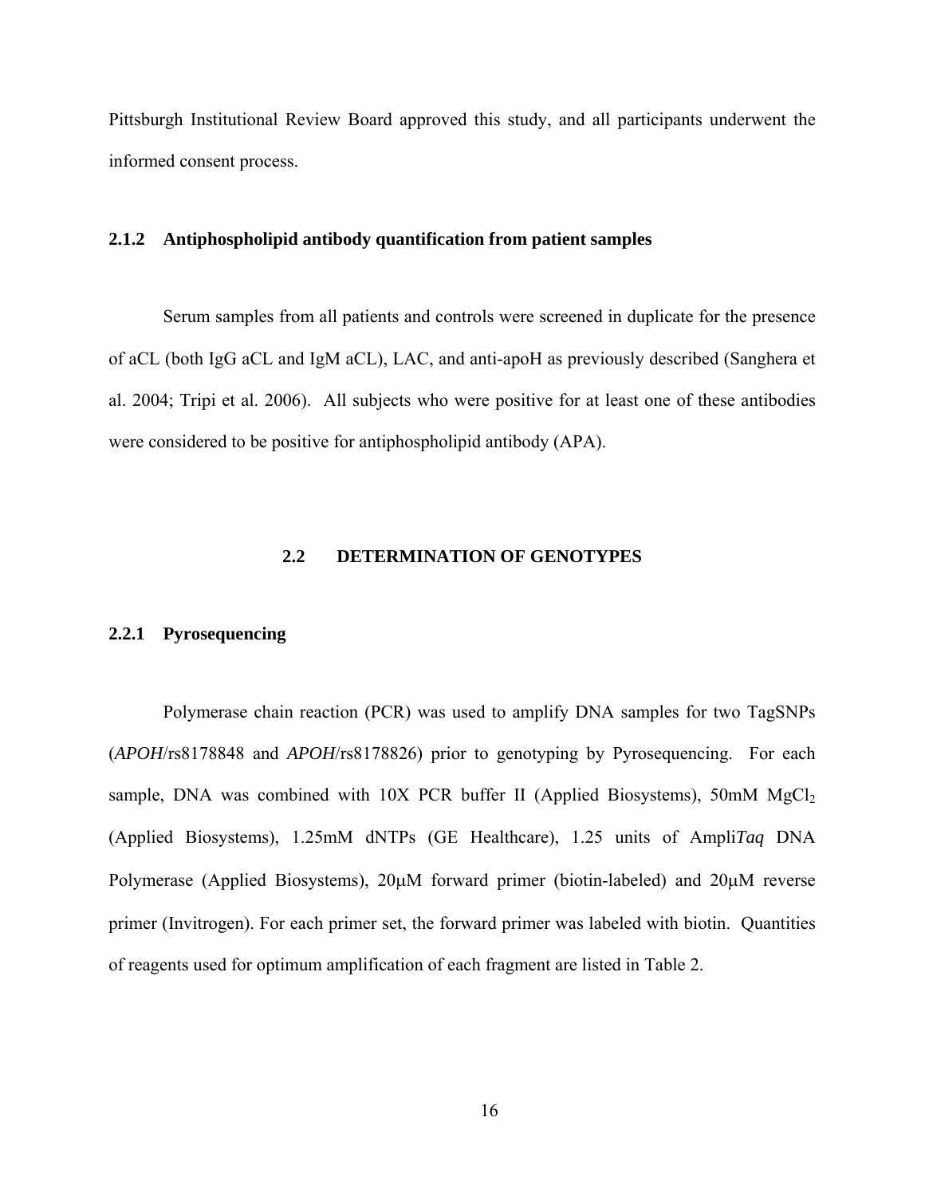Pittsburgh Institutional Review Board approved this study, and all participants underwent the informed consent process.

### 2.1.2 Antiphospholipid antibody quantification from patient samples

Serum samples from all patients and controls were screened in duplicate for the presence of aCL (both IgG aCL and IgM aCL), LAC, and anti-apoH as previously described (Sanghera et al. 2004; Tripi et al. 2006). All subjects who were positive for at least one of these antibodies were considered to be positive for antiphospholipid antibody (APA).

## 2.2 DETERMINATION OF GENOTYPES

### 2.2.1 Pyrosequencing

Polymerase chain reaction (PCR) was used to amplify DNA samples for two TagSNPs (*APOH*/rs8178848 and *APOH*/rs8178826) prior to genotyping by Pyrosequencing. For each sample, DNA was combined with 10X PCR buffer II (Applied Biosystems), 50mM $MgCl_2$ (Applied Biosystems), 1.25mM dNTPs (GE Healthcare), 1.25 units of Ampli*Taq* DNA Polymerase (Applied Biosystems), 20μM forward primer (biotin-labeled) and 20μM reverse primer (Invitrogen). For each primer set, the forward primer was labeled with biotin. Quantities of reagents used for optimum amplification of each fragment are listed in Table 2.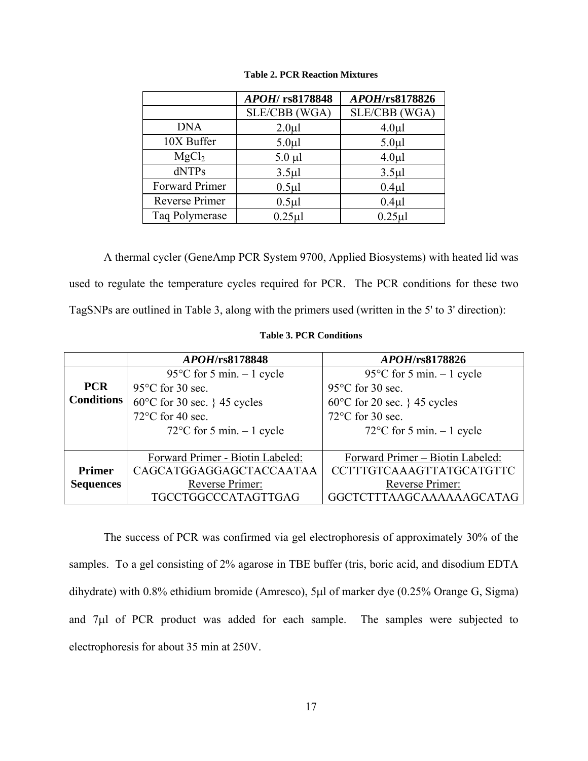**Table 2. PCR Reaction Mixtures**

| | *APOH*/ rs8178848 | *APOH*/rs8178826 |
|---|---|---|
| | SLE/CBB (WGA) | SLE/CBB (WGA) |
| DNA | 2.0μl | 4.0μl |
| 10X Buffer | 5.0μl | 5.0μl |
| $MgCl_2$ | 5.0 μl | 4.0μl |
| dNTPs | 3.5μl | 3.5μl |
| Forward Primer | 0.5μl | 0.4μl |
| Reverse Primer | 0.5μl | 0.4μl |
| Taq Polymerase | 0.25μl | 0.25μl |

A thermal cycler (GeneAmp PCR System 9700, Applied Biosystems) with heated lid was used to regulate the temperature cycles required for PCR. The PCR conditions for these two TagSNPs are outlined in Table 3, along with the primers used (written in the 5' to 3' direction):

**Table 3. PCR Conditions**

| | *APOH*/rs8178848 | *APOH*/rs8178826 |
|---|---|---|
| **PCR Conditions** | 95°C for 5 min. – 1 cycle<br>95°C for 30 sec.<br>60°C for 30 sec. } 45 cycles<br>72°C for 40 sec.<br>72°C for 5 min. – 1 cycle | 95°C for 5 min. – 1 cycle<br>95°C for 30 sec.<br>60°C for 20 sec. } 45 cycles<br>72°C for 30 sec.<br>72°C for 5 min. – 1 cycle |
| **Primer Sequences** | Forward Primer - Biotin Labeled:<br>CAGCATGGAGGAGCTACCAATAA<br>Reverse Primer:<br>TGCCTGGCCCATAGTTGAG | Forward Primer – Biotin Labeled:<br>CCTTTGTCAAAGTTATGCATGTTC<br>Reverse Primer:<br>GGCTCTTTAAGCAAAAAAGCATAG |

The success of PCR was confirmed via gel electrophoresis of approximately 30% of the samples. To a gel consisting of 2% agarose in TBE buffer (tris, boric acid, and disodium EDTA dihydrate) with 0.8% ethidium bromide (Amresco), 5μl of marker dye (0.25% Orange G, Sigma) and 7μl of PCR product was added for each sample. The samples were subjected to electrophoresis for about 35 min at 250V.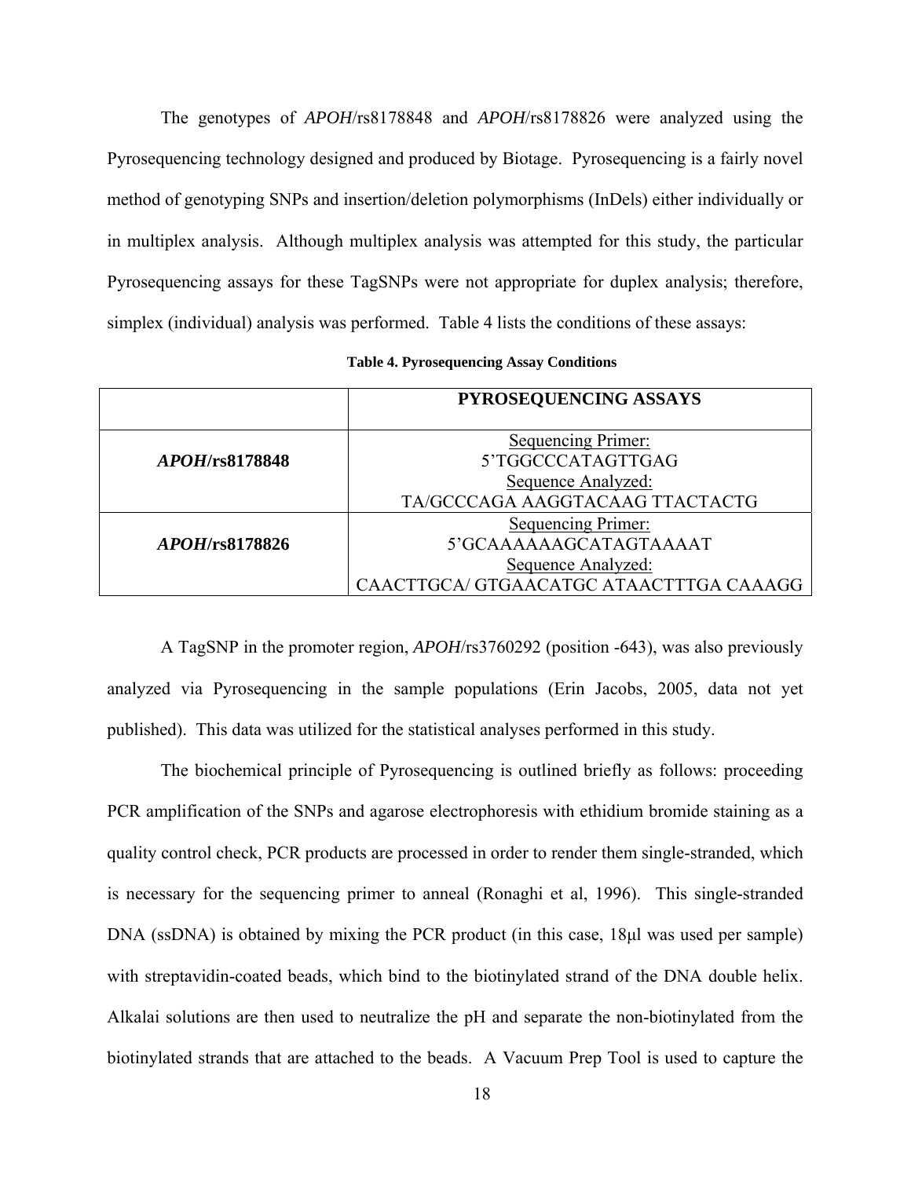The genotypes of *APOH*/rs8178848 and *APOH*/rs8178826 were analyzed using the Pyrosequencing technology designed and produced by Biotage. Pyrosequencing is a fairly novel method of genotyping SNPs and insertion/deletion polymorphisms (InDels) either individually or in multiplex analysis. Although multiplex analysis was attempted for this study, the particular Pyrosequencing assays for these TagSNPs were not appropriate for duplex analysis; therefore, simplex (individual) analysis was performed. Table 4 lists the conditions of these assays:

**Table 4. Pyrosequencing Assay Conditions**

| | **PYROSEQUENCING ASSAYS** |
|---|---|
| ***APOH*/rs8178848** | Sequencing Primer:<br>5'TGGCCCATAGTTGAG<br>Sequence Analyzed:<br>TA/GCCCAGA AAGGTACAAG TTACTACTG |
| ***APOH*/rs8178826** | Sequencing Primer:<br>5'GCAAAAAAGCATAGTAAAAT<br>Sequence Analyzed:<br>CAACTTGCA/ GTGAACATGC ATAACTTTGA CAAAGG |

A TagSNP in the promoter region, *APOH*/rs3760292 (position -643), was also previously analyzed via Pyrosequencing in the sample populations (Erin Jacobs, 2005, data not yet published). This data was utilized for the statistical analyses performed in this study.

The biochemical principle of Pyrosequencing is outlined briefly as follows: proceeding PCR amplification of the SNPs and agarose electrophoresis with ethidium bromide staining as a quality control check, PCR products are processed in order to render them single-stranded, which is necessary for the sequencing primer to anneal (Ronaghi et al, 1996). This single-stranded DNA (ssDNA) is obtained by mixing the PCR product (in this case, 18μl was used per sample) with streptavidin-coated beads, which bind to the biotinylated strand of the DNA double helix. Alkalai solutions are then used to neutralize the pH and separate the non-biotinylated from the biotinylated strands that are attached to the beads. A Vacuum Prep Tool is used to capture the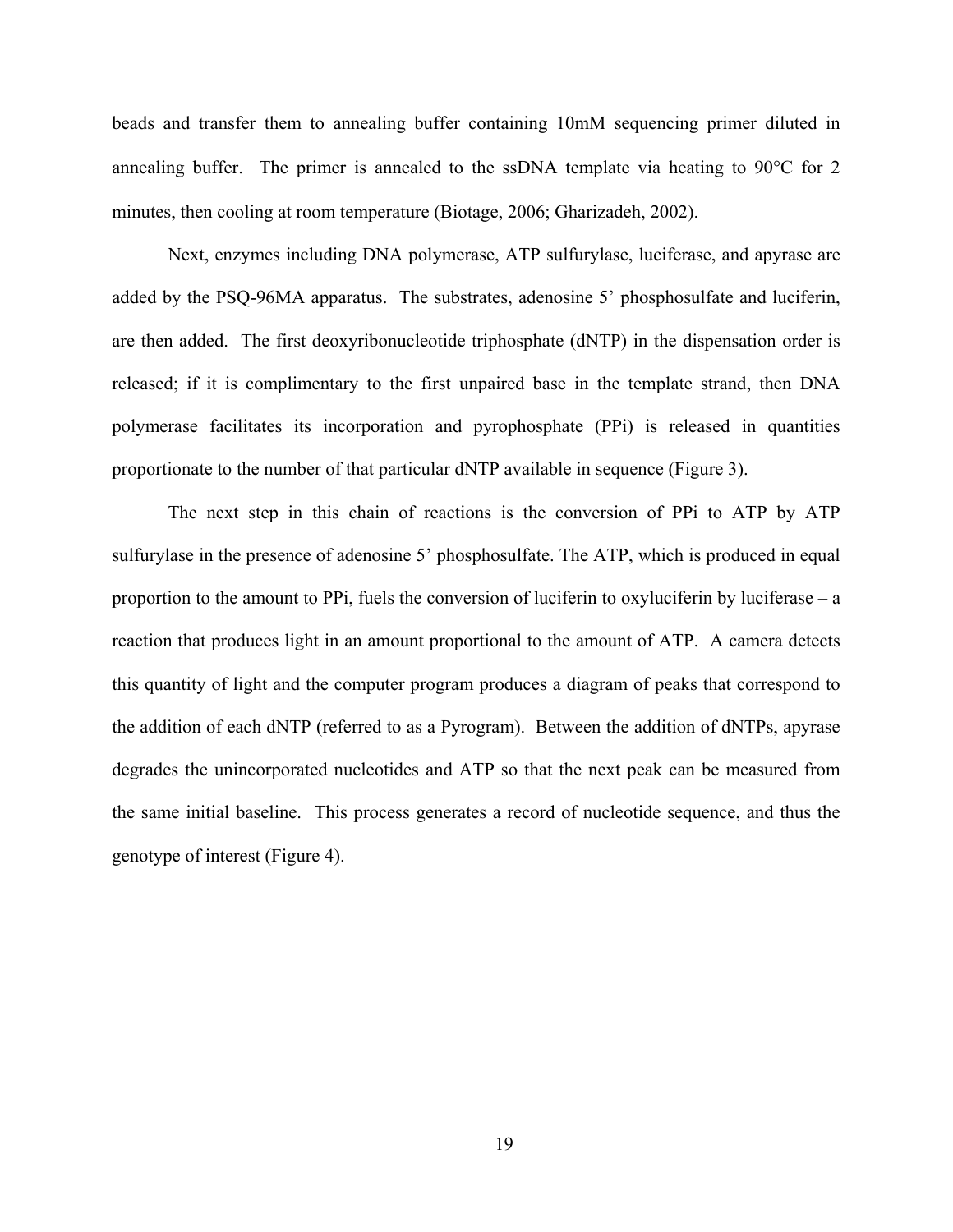beads and transfer them to annealing buffer containing 10mM sequencing primer diluted in annealing buffer. The primer is annealed to the ssDNA template via heating to 90°C for 2 minutes, then cooling at room temperature (Biotage, 2006; Gharizadeh, 2002).

Next, enzymes including DNA polymerase, ATP sulfurylase, luciferase, and apyrase are added by the PSQ-96MA apparatus. The substrates, adenosine 5' phosphosulfate and luciferin, are then added. The first deoxyribonucleotide triphosphate (dNTP) in the dispensation order is released; if it is complimentary to the first unpaired base in the template strand, then DNA polymerase facilitates its incorporation and pyrophosphate (PPi) is released in quantities proportionate to the number of that particular dNTP available in sequence (Figure 3).

The next step in this chain of reactions is the conversion of PPi to ATP by ATP sulfurylase in the presence of adenosine 5' phosphosulfate. The ATP, which is produced in equal proportion to the amount to PPi, fuels the conversion of luciferin to oxyluciferin by luciferase – a reaction that produces light in an amount proportional to the amount of ATP. A camera detects this quantity of light and the computer program produces a diagram of peaks that correspond to the addition of each dNTP (referred to as a Pyrogram). Between the addition of dNTPs, apyrase degrades the unincorporated nucleotides and ATP so that the next peak can be measured from the same initial baseline. This process generates a record of nucleotide sequence, and thus the genotype of interest (Figure 4).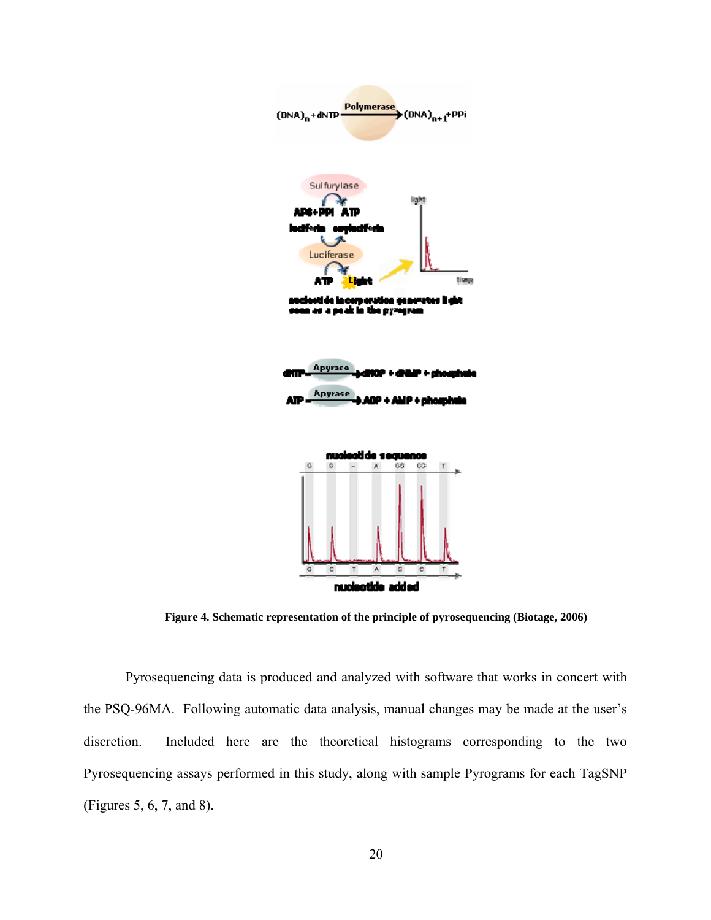**Figure 4. Schematic representation of the principle of pyrosequencing (Biotage, 2006)**

Pyrosequencing data is produced and analyzed with software that works in concert with the PSQ-96MA. Following automatic data analysis, manual changes may be made at the user's discretion. Included here are the theoretical histograms corresponding to the two Pyrosequencing assays performed in this study, along with sample Pyrograms for each TagSNP (Figures 5, 6, 7, and 8).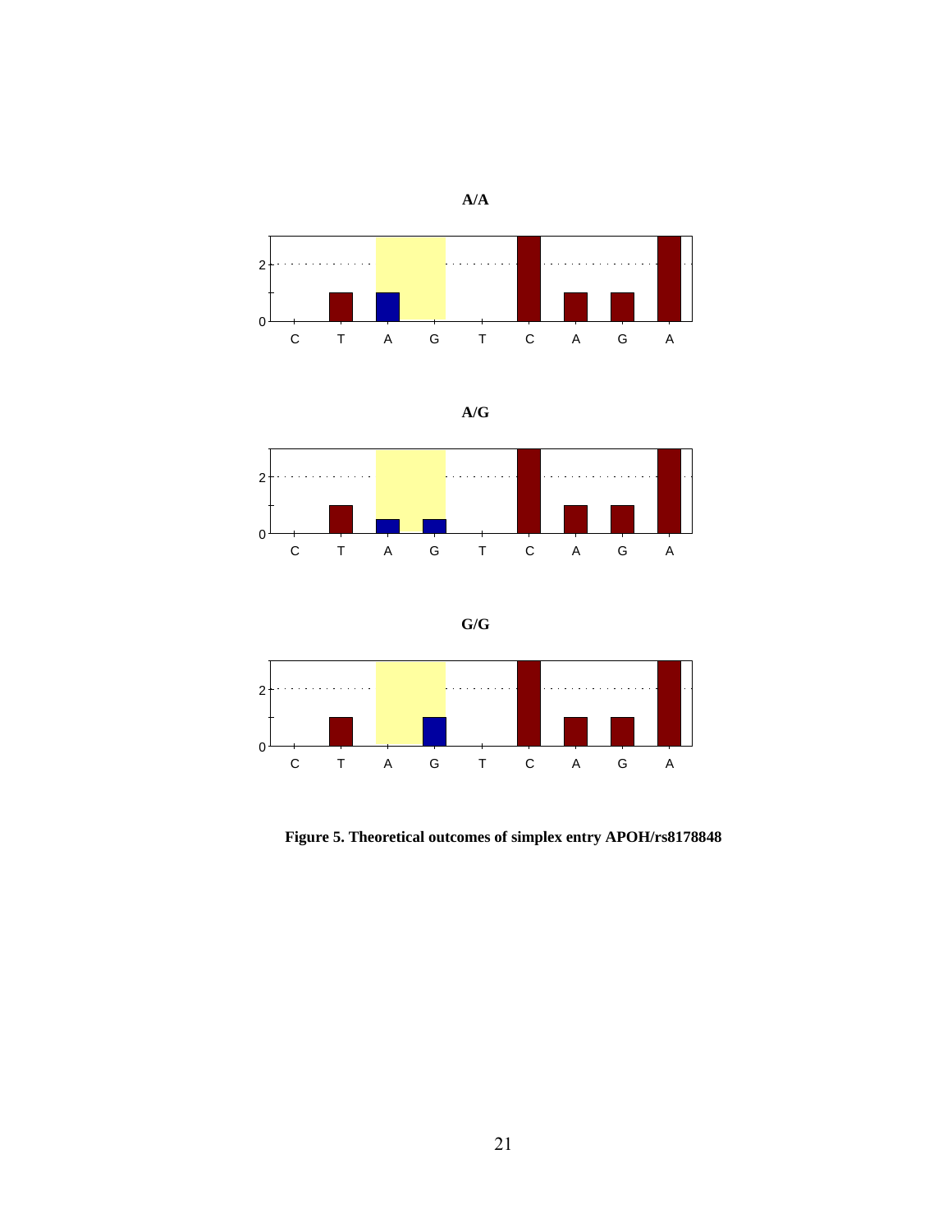**A/A**

**A/G**

**G/G**

**Figure 5. Theoretical outcomes of simplex entry APOH/rs8178848**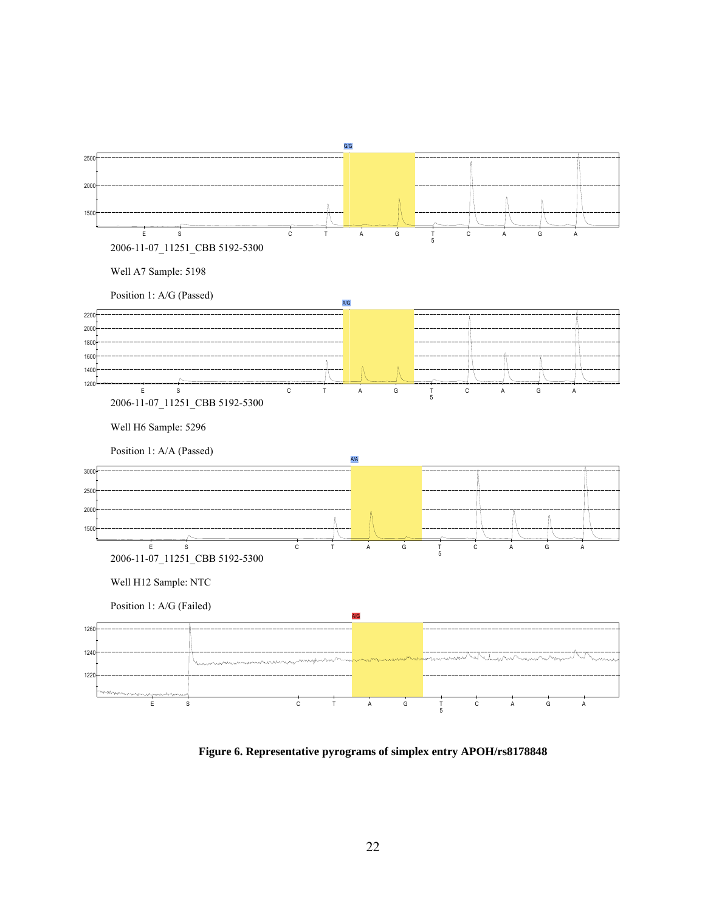2006-11-07_11251_CBB 5192-5300

Well A7 Sample: 5198

Position 1: A/G (Passed)

2006-11-07_11251_CBB 5192-5300

Well H6 Sample: 5296

Position 1: A/A (Passed)

2006-11-07_11251_CBB 5192-5300

Well H12 Sample: NTC

Position 1: A/G (Failed)

**Figure 6. Representative pyrograms of simplex entry APOH/rs8178848**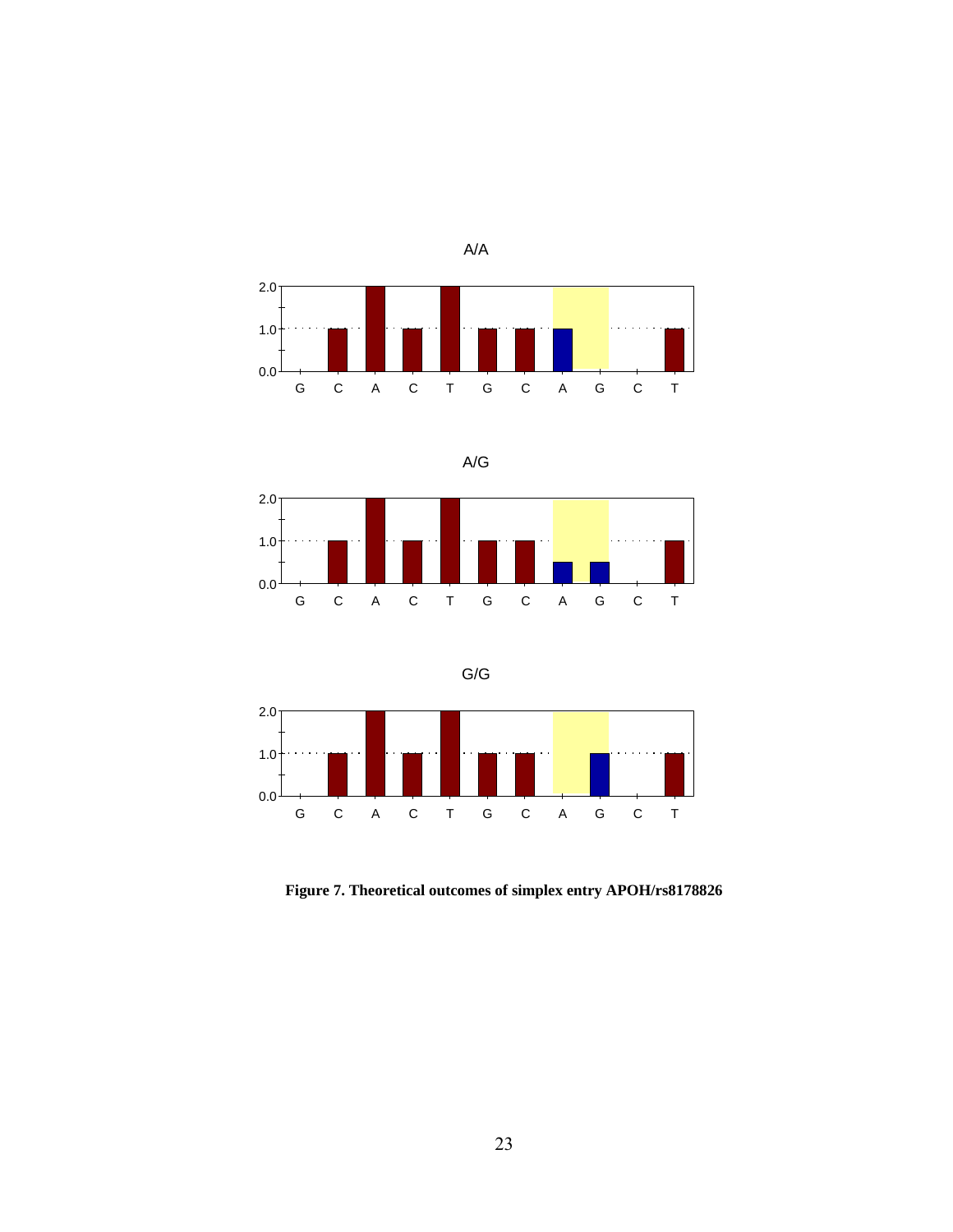A/A

A/G

G/G

**Figure 7. Theoretical outcomes of simplex entry APOH/rs8178826**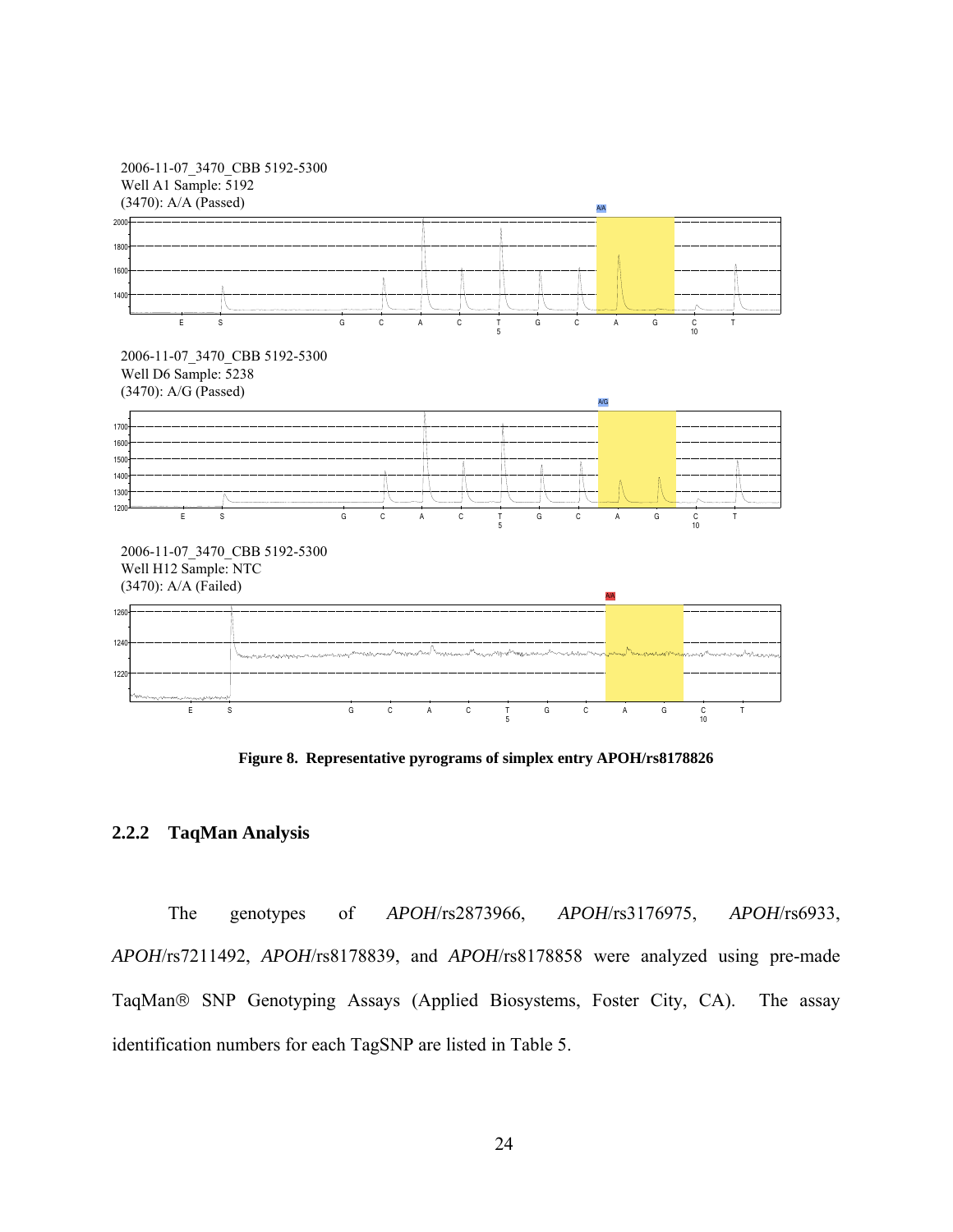2006-11-07_3470_CBB 5192-5300
Well A1 Sample: 5192
(3470): A/A (Passed)

2006-11-07_3470_CBB 5192-5300
Well D6 Sample: 5238
(3470): A/G (Passed)

2006-11-07_3470_CBB 5192-5300
Well H12 Sample: NTC
(3470): A/A (Failed)

**Figure 8. Representative pyrograms of simplex entry APOH/rs8178826**

### 2.2.2 TaqMan Analysis

The genotypes of *APOH*/rs2873966, *APOH*/rs3176975, *APOH*/rs6933, *APOH*/rs7211492, *APOH*/rs8178839, and *APOH*/rs8178858 were analyzed using pre-made TaqMan® SNP Genotyping Assays (Applied Biosystems, Foster City, CA). The assay identification numbers for each TagSNP are listed in Table 5.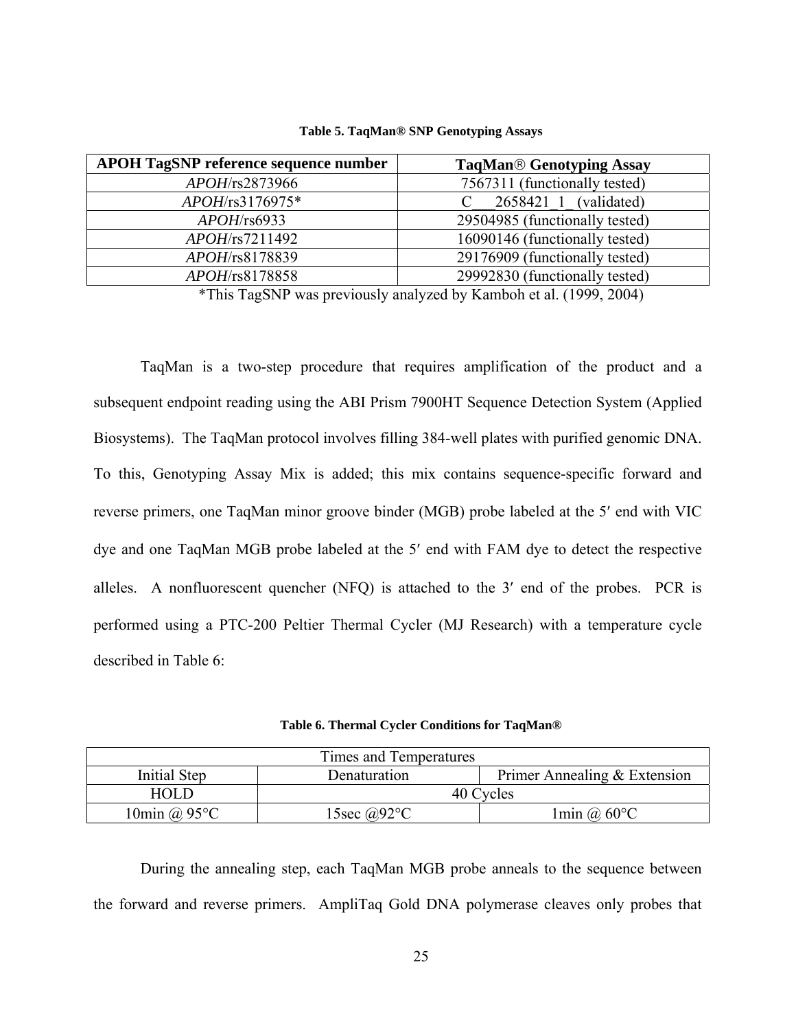**Table 5. TaqMan® SNP Genotyping Assays**

| APOH TagSNP reference sequence number | TaqMan® Genotyping Assay |
|---|---|
| *APOH*/rs2873966 | 7567311 (functionally tested) |
| *APOH*/rs3176975* | C___2658421_1_ (validated) |
| *APOH*/rs6933 | 29504985 (functionally tested) |
| *APOH*/rs7211492 | 16090146 (functionally tested) |
| *APOH*/rs8178839 | 29176909 (functionally tested) |
| *APOH*/rs8178858 | 29992830 (functionally tested) |

*This TagSNP was previously analyzed by Kamboh et al. (1999, 2004)

TaqMan is a two-step procedure that requires amplification of the product and a subsequent endpoint reading using the ABI Prism 7900HT Sequence Detection System (Applied Biosystems). The TaqMan protocol involves filling 384-well plates with purified genomic DNA. To this, Genotyping Assay Mix is added; this mix contains sequence-specific forward and reverse primers, one TaqMan minor groove binder (MGB) probe labeled at the 5′ end with VIC dye and one TaqMan MGB probe labeled at the 5′ end with FAM dye to detect the respective alleles. A nonfluorescent quencher (NFQ) is attached to the 3′ end of the probes. PCR is performed using a PTC-200 Peltier Thermal Cycler (MJ Research) with a temperature cycle described in Table 6:

**Table 6. Thermal Cycler Conditions for TaqMan®**

| Times and Temperatures | | |
|---|---|---|
| Initial Step | Denaturation | Primer Annealing & Extension |
| HOLD | 40 Cycles | |
| 10min @ 95°C | 15sec @92°C | 1min @ 60°C |

During the annealing step, each TaqMan MGB probe anneals to the sequence between the forward and reverse primers. AmpliTaq Gold DNA polymerase cleaves only probes that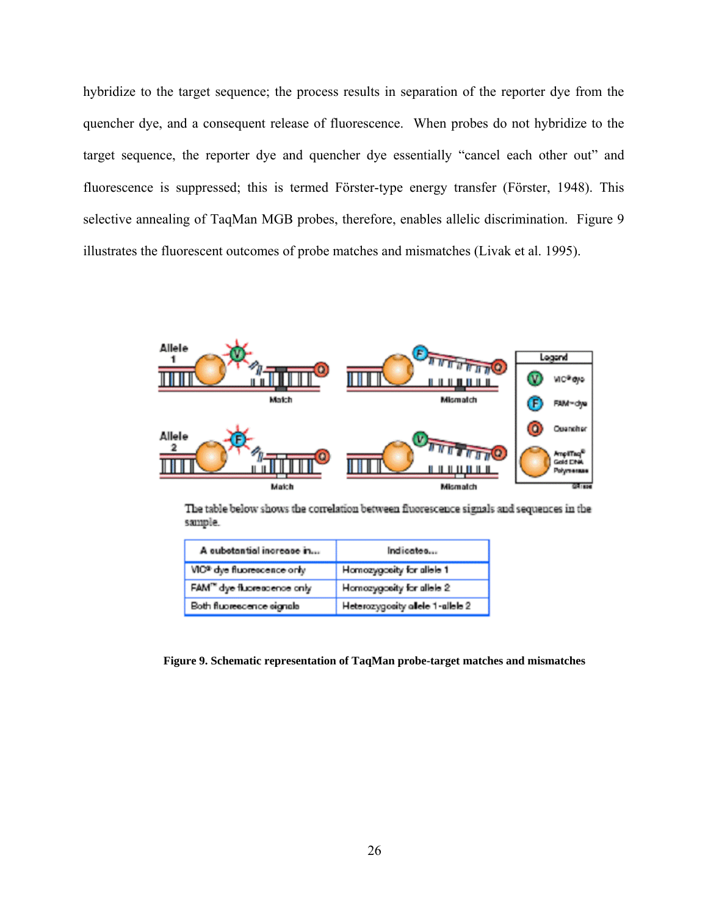hybridize to the target sequence; the process results in separation of the reporter dye from the quencher dye, and a consequent release of fluorescence. When probes do not hybridize to the target sequence, the reporter dye and quencher dye essentially "cancel each other out" and fluorescence is suppressed; this is termed Förster-type energy transfer (Förster, 1948). This selective annealing of TaqMan MGB probes, therefore, enables allelic discrimination. Figure 9 illustrates the fluorescent outcomes of probe matches and mismatches (Livak et al. 1995).

The table below shows the correlation between fluorescence signals and sequences in the sample.

| A substantial increase in... | Indicates... |
|---|---|
| VIC® dye fluorescence only | Homozygosity for allele 1 |
| FAM™ dye fluorescence only | Homozygosity for allele 2 |
| Both fluorescence signals | Heterozygosity allele 1-allele 2 |

**Figure 9. Schematic representation of TaqMan probe-target matches and mismatches**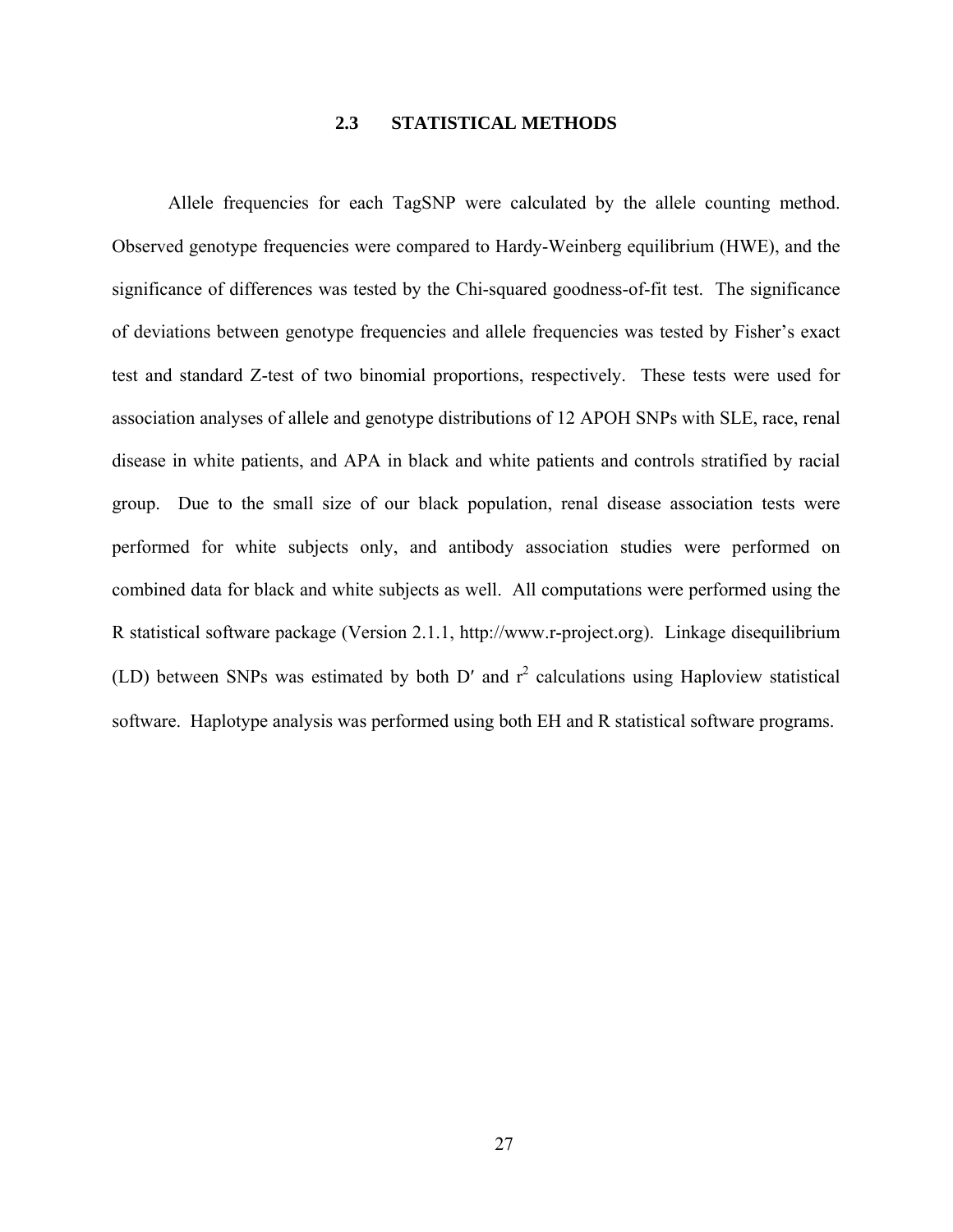## 2.3 STATISTICAL METHODS

Allele frequencies for each TagSNP were calculated by the allele counting method. Observed genotype frequencies were compared to Hardy-Weinberg equilibrium (HWE), and the significance of differences was tested by the Chi-squared goodness-of-fit test. The significance of deviations between genotype frequencies and allele frequencies was tested by Fisher's exact test and standard Z-test of two binomial proportions, respectively. These tests were used for association analyses of allele and genotype distributions of 12 APOH SNPs with SLE, race, renal disease in white patients, and APA in black and white patients and controls stratified by racial group. Due to the small size of our black population, renal disease association tests were performed for white subjects only, and antibody association studies were performed on combined data for black and white subjects as well. All computations were performed using the R statistical software package (Version 2.1.1, http://www.r-project.org). Linkage disequilibrium (LD) between SNPs was estimated by both D′ and $r^2$ calculations using Haploview statistical software. Haplotype analysis was performed using both EH and R statistical software programs.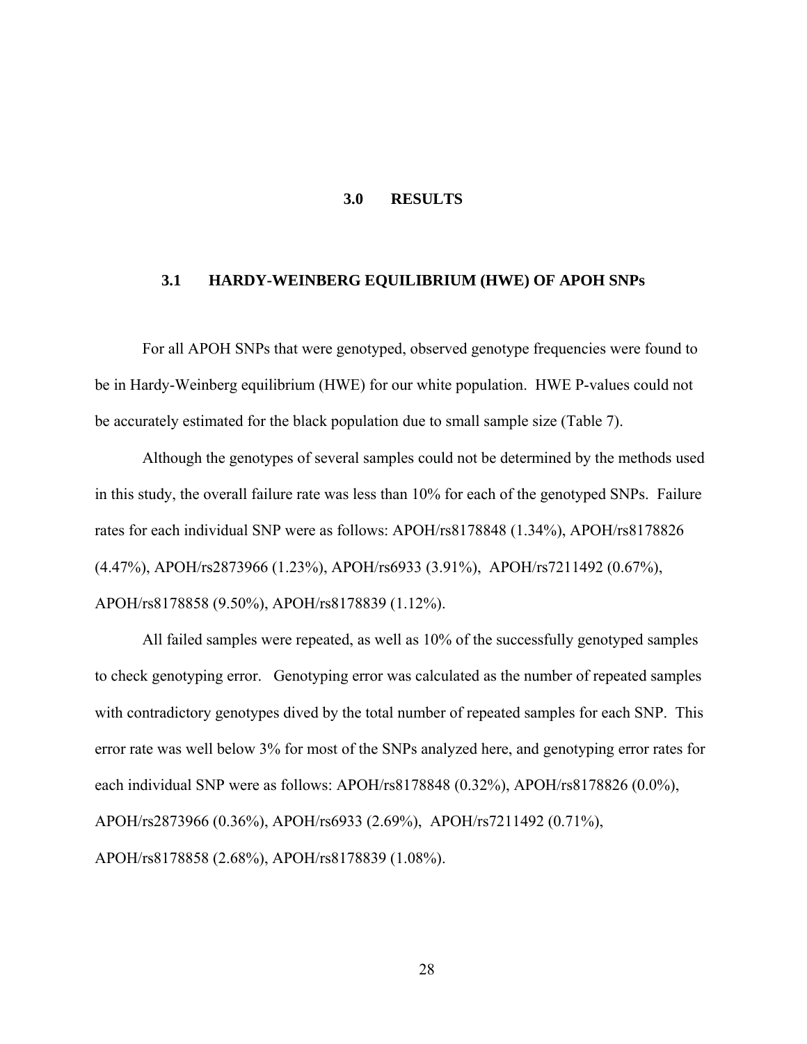# 3.0 RESULTS

## 3.1 HARDY-WEINBERG EQUILIBRIUM (HWE) OF APOH SNPs

For all APOH SNPs that were genotyped, observed genotype frequencies were found to be in Hardy-Weinberg equilibrium (HWE) for our white population. HWE P-values could not be accurately estimated for the black population due to small sample size (Table 7).

Although the genotypes of several samples could not be determined by the methods used in this study, the overall failure rate was less than 10% for each of the genotyped SNPs. Failure rates for each individual SNP were as follows: APOH/rs8178848 (1.34%), APOH/rs8178826 (4.47%), APOH/rs2873966 (1.23%), APOH/rs6933 (3.91%), APOH/rs7211492 (0.67%), APOH/rs8178858 (9.50%), APOH/rs8178839 (1.12%).

All failed samples were repeated, as well as 10% of the successfully genotyped samples to check genotyping error. Genotyping error was calculated as the number of repeated samples with contradictory genotypes dived by the total number of repeated samples for each SNP. This error rate was well below 3% for most of the SNPs analyzed here, and genotyping error rates for each individual SNP were as follows: APOH/rs8178848 (0.32%), APOH/rs8178826 (0.0%), APOH/rs2873966 (0.36%), APOH/rs6933 (2.69%), APOH/rs7211492 (0.71%), APOH/rs8178858 (2.68%), APOH/rs8178839 (1.08%).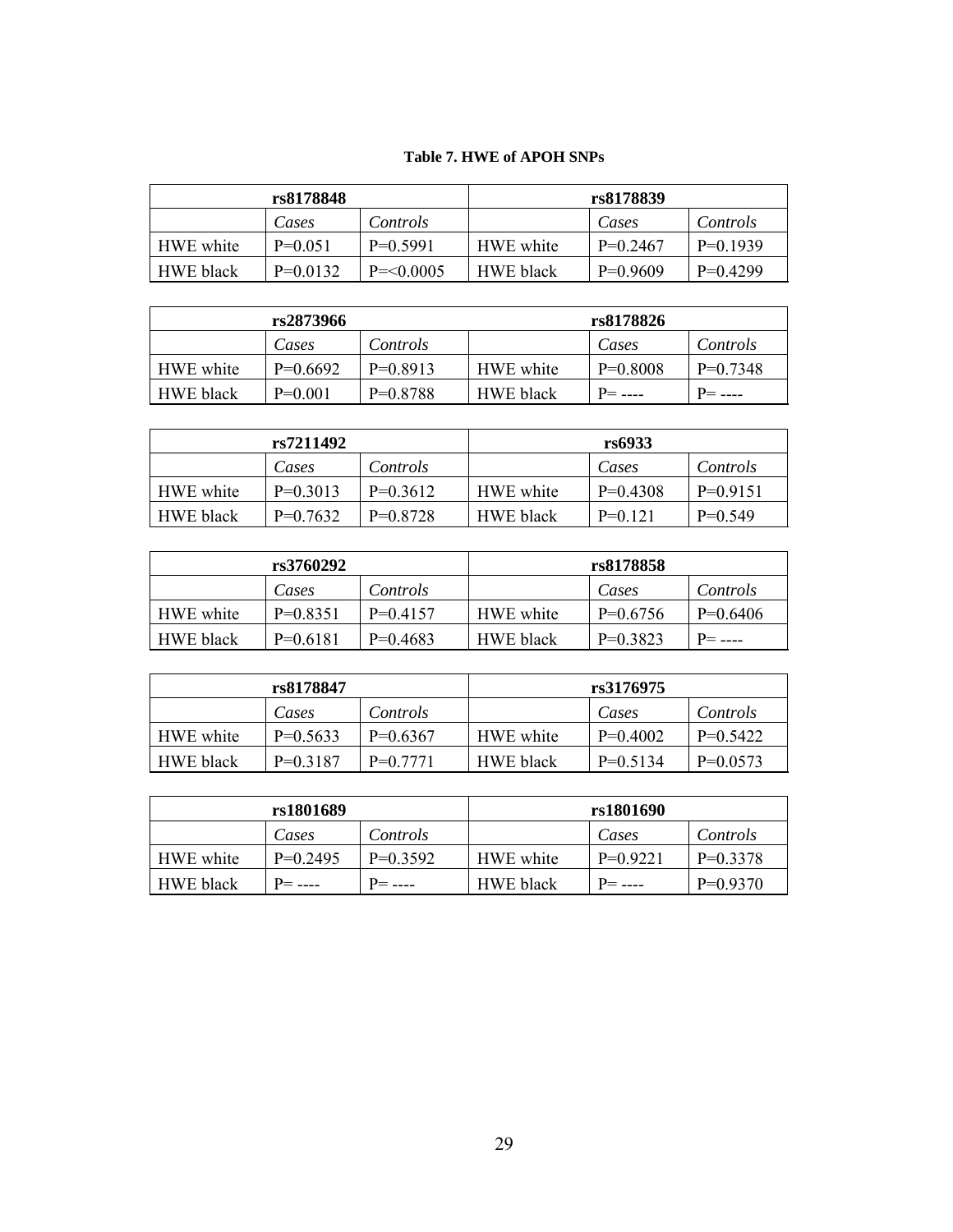**Table 7. HWE of APOH SNPs**

| rs8178848 | | | rs8178839 | | |
|---|---|---|---|---|---|
| | *Cases* | *Controls* | | *Cases* | *Controls* |
| HWE white | P=0.051 | P=0.5991 | HWE white | P=0.2467 | P=0.1939 |
| HWE black | P=0.0132 | P=<0.0005 | HWE black | P=0.9609 | P=0.4299 |

| rs2873966 | | | rs8178826 | | |
|---|---|---|---|---|---|
| | *Cases* | *Controls* | | *Cases* | *Controls* |
| HWE white | P=0.6692 | P=0.8913 | HWE white | P=0.8008 | P=0.7348 |
| HWE black | P=0.001 | P=0.8788 | HWE black | P= ---- | P= ---- |

| rs7211492 | | | rs6933 | | |
|---|---|---|---|---|---|
| | *Cases* | *Controls* | | *Cases* | *Controls* |
| HWE white | P=0.3013 | P=0.3612 | HWE white | P=0.4308 | P=0.9151 |
| HWE black | P=0.7632 | P=0.8728 | HWE black | P=0.121 | P=0.549 |

| rs3760292 | | | rs8178858 | | |
|---|---|---|---|---|---|
| | *Cases* | *Controls* | | *Cases* | *Controls* |
| HWE white | P=0.8351 | P=0.4157 | HWE white | P=0.6756 | P=0.6406 |
| HWE black | P=0.6181 | P=0.4683 | HWE black | P=0.3823 | P= ---- |

| rs8178847 | | | rs3176975 | | |
|---|---|---|---|---|---|
| | *Cases* | *Controls* | | *Cases* | *Controls* |
| HWE white | P=0.5633 | P=0.6367 | HWE white | P=0.4002 | P=0.5422 |
| HWE black | P=0.3187 | P=0.7771 | HWE black | P=0.5134 | P=0.0573 |

| rs1801689 | | | rs1801690 | | |
|---|---|---|---|---|---|
| | *Cases* | *Controls* | | *Cases* | *Controls* |
| HWE white | P=0.2495 | P=0.3592 | HWE white | P=0.9221 | P=0.3378 |
| HWE black | P= ---- | P= ---- | HWE black | P= ---- | P=0.9370 |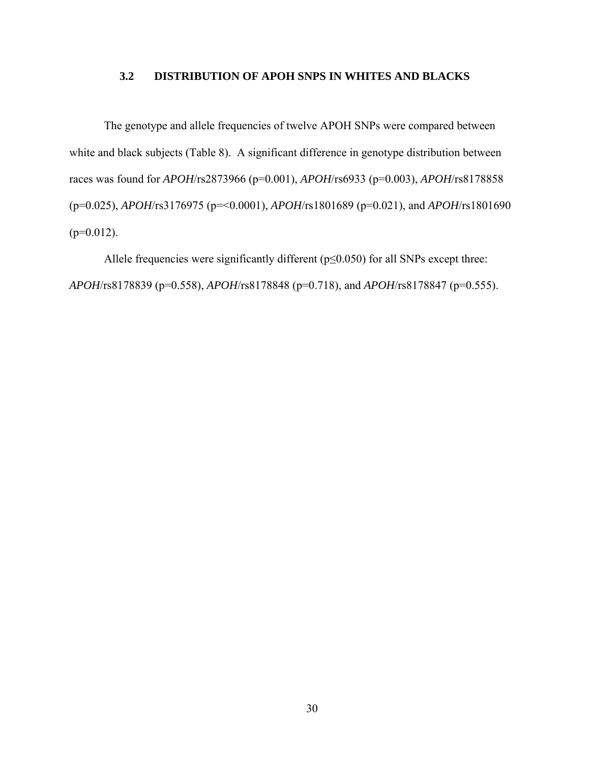### 3.2 DISTRIBUTION OF APOH SNPS IN WHITES AND BLACKS

The genotype and allele frequencies of twelve APOH SNPs were compared between white and black subjects (Table 8). A significant difference in genotype distribution between races was found for *APOH*/rs2873966 (p=0.001), *APOH*/rs6933 (p=0.003), *APOH*/rs8178858 (p=0.025), *APOH*/rs3176975 (p=<0.0001), *APOH*/rs1801689 (p=0.021), and *APOH*/rs1801690 (p=0.012).

Allele frequencies were significantly different ($p \leq 0.050$) for all SNPs except three: *APOH*/rs8178839 (p=0.558), *APOH*/rs8178848 (p=0.718), and *APOH*/rs8178847 (p=0.555).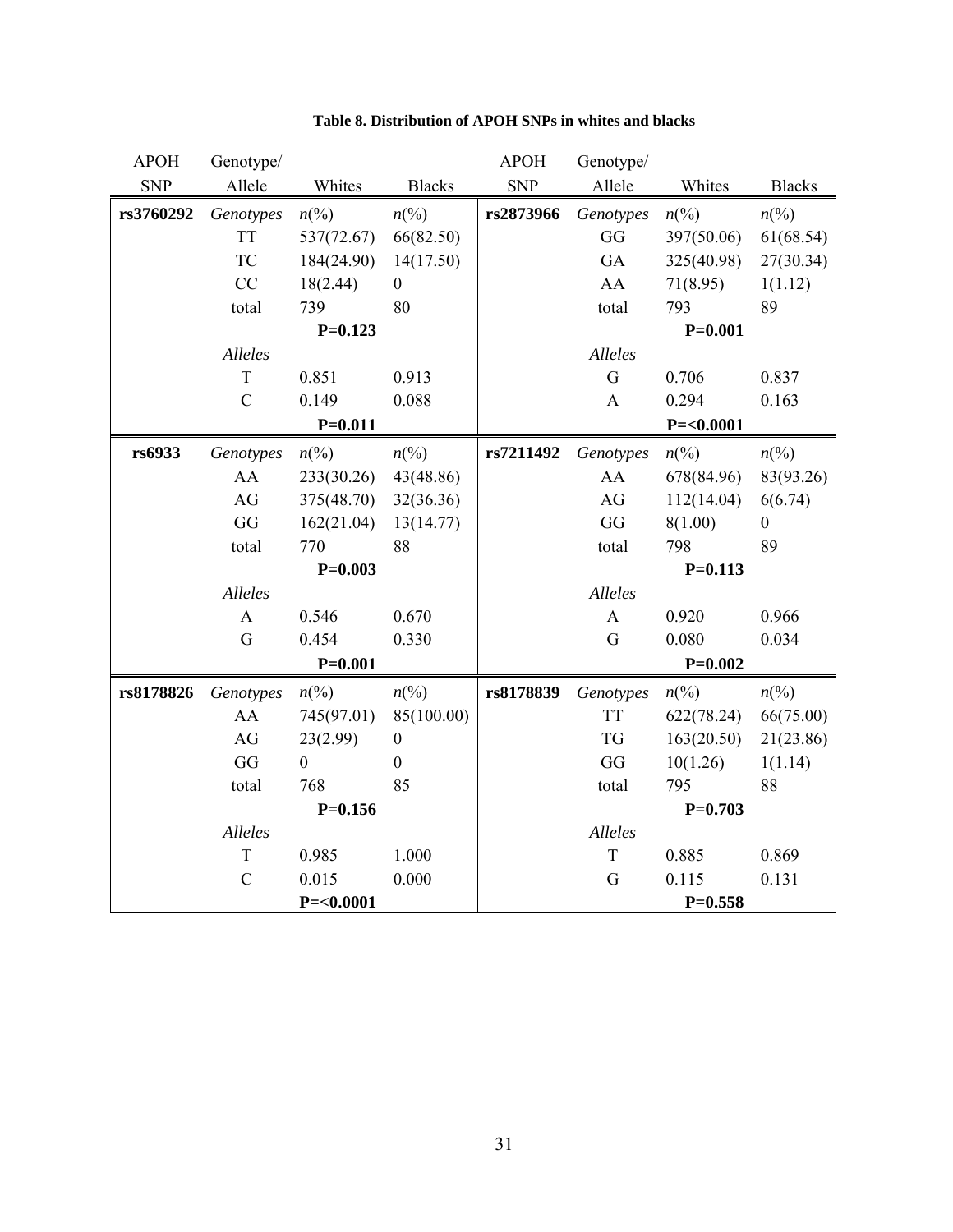**Table 8. Distribution of APOH SNPs in whites and blacks**

| APOH SNP | Genotype/ Allele | Whites | Blacks | APOH SNP | Genotype/ Allele | Whites | Blacks |
|---|---|---|---|---|---|---|---|
| **rs3760292** | *Genotypes* | *n*(%) | *n*(%) | **rs2873966** | *Genotypes* | *n*(%) | *n*(%) |
| | TT | 537(72.67) | 66(82.50) | | GG | 397(50.06) | 61(68.54) |
| | TC | 184(24.90) | 14(17.50) | | GA | 325(40.98) | 27(30.34) |
| | CC | 18(2.44) | 0 | | AA | 71(8.95) | 1(1.12) |
| | total | 739 | 80 | | total | 793 | 89 |
| | | **P=0.123** | | | | **P=0.001** | |
| | *Alleles* | | | | *Alleles* | | |
| | T | 0.851 | 0.913 | | G | 0.706 | 0.837 |
| | C | 0.149 | 0.088 | | A | 0.294 | 0.163 |
| | | **P=0.011** | | | | **P=<0.0001** | |
| **rs6933** | *Genotypes* | *n*(%) | *n*(%) | **rs7211492** | *Genotypes* | *n*(%) | *n*(%) |
| | AA | 233(30.26) | 43(48.86) | | AA | 678(84.96) | 83(93.26) |
| | AG | 375(48.70) | 32(36.36) | | AG | 112(14.04) | 6(6.74) |
| | GG | 162(21.04) | 13(14.77) | | GG | 8(1.00) | 0 |
| | total | 770 | 88 | | total | 798 | 89 |
| | | **P=0.003** | | | | **P=0.113** | |
| | *Alleles* | | | | *Alleles* | | |
| | A | 0.546 | 0.670 | | A | 0.920 | 0.966 |
| | G | 0.454 | 0.330 | | G | 0.080 | 0.034 |
| | | **P=0.001** | | | | **P=0.002** | |
| **rs8178826** | *Genotypes* | *n*(%) | *n*(%) | **rs8178839** | *Genotypes* | *n*(%) | *n*(%) |
| | AA | 745(97.01) | 85(100.00) | | TT | 622(78.24) | 66(75.00) |
| | AG | 23(2.99) | 0 | | TG | 163(20.50) | 21(23.86) |
| | GG | 0 | 0 | | GG | 10(1.26) | 1(1.14) |
| | total | 768 | 85 | | total | 795 | 88 |
| | | **P=0.156** | | | | **P=0.703** | |
| | *Alleles* | | | | *Alleles* | | |
| | T | 0.985 | 1.000 | | T | 0.885 | 0.869 |
| | C | 0.015 | 0.000 | | G | 0.115 | 0.131 |
| | | **P=<0.0001** | | | | **P=0.558** | |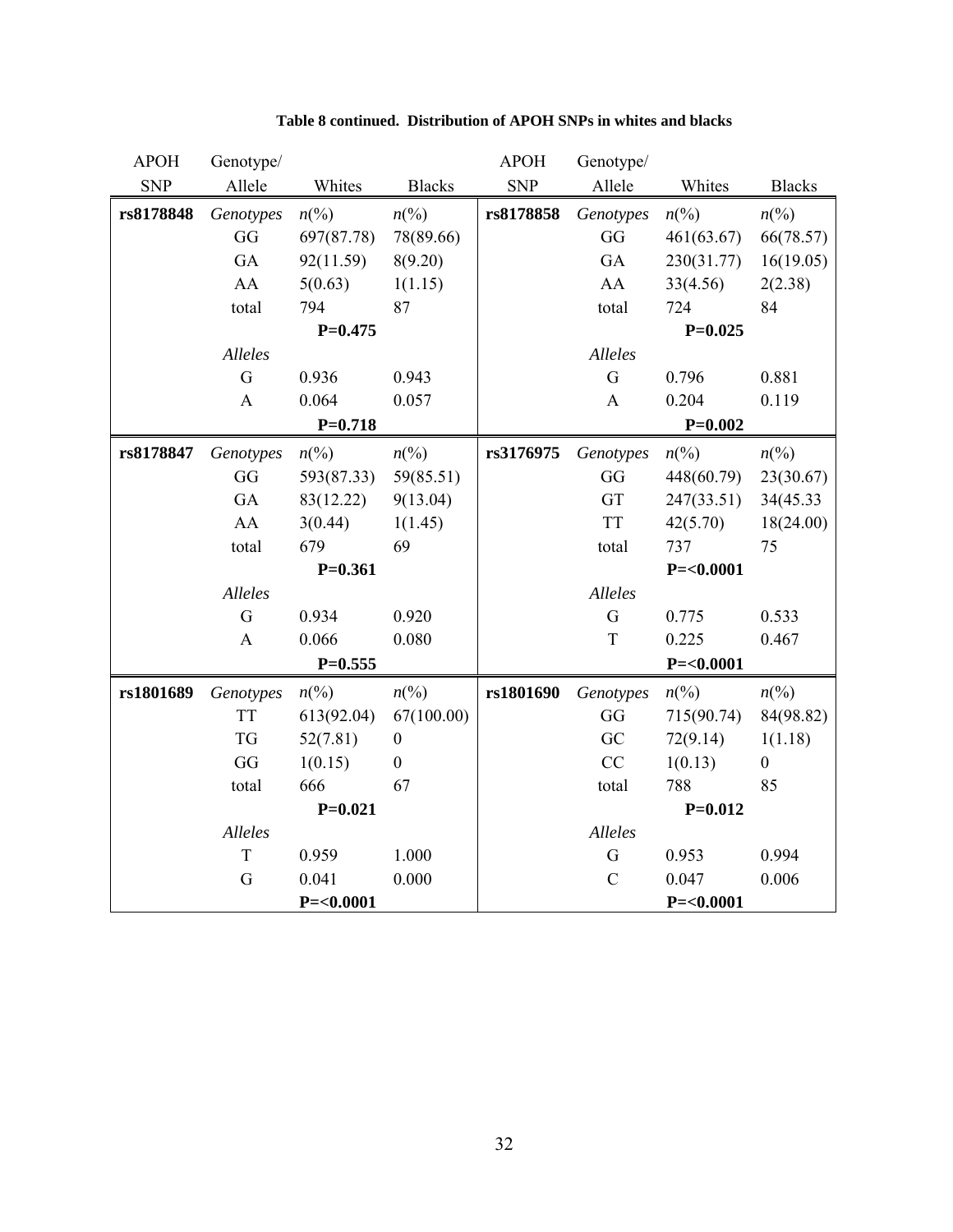**Table 8 continued. Distribution of APOH SNPs in whites and blacks**

| APOH SNP | Genotype/ Allele | Whites | Blacks | APOH SNP | Genotype/ Allele | Whites | Blacks |
|---|---|---|---|---|---|---|---|
| **rs8178848** | *Genotypes* | *n*(%) | *n*(%) | **rs8178858** | *Genotypes* | *n*(%) | *n*(%) |
| | GG | 697(87.78) | 78(89.66) | | GG | 461(63.67) | 66(78.57) |
| | GA | 92(11.59) | 8(9.20) | | GA | 230(31.77) | 16(19.05) |
| | AA | 5(0.63) | 1(1.15) | | AA | 33(4.56) | 2(2.38) |
| | total | 794 | 87 | | total | 724 | 84 |
| | | **P=0.475** | | | | **P=0.025** | |
| | *Alleles* | | | | *Alleles* | | |
| | G | 0.936 | 0.943 | | G | 0.796 | 0.881 |
| | A | 0.064 | 0.057 | | A | 0.204 | 0.119 |
| | | **P=0.718** | | | | **P=0.002** | |
| **rs8178847** | *Genotypes* | *n*(%) | *n*(%) | **rs3176975** | *Genotypes* | *n*(%) | *n*(%) |
| | GG | 593(87.33) | 59(85.51) | | GG | 448(60.79) | 23(30.67) |
| | GA | 83(12.22) | 9(13.04) | | GT | 247(33.51) | 34(45.33 |
| | AA | 3(0.44) | 1(1.45) | | TT | 42(5.70) | 18(24.00) |
| | total | 679 | 69 | | total | 737 | 75 |
| | | **P=0.361** | | | | **P=<0.0001** | |
| | *Alleles* | | | | *Alleles* | | |
| | G | 0.934 | 0.920 | | G | 0.775 | 0.533 |
| | A | 0.066 | 0.080 | | T | 0.225 | 0.467 |
| | | **P=0.555** | | | | **P=<0.0001** | |
| **rs1801689** | *Genotypes* | *n*(%) | *n*(%) | **rs1801690** | *Genotypes* | *n*(%) | *n*(%) |
| | TT | 613(92.04) | 67(100.00) | | GG | 715(90.74) | 84(98.82) |
| | TG | 52(7.81) | 0 | | GC | 72(9.14) | 1(1.18) |
| | GG | 1(0.15) | 0 | | CC | 1(0.13) | 0 |
| | total | 666 | 67 | | total | 788 | 85 |
| | | **P=0.021** | | | | **P=0.012** | |
| | *Alleles* | | | | *Alleles* | | |
| | T | 0.959 | 1.000 | | G | 0.953 | 0.994 |
| | G | 0.041 | 0.000 | | C | 0.047 | 0.006 |
| | | **P=<0.0001** | | | | **P=<0.0001** | |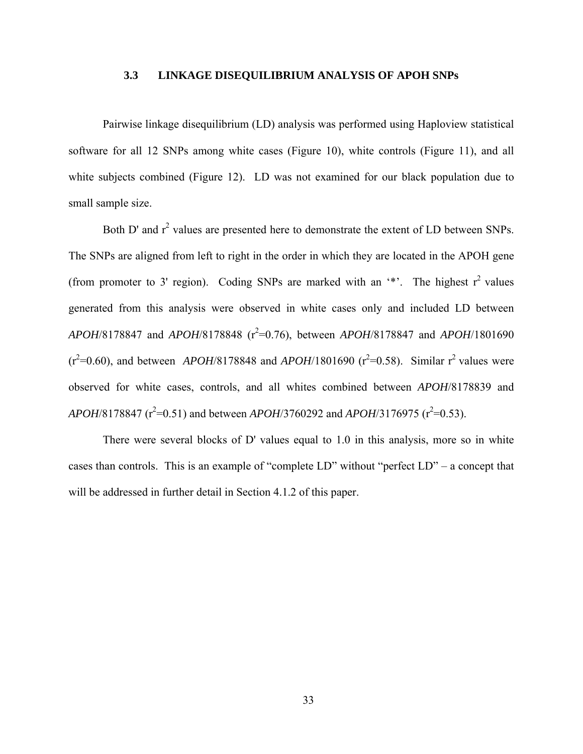### 3.3 LINKAGE DISEQUILIBRIUM ANALYSIS OF APOH SNPs

Pairwise linkage disequilibrium (LD) analysis was performed using Haploview statistical software for all 12 SNPs among white cases (Figure 10), white controls (Figure 11), and all white subjects combined (Figure 12). LD was not examined for our black population due to small sample size.

Both D' and $r^2$ values are presented here to demonstrate the extent of LD between SNPs. The SNPs are aligned from left to right in the order in which they are located in the APOH gene (from promoter to 3' region). Coding SNPs are marked with an '*'. The highest $r^2$ values generated from this analysis were observed in white cases only and included LD between *APOH*/8178847 and *APOH*/8178848 ($r^2$=0.76), between *APOH*/8178847 and *APOH*/1801690 ($r^2$=0.60), and between *APOH*/8178848 and *APOH*/1801690 ($r^2$=0.58). Similar $r^2$ values were observed for white cases, controls, and all whites combined between *APOH*/8178839 and *APOH*/8178847 ($r^2$=0.51) and between *APOH*/3760292 and *APOH*/3176975 ($r^2$=0.53).

There were several blocks of D' values equal to 1.0 in this analysis, more so in white cases than controls. This is an example of "complete LD" without "perfect LD" – a concept that will be addressed in further detail in Section 4.1.2 of this paper.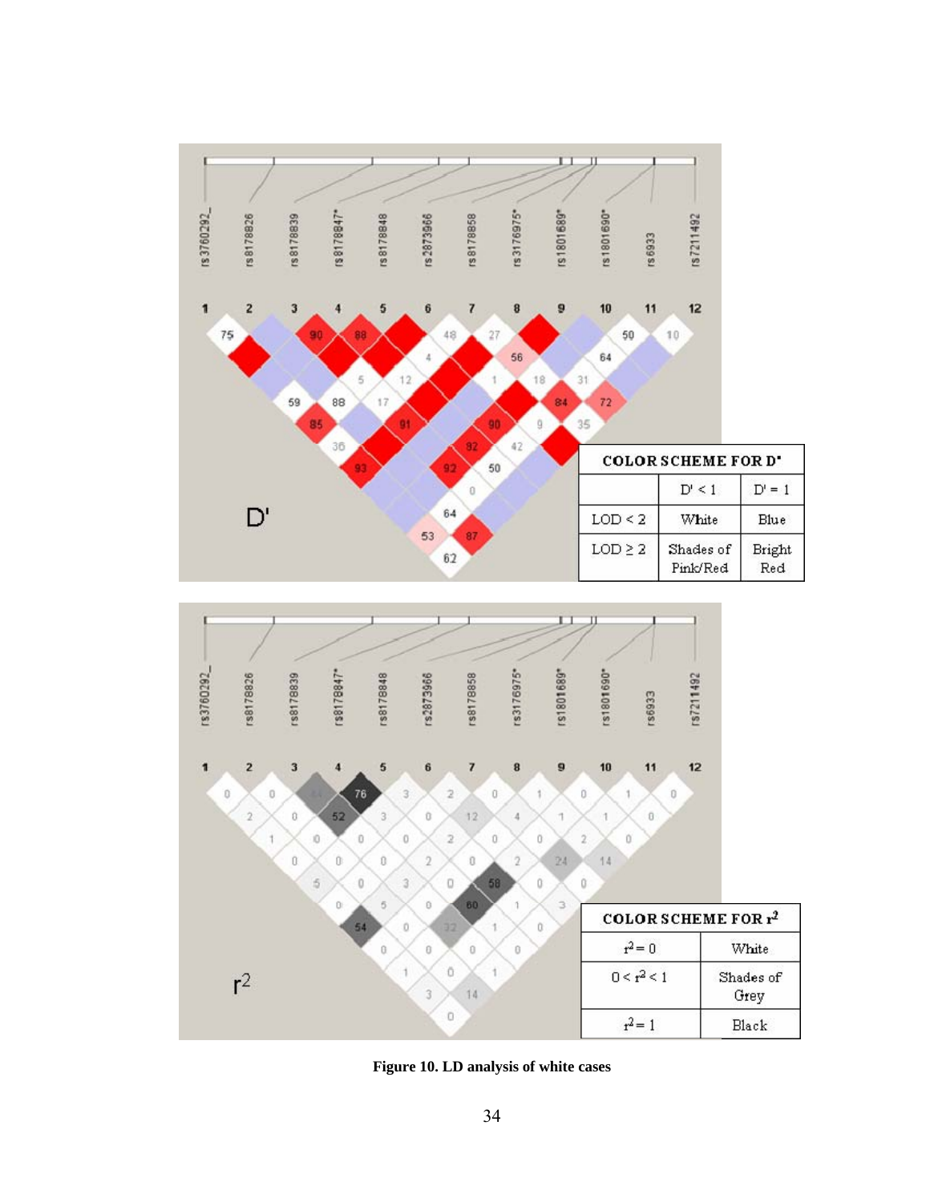| COLOR SCHEME FOR D' | | |
|---|---|---|
| | D' < 1 | D' = 1 |
| LOD < 2 | White | Blue |
| LOD ≥ 2 | Shades of Pink/Red | Bright Red |

| COLOR SCHEME FOR $r^2$ | |
|---|---|
| $r^2 = 0$ | White |
| $0 < r^2 < 1$ | Shades of Grey |
| $r^2 = 1$ | Black |

**Figure 10. LD analysis of white cases**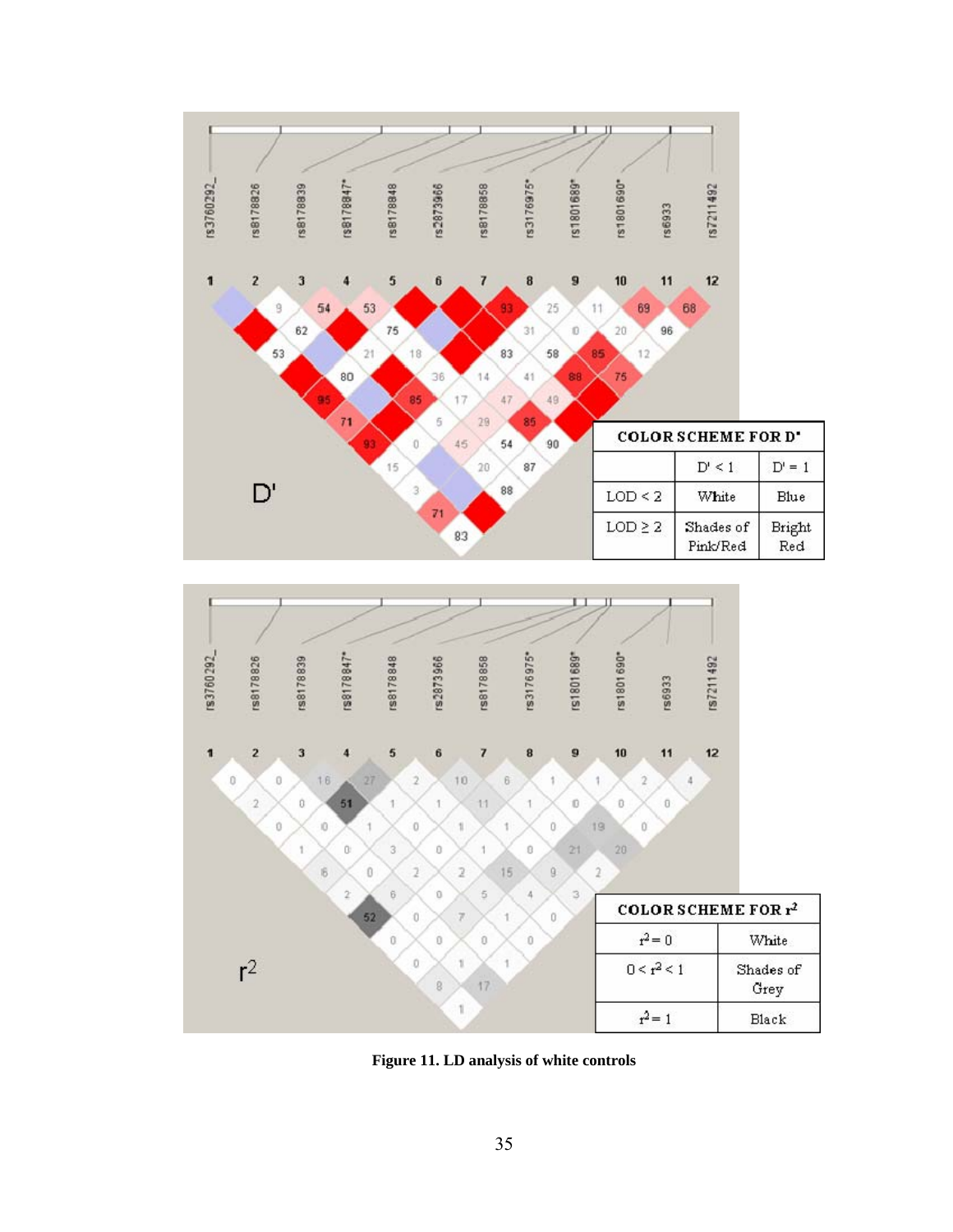**Figure 11. LD analysis of white controls**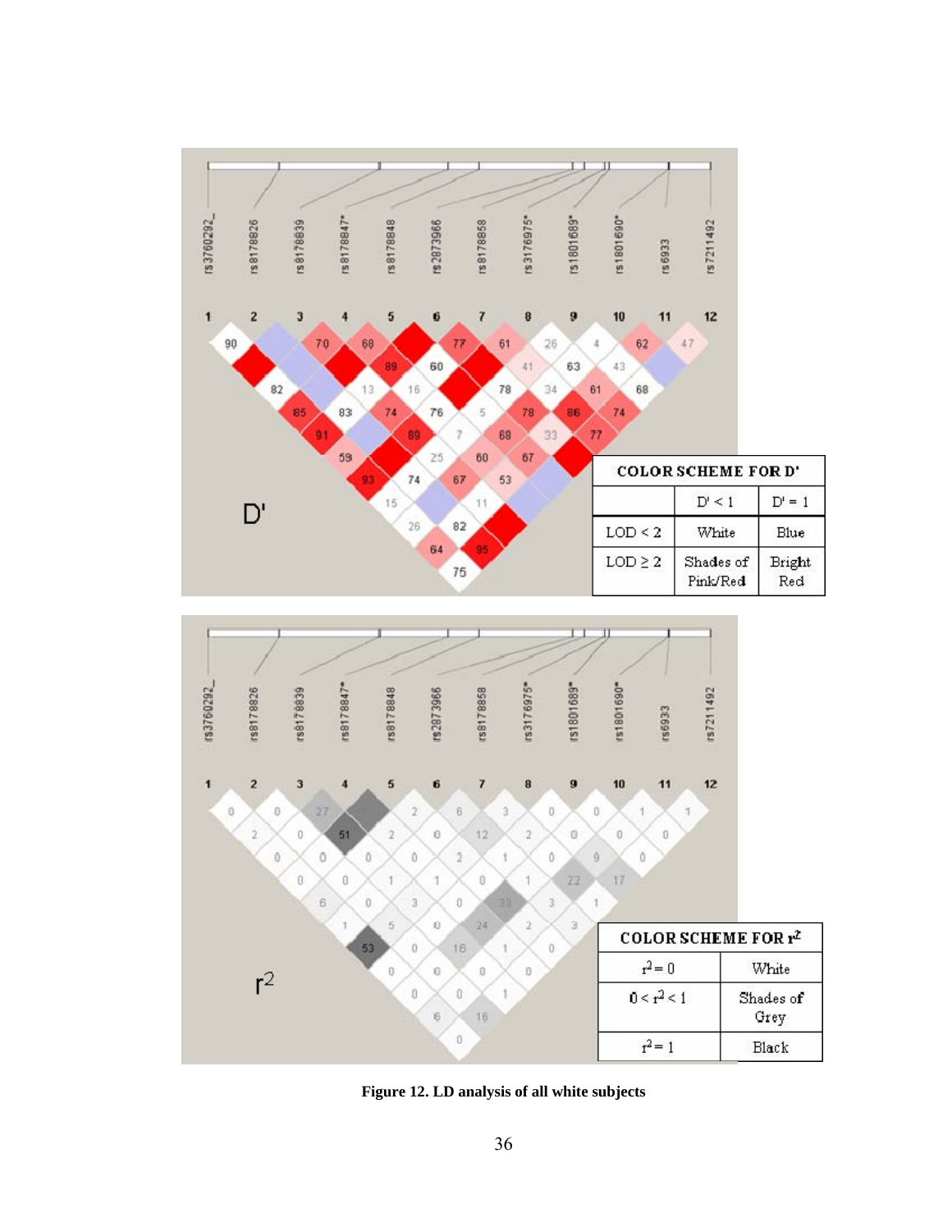**Figure 12. LD analysis of all white subjects**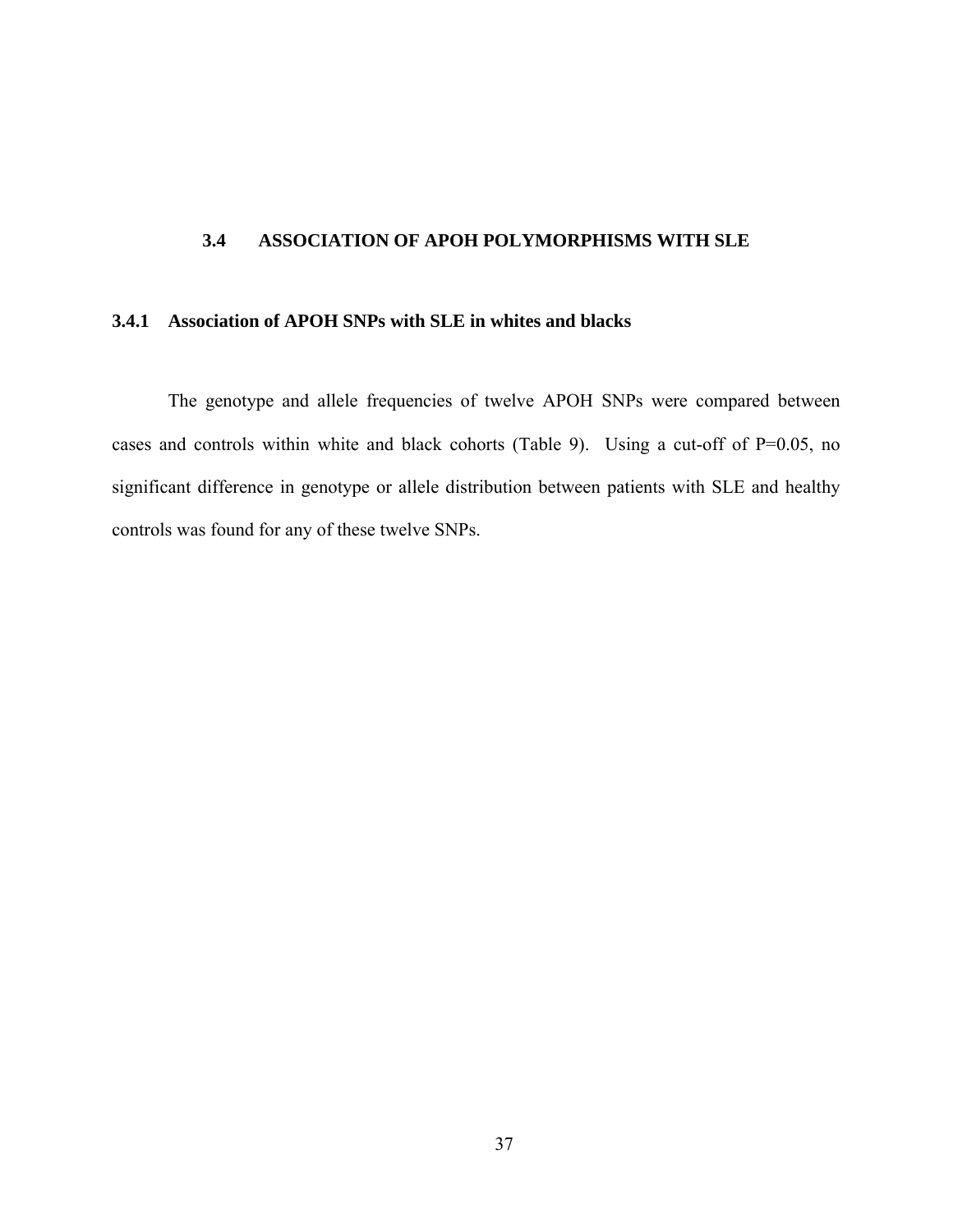## 3.4 ASSOCIATION OF APOH POLYMORPHISMS WITH SLE

### 3.4.1 Association of APOH SNPs with SLE in whites and blacks

The genotype and allele frequencies of twelve APOH SNPs were compared between cases and controls within white and black cohorts (Table 9). Using a cut-off of P=0.05, no significant difference in genotype or allele distribution between patients with SLE and healthy controls was found for any of these twelve SNPs.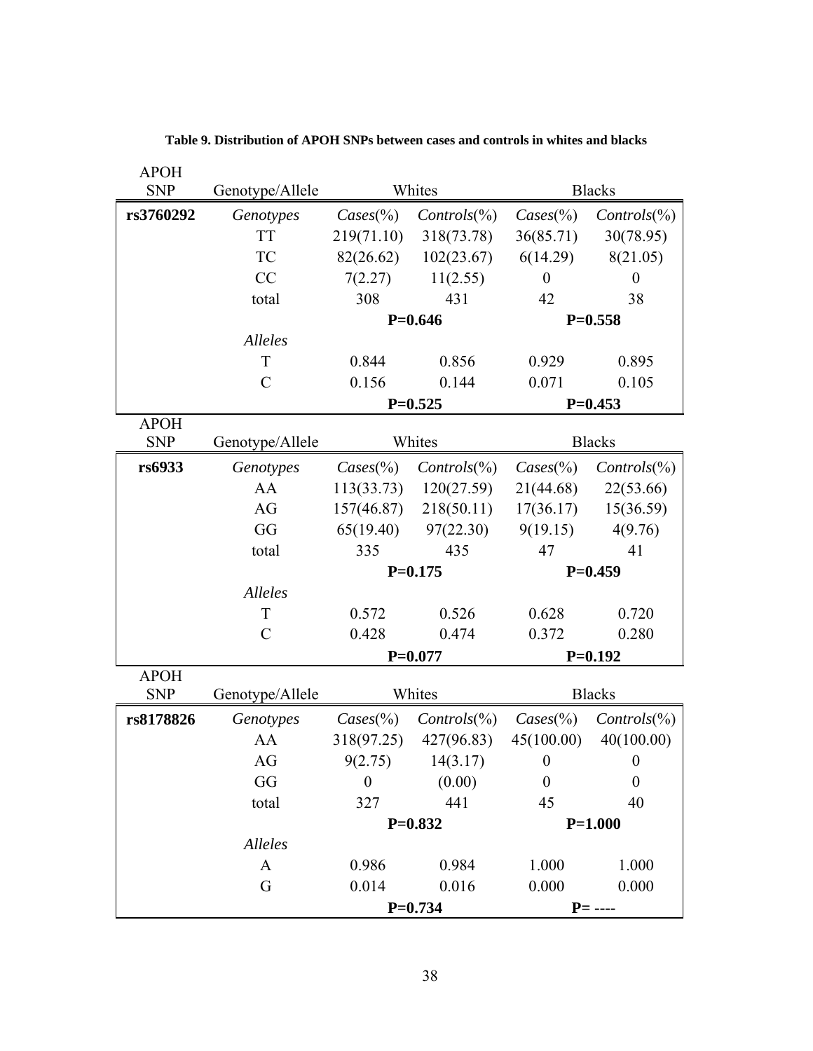**Table 9. Distribution of APOH SNPs between cases and controls in whites and blacks**

| APOH SNP | Genotype/Allele | Whites | | Blacks | |
|---|---|---|---|---|---|
| **rs3760292** | *Genotypes* | *Cases*(%) | *Controls*(%) | *Cases*(%) | *Controls*(%) |
| | TT | 219(71.10) | 318(73.78) | 36(85.71) | 30(78.95) |
| | TC | 82(26.62) | 102(23.67) | 6(14.29) | 8(21.05) |
| | CC | 7(2.27) | 11(2.55) | 0 | 0 |
| | total | 308 | 431 | 42 | 38 |
| | | **P=0.646** | | **P=0.558** | |
| | *Alleles* | | | | |
| | T | 0.844 | 0.856 | 0.929 | 0.895 |
| | C | 0.156 | 0.144 | 0.071 | 0.105 |
| | | **P=0.525** | | **P=0.453** | |

| APOH SNP | Genotype/Allele | Whites | | Blacks | |
|---|---|---|---|---|---|
| **rs6933** | *Genotypes* | *Cases*(%) | *Controls*(%) | *Cases*(%) | *Controls*(%) |
| | AA | 113(33.73) | 120(27.59) | 21(44.68) | 22(53.66) |
| | AG | 157(46.87) | 218(50.11) | 17(36.17) | 15(36.59) |
| | GG | 65(19.40) | 97(22.30) | 9(19.15) | 4(9.76) |
| | total | 335 | 435 | 47 | 41 |
| | | **P=0.175** | | **P=0.459** | |
| | *Alleles* | | | | |
| | T | 0.572 | 0.526 | 0.628 | 0.720 |
| | C | 0.428 | 0.474 | 0.372 | 0.280 |
| | | **P=0.077** | | **P=0.192** | |

| APOH SNP | Genotype/Allele | Whites | | Blacks | |
|---|---|---|---|---|---|
| **rs8178826** | *Genotypes* | *Cases*(%) | *Controls*(%) | *Cases*(%) | *Controls*(%) |
| | AA | 318(97.25) | 427(96.83) | 45(100.00) | 40(100.00) |
| | AG | 9(2.75) | 14(3.17) | 0 | 0 |
| | GG | 0 | (0.00) | 0 | 0 |
| | total | 327 | 441 | 45 | 40 |
| | | **P=0.832** | | **P=1.000** | |
| | *Alleles* | | | | |
| | A | 0.986 | 0.984 | 1.000 | 1.000 |
| | G | 0.014 | 0.016 | 0.000 | 0.000 |
| | | **P=0.734** | | **P= ----** | |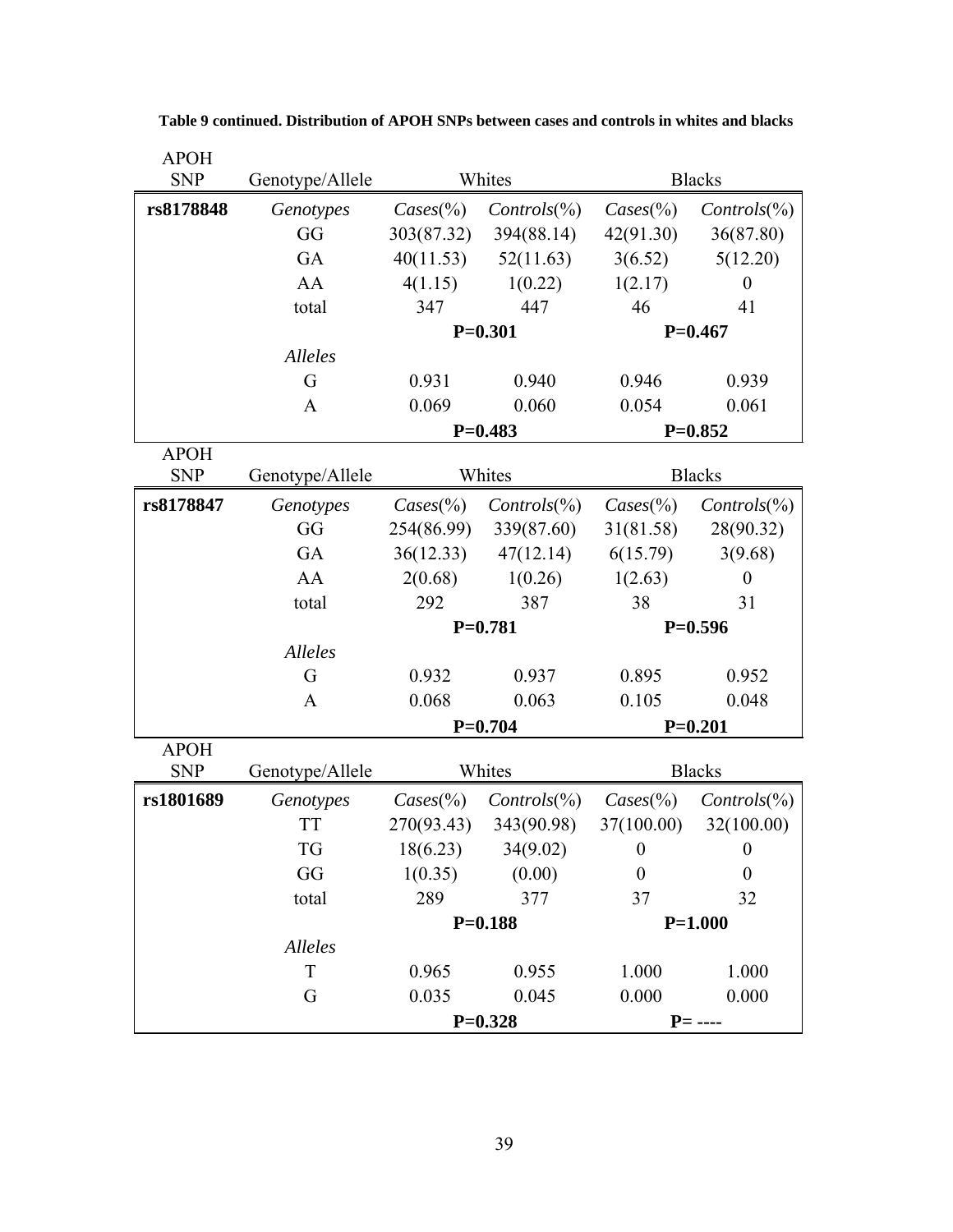**Table 9 continued. Distribution of APOH SNPs between cases and controls in whites and blacks**

| APOH SNP | Genotype/Allele | Whites | | Blacks | |
|---|---|---|---|---|---|
| **rs8178848** | *Genotypes* | *Cases*(%) | *Controls*(%) | *Cases*(%) | *Controls*(%) |
| | GG | 303(87.32) | 394(88.14) | 42(91.30) | 36(87.80) |
| | GA | 40(11.53) | 52(11.63) | 3(6.52) | 5(12.20) |
| | AA | 4(1.15) | 1(0.22) | 1(2.17) | 0 |
| | total | 347 | 447 | 46 | 41 |
| | | **P=0.301** | | **P=0.467** | |
| | *Alleles* | | | | |
| | G | 0.931 | 0.940 | 0.946 | 0.939 |
| | A | 0.069 | 0.060 | 0.054 | 0.061 |
| | | **P=0.483** | | **P=0.852** | |

| APOH SNP | Genotype/Allele | Whites | | Blacks | |
|---|---|---|---|---|---|
| **rs8178847** | *Genotypes* | *Cases*(%) | *Controls*(%) | *Cases*(%) | *Controls*(%) |
| | GG | 254(86.99) | 339(87.60) | 31(81.58) | 28(90.32) |
| | GA | 36(12.33) | 47(12.14) | 6(15.79) | 3(9.68) |
| | AA | 2(0.68) | 1(0.26) | 1(2.63) | 0 |
| | total | 292 | 387 | 38 | 31 |
| | | **P=0.781** | | **P=0.596** | |
| | *Alleles* | | | | |
| | G | 0.932 | 0.937 | 0.895 | 0.952 |
| | A | 0.068 | 0.063 | 0.105 | 0.048 |
| | | **P=0.704** | | **P=0.201** | |

| APOH SNP | Genotype/Allele | Whites | | Blacks | |
|---|---|---|---|---|---|
| **rs1801689** | *Genotypes* | *Cases*(%) | *Controls*(%) | *Cases*(%) | *Controls*(%) |
| | TT | 270(93.43) | 343(90.98) | 37(100.00) | 32(100.00) |
| | TG | 18(6.23) | 34(9.02) | 0 | 0 |
| | GG | 1(0.35) | (0.00) | 0 | 0 |
| | total | 289 | 377 | 37 | 32 |
| | | **P=0.188** | | **P=1.000** | |
| | *Alleles* | | | | |
| | T | 0.965 | 0.955 | 1.000 | 1.000 |
| | G | 0.035 | 0.045 | 0.000 | 0.000 |
| | | **P=0.328** | | **P= ----** | |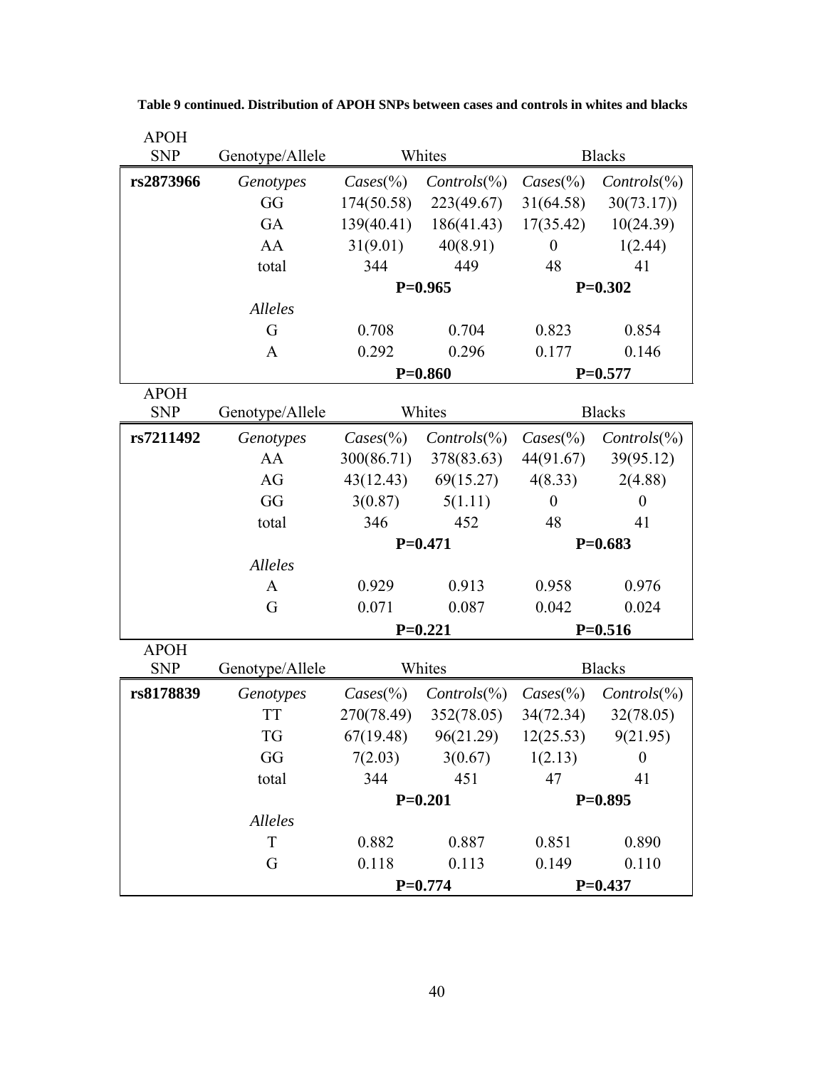**Table 9 continued. Distribution of APOH SNPs between cases and controls in whites and blacks**

| APOH SNP | Genotype/Allele | Whites | | Blacks | |
|---|---|---|---|---|---|
| **rs2873966** | *Genotypes* | *Cases*(%) | *Controls*(%) | *Cases*(%) | *Controls*(%) |
| | GG | 174(50.58) | 223(49.67) | 31(64.58) | 30(73.17)) |
| | GA | 139(40.41) | 186(41.43) | 17(35.42) | 10(24.39) |
| | AA | 31(9.01) | 40(8.91) | 0 | 1(2.44) |
| | total | 344 | 449 | 48 | 41 |
| | | **P=0.965** | | **P=0.302** | |
| | *Alleles* | | | | |
| | G | 0.708 | 0.704 | 0.823 | 0.854 |
| | A | 0.292 | 0.296 | 0.177 | 0.146 |
| | | **P=0.860** | | **P=0.577** | |

| APOH SNP | Genotype/Allele | Whites | | Blacks | |
|---|---|---|---|---|---|
| **rs7211492** | *Genotypes* | *Cases*(%) | *Controls*(%) | *Cases*(%) | *Controls*(%) |
| | AA | 300(86.71) | 378(83.63) | 44(91.67) | 39(95.12) |
| | AG | 43(12.43) | 69(15.27) | 4(8.33) | 2(4.88) |
| | GG | 3(0.87) | 5(1.11) | 0 | 0 |
| | total | 346 | 452 | 48 | 41 |
| | | **P=0.471** | | **P=0.683** | |
| | *Alleles* | | | | |
| | A | 0.929 | 0.913 | 0.958 | 0.976 |
| | G | 0.071 | 0.087 | 0.042 | 0.024 |
| | | **P=0.221** | | **P=0.516** | |

| APOH SNP | Genotype/Allele | Whites | | Blacks | |
|---|---|---|---|---|---|
| **rs8178839** | *Genotypes* | *Cases*(%) | *Controls*(%) | *Cases*(%) | *Controls*(%) |
| | TT | 270(78.49) | 352(78.05) | 34(72.34) | 32(78.05) |
| | TG | 67(19.48) | 96(21.29) | 12(25.53) | 9(21.95) |
| | GG | 7(2.03) | 3(0.67) | 1(2.13) | 0 |
| | total | 344 | 451 | 47 | 41 |
| | | **P=0.201** | | **P=0.895** | |
| | *Alleles* | | | | |
| | T | 0.882 | 0.887 | 0.851 | 0.890 |
| | G | 0.118 | 0.113 | 0.149 | 0.110 |
| | | **P=0.774** | | **P=0.437** | |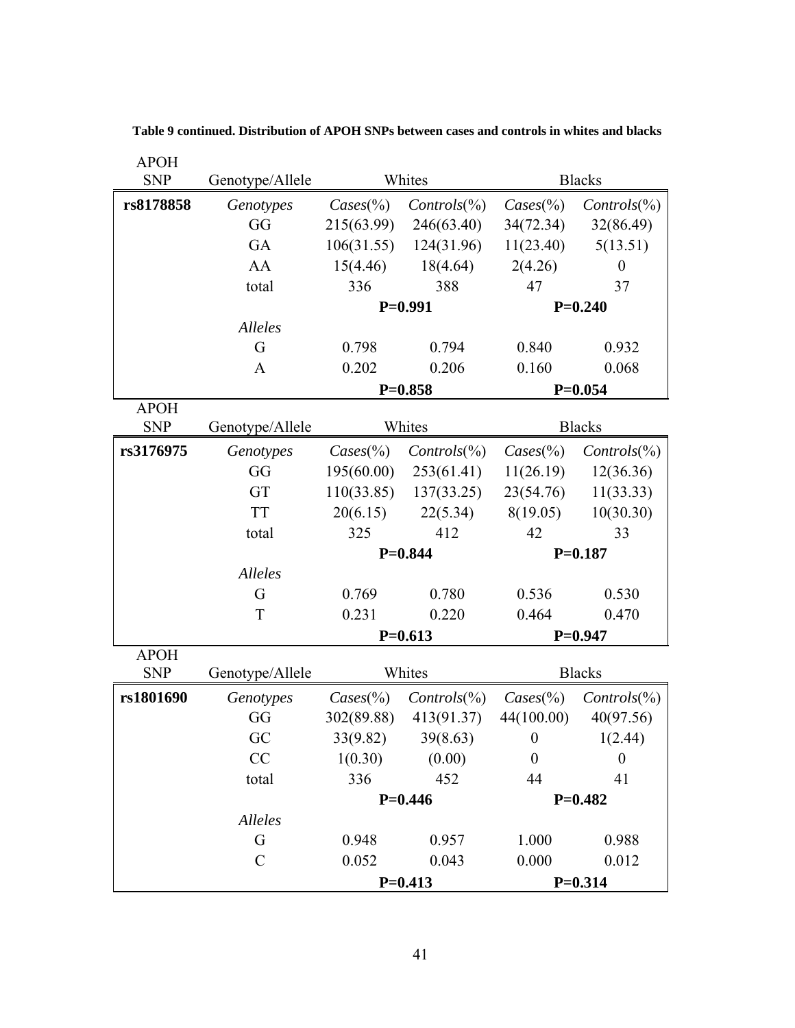**Table 9 continued. Distribution of APOH SNPs between cases and controls in whites and blacks**

| APOH SNP | Genotype/Allele | Whites | | Blacks | |
|---|---|---|---|---|---|
| **rs8178858** | *Genotypes* | *Cases*(%) | *Controls*(%) | *Cases*(%) | *Controls*(%) |
| | GG | 215(63.99) | 246(63.40) | 34(72.34) | 32(86.49) |
| | GA | 106(31.55) | 124(31.96) | 11(23.40) | 5(13.51) |
| | AA | 15(4.46) | 18(4.64) | 2(4.26) | 0 |
| | total | 336 | 388 | 47 | 37 |
| | | **P=0.991** | | **P=0.240** | |
| | *Alleles* | | | | |
| | G | 0.798 | 0.794 | 0.840 | 0.932 |
| | A | 0.202 | 0.206 | 0.160 | 0.068 |
| | | **P=0.858** | | **P=0.054** | |

| APOH SNP | Genotype/Allele | Whites | | Blacks | |
|---|---|---|---|---|---|
| **rs3176975** | *Genotypes* | *Cases*(%) | *Controls*(%) | *Cases*(%) | *Controls*(%) |
| | GG | 195(60.00) | 253(61.41) | 11(26.19) | 12(36.36) |
| | GT | 110(33.85) | 137(33.25) | 23(54.76) | 11(33.33) |
| | TT | 20(6.15) | 22(5.34) | 8(19.05) | 10(30.30) |
| | total | 325 | 412 | 42 | 33 |
| | | **P=0.844** | | **P=0.187** | |
| | *Alleles* | | | | |
| | G | 0.769 | 0.780 | 0.536 | 0.530 |
| | T | 0.231 | 0.220 | 0.464 | 0.470 |
| | | **P=0.613** | | **P=0.947** | |

| APOH SNP | Genotype/Allele | Whites | | Blacks | |
|---|---|---|---|---|---|
| **rs1801690** | *Genotypes* | *Cases*(%) | *Controls*(%) | *Cases*(%) | *Controls*(%) |
| | GG | 302(89.88) | 413(91.37) | 44(100.00) | 40(97.56) |
| | GC | 33(9.82) | 39(8.63) | 0 | 1(2.44) |
| | CC | 1(0.30) | (0.00) | 0 | 0 |
| | total | 336 | 452 | 44 | 41 |
| | | **P=0.446** | | **P=0.482** | |
| | *Alleles* | | | | |
| | G | 0.948 | 0.957 | 1.000 | 0.988 |
| | C | 0.052 | 0.043 | 0.000 | 0.012 |
| | | **P=0.413** | | **P=0.314** | |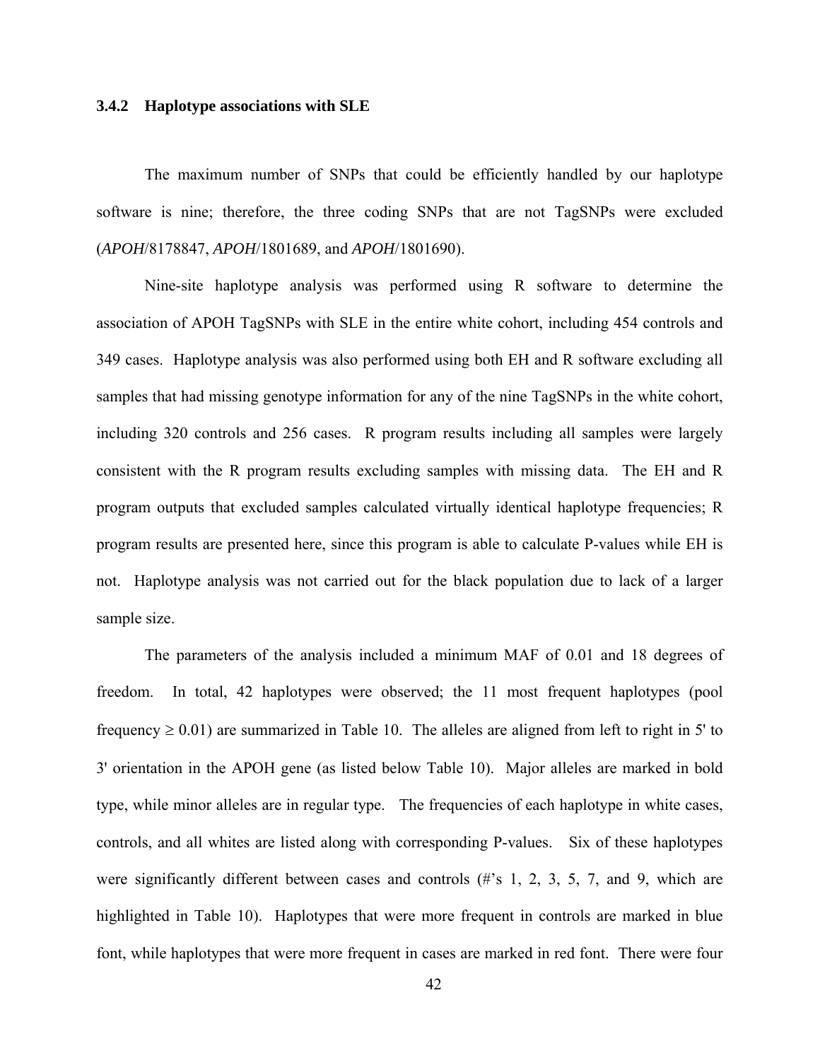### 3.4.2 Haplotype associations with SLE

The maximum number of SNPs that could be efficiently handled by our haplotype software is nine; therefore, the three coding SNPs that are not TagSNPs were excluded (*APOH*/8178847, *APOH*/1801689, and *APOH*/1801690).

Nine-site haplotype analysis was performed using R software to determine the association of APOH TagSNPs with SLE in the entire white cohort, including 454 controls and 349 cases. Haplotype analysis was also performed using both EH and R software excluding all samples that had missing genotype information for any of the nine TagSNPs in the white cohort, including 320 controls and 256 cases. R program results including all samples were largely consistent with the R program results excluding samples with missing data. The EH and R program outputs that excluded samples calculated virtually identical haplotype frequencies; R program results are presented here, since this program is able to calculate P-values while EH is not. Haplotype analysis was not carried out for the black population due to lack of a larger sample size.

The parameters of the analysis included a minimum MAF of 0.01 and 18 degrees of freedom. In total, 42 haplotypes were observed; the 11 most frequent haplotypes (pool frequency ≥ 0.01) are summarized in Table 10. The alleles are aligned from left to right in 5' to 3' orientation in the APOH gene (as listed below Table 10). Major alleles are marked in bold type, while minor alleles are in regular type. The frequencies of each haplotype in white cases, controls, and all whites are listed along with corresponding P-values. Six of these haplotypes were significantly different between cases and controls (#'s 1, 2, 3, 5, 7, and 9, which are highlighted in Table 10). Haplotypes that were more frequent in controls are marked in blue font, while haplotypes that were more frequent in cases are marked in red font. There were four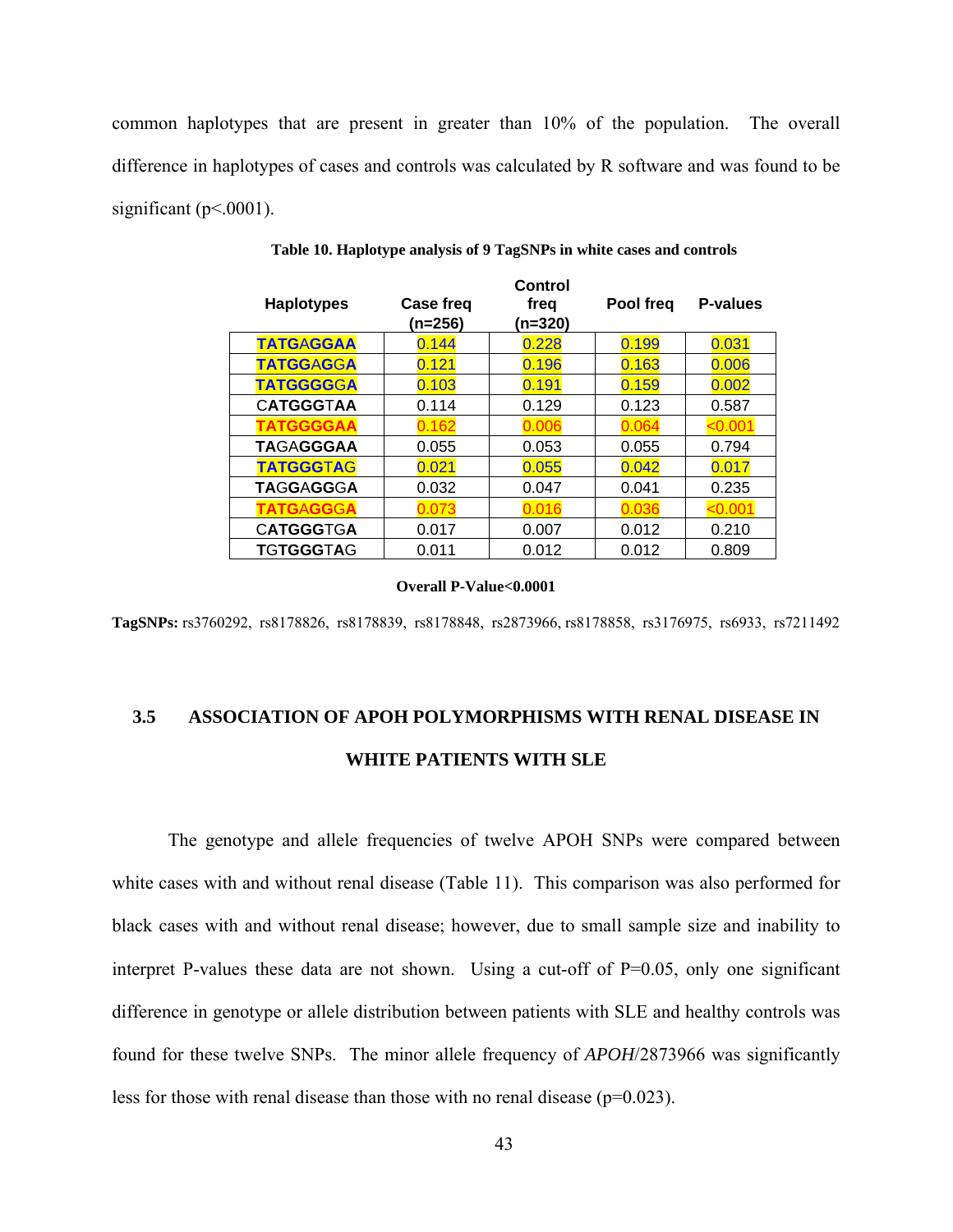common haplotypes that are present in greater than 10% of the population. The overall difference in haplotypes of cases and controls was calculated by R software and was found to be significant (p<.0001).

**Table 10. Haplotype analysis of 9 TagSNPs in white cases and controls**

| Haplotypes | Case freq (n=256) | Control freq (n=320) | Pool freq | P-values |
|---|---|---|---|---|
| TATGAGGAA | 0.144 | 0.228 | 0.199 | 0.031 |
| TATGGAGGA | 0.121 | 0.196 | 0.163 | 0.006 |
| TATGGGGGA | 0.103 | 0.191 | 0.159 | 0.002 |
| CATGGGTAA | 0.114 | 0.129 | 0.123 | 0.587 |
| TATGGGGAA | 0.162 | 0.006 | 0.064 | <0.001 |
| TAGAGGGAA | 0.055 | 0.053 | 0.055 | 0.794 |
| TATGGGTAG | 0.021 | 0.055 | 0.042 | 0.017 |
| TAGGAGGGA | 0.032 | 0.047 | 0.041 | 0.235 |
| TATGAGGGA | 0.073 | 0.016 | 0.036 | <0.001 |
| CATGGGTGA | 0.017 | 0.007 | 0.012 | 0.210 |
| TGTGGGTAG | 0.011 | 0.012 | 0.012 | 0.809 |

**Overall P-Value<0.0001**

**TagSNPs:** rs3760292, rs8178826, rs8178839, rs8178848, rs2873966, rs8178858, rs3176975, rs6933, rs7211492

## 3.5 ASSOCIATION OF APOH POLYMORPHISMS WITH RENAL DISEASE IN WHITE PATIENTS WITH SLE

The genotype and allele frequencies of twelve APOH SNPs were compared between white cases with and without renal disease (Table 11). This comparison was also performed for black cases with and without renal disease; however, due to small sample size and inability to interpret P-values these data are not shown. Using a cut-off of P=0.05, only one significant difference in genotype or allele distribution between patients with SLE and healthy controls was found for these twelve SNPs. The minor allele frequency of *APOH*/2873966 was significantly less for those with renal disease than those with no renal disease (p=0.023).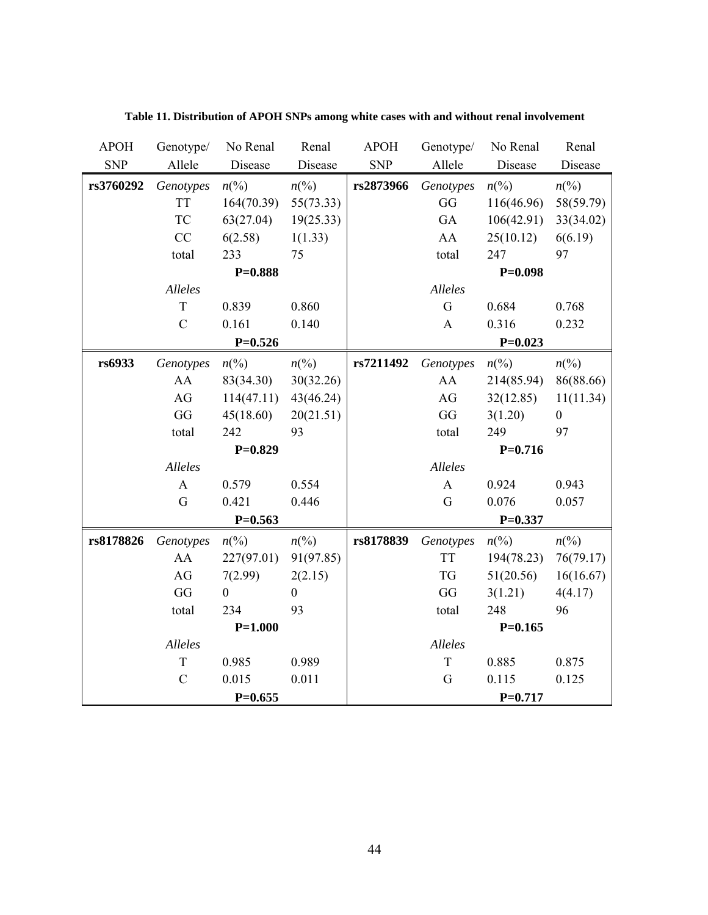**Table 11. Distribution of APOH SNPs among white cases with and without renal involvement**

| APOH SNP | Genotype/ Allele | No Renal Disease | Renal Disease | APOH SNP | Genotype/ Allele | No Renal Disease | Renal Disease |
|---|---|---|---|---|---|---|---|
| **rs3760292** | *Genotypes* | *n*(%) | *n*(%) | **rs2873966** | *Genotypes* | *n*(%) | *n*(%) |
| | TT | 164(70.39) | 55(73.33) | | GG | 116(46.96) | 58(59.79) |
| | TC | 63(27.04) | 19(25.33) | | GA | 106(42.91) | 33(34.02) |
| | CC | 6(2.58) | 1(1.33) | | AA | 25(10.12) | 6(6.19) |
| | total | 233 | 75 | | total | 247 | 97 |
| | | **P=0.888** | | | | **P=0.098** | |
| | *Alleles* | | | | *Alleles* | | |
| | T | 0.839 | 0.860 | | G | 0.684 | 0.768 |
| | C | 0.161 | 0.140 | | A | 0.316 | 0.232 |
| | | **P=0.526** | | | | **P=0.023** | |
| **rs6933** | *Genotypes* | *n*(%) | *n*(%) | **rs7211492** | *Genotypes* | *n*(%) | *n*(%) |
| | AA | 83(34.30) | 30(32.26) | | AA | 214(85.94) | 86(88.66) |
| | AG | 114(47.11) | 43(46.24) | | AG | 32(12.85) | 11(11.34) |
| | GG | 45(18.60) | 20(21.51) | | GG | 3(1.20) | 0 |
| | total | 242 | 93 | | total | 249 | 97 |
| | | **P=0.829** | | | | **P=0.716** | |
| | *Alleles* | | | | *Alleles* | | |
| | A | 0.579 | 0.554 | | A | 0.924 | 0.943 |
| | G | 0.421 | 0.446 | | G | 0.076 | 0.057 |
| | | **P=0.563** | | | | **P=0.337** | |
| **rs8178826** | *Genotypes* | *n*(%) | *n*(%) | **rs8178839** | *Genotypes* | *n*(%) | *n*(%) |
| | AA | 227(97.01) | 91(97.85) | | TT | 194(78.23) | 76(79.17) |
| | AG | 7(2.99) | 2(2.15) | | TG | 51(20.56) | 16(16.67) |
| | GG | 0 | 0 | | GG | 3(1.21) | 4(4.17) |
| | total | 234 | 93 | | total | 248 | 96 |
| | | **P=1.000** | | | | **P=0.165** | |
| | *Alleles* | | | | *Alleles* | | |
| | T | 0.985 | 0.989 | | T | 0.885 | 0.875 |
| | C | 0.015 | 0.011 | | G | 0.115 | 0.125 |
| | | **P=0.655** | | | | **P=0.717** | |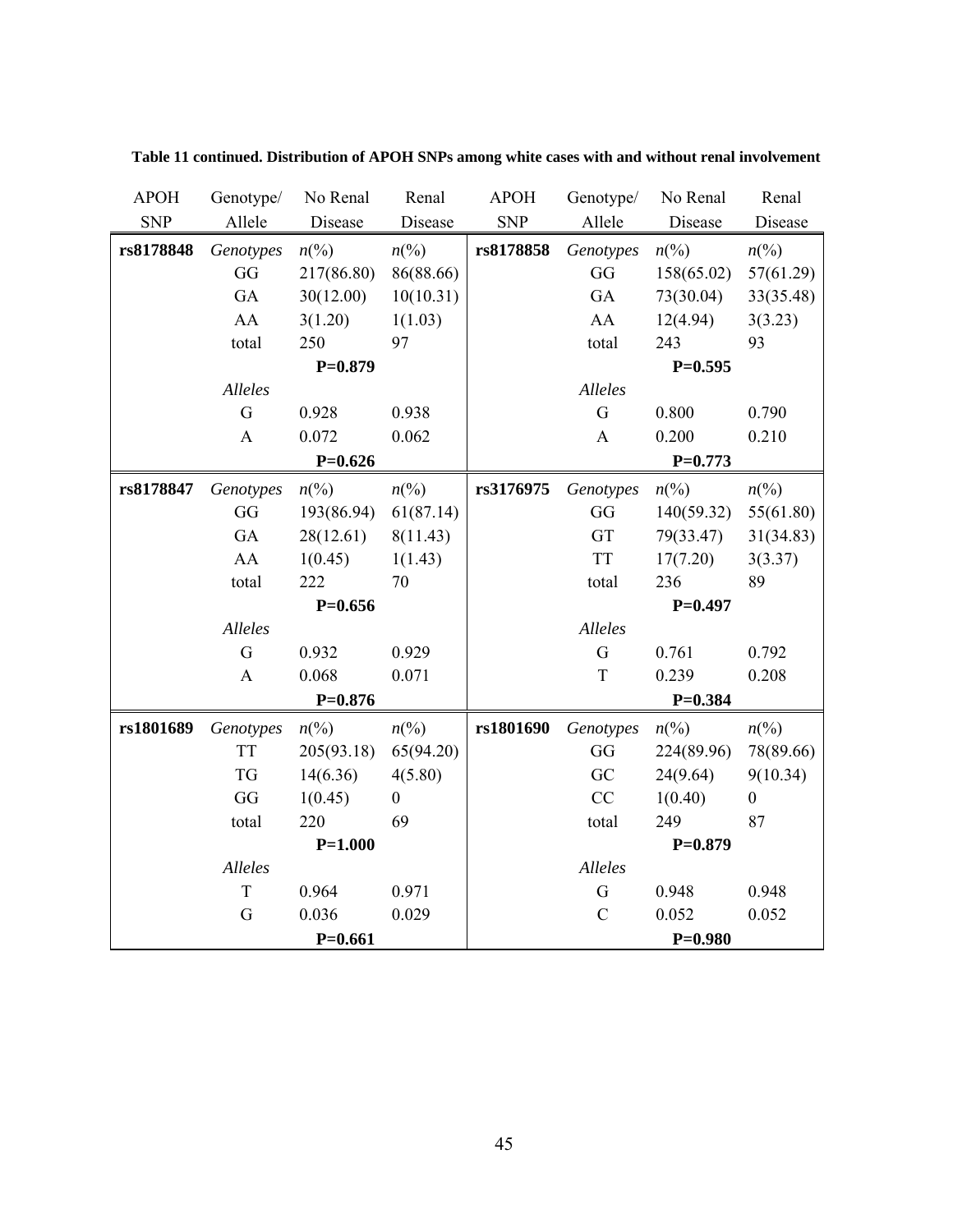**Table 11 continued. Distribution of APOH SNPs among white cases with and without renal involvement**

| APOH SNP | Genotype/ Allele | No Renal Disease | Renal Disease | APOH SNP | Genotype/ Allele | No Renal Disease | Renal Disease |
|---|---|---|---|---|---|---|---|
| **rs8178848** | *Genotypes* | *n*(%) | *n*(%) | **rs8178858** | *Genotypes* | *n*(%) | *n*(%) |
| | GG | 217(86.80) | 86(88.66) | | GG | 158(65.02) | 57(61.29) |
| | GA | 30(12.00) | 10(10.31) | | GA | 73(30.04) | 33(35.48) |
| | AA | 3(1.20) | 1(1.03) | | AA | 12(4.94) | 3(3.23) |
| | total | 250 | 97 | | total | 243 | 93 |
| | | **P=0.879** | | | | **P=0.595** | |
| | *Alleles* | | | | *Alleles* | | |
| | G | 0.928 | 0.938 | | G | 0.800 | 0.790 |
| | A | 0.072 | 0.062 | | A | 0.200 | 0.210 |
| | | **P=0.626** | | | | **P=0.773** | |
| **rs8178847** | *Genotypes* | *n*(%) | *n*(%) | **rs3176975** | *Genotypes* | *n*(%) | *n*(%) |
| | GG | 193(86.94) | 61(87.14) | | GG | 140(59.32) | 55(61.80) |
| | GA | 28(12.61) | 8(11.43) | | GT | 79(33.47) | 31(34.83) |
| | AA | 1(0.45) | 1(1.43) | | TT | 17(7.20) | 3(3.37) |
| | total | 222 | 70 | | total | 236 | 89 |
| | | **P=0.656** | | | | **P=0.497** | |
| | *Alleles* | | | | *Alleles* | | |
| | G | 0.932 | 0.929 | | G | 0.761 | 0.792 |
| | A | 0.068 | 0.071 | | T | 0.239 | 0.208 |
| | | **P=0.876** | | | | **P=0.384** | |
| **rs1801689** | *Genotypes* | *n*(%) | *n*(%) | **rs1801690** | *Genotypes* | *n*(%) | *n*(%) |
| | TT | 205(93.18) | 65(94.20) | | GG | 224(89.96) | 78(89.66) |
| | TG | 14(6.36) | 4(5.80) | | GC | 24(9.64) | 9(10.34) |
| | GG | 1(0.45) | 0 | | CC | 1(0.40) | 0 |
| | total | 220 | 69 | | total | 249 | 87 |
| | | **P=1.000** | | | | **P=0.879** | |
| | *Alleles* | | | | *Alleles* | | |
| | T | 0.964 | 0.971 | | G | 0.948 | 0.948 |
| | G | 0.036 | 0.029 | | C | 0.052 | 0.052 |
| | | **P=0.661** | | | | **P=0.980** | |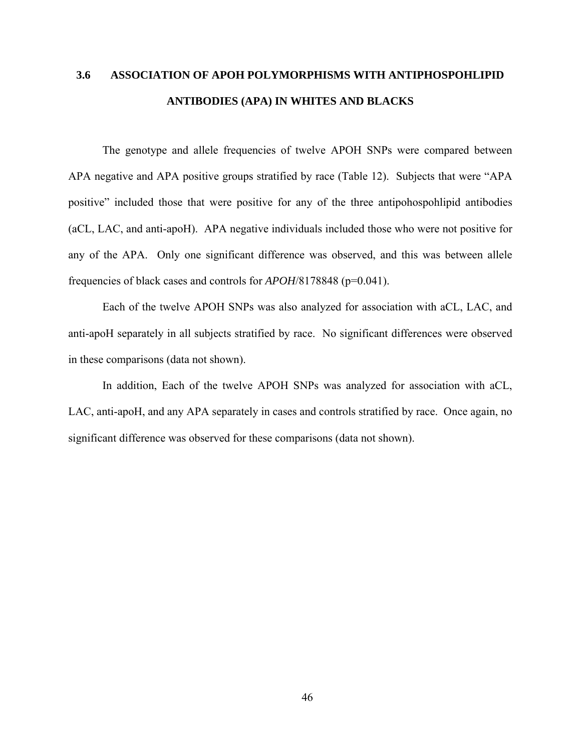## 3.6 ASSOCIATION OF APOH POLYMORPHISMS WITH ANTIPHOSPOHLIPID ANTIBODIES (APA) IN WHITES AND BLACKS

The genotype and allele frequencies of twelve APOH SNPs were compared between APA negative and APA positive groups stratified by race (Table 12). Subjects that were "APA positive" included those that were positive for any of the three antipohospohlipid antibodies (aCL, LAC, and anti-apoH). APA negative individuals included those who were not positive for any of the APA. Only one significant difference was observed, and this was between allele frequencies of black cases and controls for *APOH*/8178848 (p=0.041).

Each of the twelve APOH SNPs was also analyzed for association with aCL, LAC, and anti-apoH separately in all subjects stratified by race. No significant differences were observed in these comparisons (data not shown).

In addition, Each of the twelve APOH SNPs was analyzed for association with aCL, LAC, anti-apoH, and any APA separately in cases and controls stratified by race. Once again, no significant difference was observed for these comparisons (data not shown).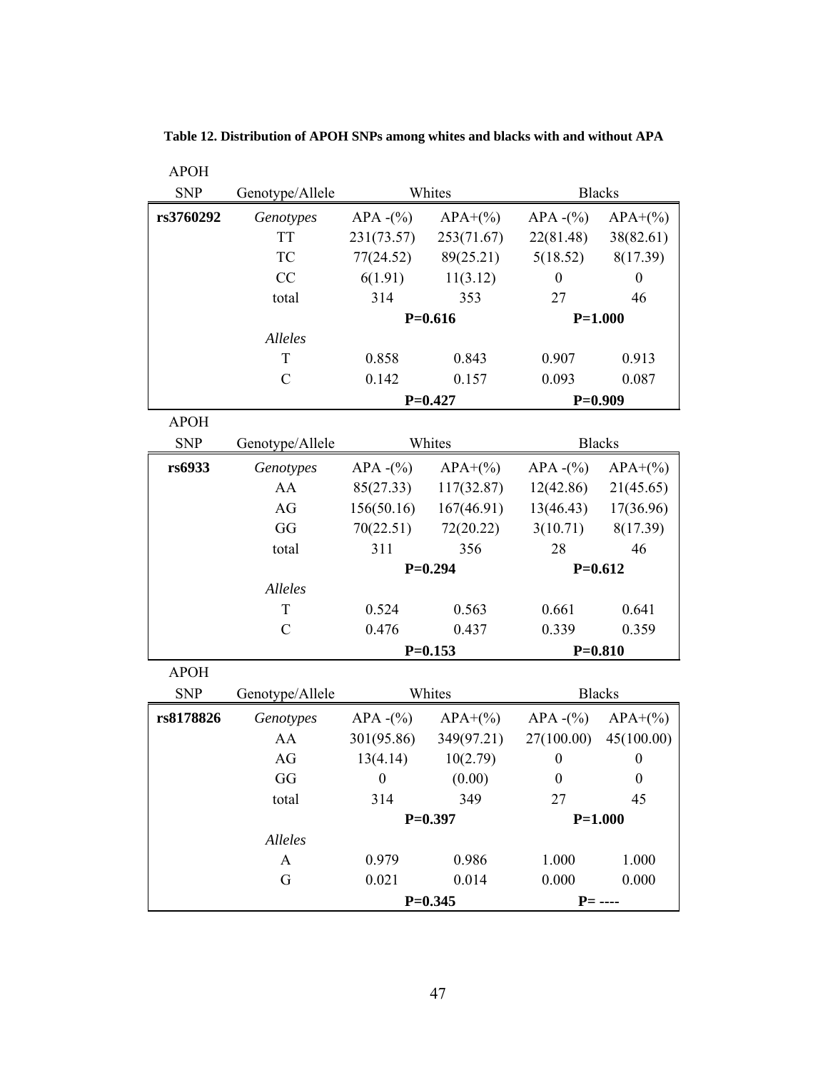**Table 12. Distribution of APOH SNPs among whites and blacks with and without APA**

| APOH SNP | Genotype/Allele | Whites | | Blacks | |
|---|---|---|---|---|---|
| **rs3760292** | *Genotypes* | APA -(%) | APA+(%) | APA -(%) | APA+(%) |
| | TT | 231(73.57) | 253(71.67) | 22(81.48) | 38(82.61) |
| | TC | 77(24.52) | 89(25.21) | 5(18.52) | 8(17.39) |
| | CC | 6(1.91) | 11(3.12) | 0 | 0 |
| | total | 314 | 353 | 27 | 46 |
| | | **P=0.616** | | **P=1.000** | |
| | *Alleles* | | | | |
| | T | 0.858 | 0.843 | 0.907 | 0.913 |
| | C | 0.142 | 0.157 | 0.093 | 0.087 |
| | | **P=0.427** | | **P=0.909** | |

| APOH SNP | Genotype/Allele | Whites | | Blacks | |
|---|---|---|---|---|---|
| **rs6933** | *Genotypes* | APA -(%) | APA+(%) | APA -(%) | APA+(%) |
| | AA | 85(27.33) | 117(32.87) | 12(42.86) | 21(45.65) |
| | AG | 156(50.16) | 167(46.91) | 13(46.43) | 17(36.96) |
| | GG | 70(22.51) | 72(20.22) | 3(10.71) | 8(17.39) |
| | total | 311 | 356 | 28 | 46 |
| | | **P=0.294** | | **P=0.612** | |
| | *Alleles* | | | | |
| | T | 0.524 | 0.563 | 0.661 | 0.641 |
| | C | 0.476 | 0.437 | 0.339 | 0.359 |
| | | **P=0.153** | | **P=0.810** | |

| APOH SNP | Genotype/Allele | Whites | | Blacks | |
|---|---|---|---|---|---|
| **rs8178826** | *Genotypes* | APA -(%) | APA+(%) | APA -(%) | APA+(%) |
| | AA | 301(95.86) | 349(97.21) | 27(100.00) | 45(100.00) |
| | AG | 13(4.14) | 10(2.79) | 0 | 0 |
| | GG | 0 | (0.00) | 0 | 0 |
| | total | 314 | 349 | 27 | 45 |
| | | **P=0.397** | | **P=1.000** | |
| | *Alleles* | | | | |
| | A | 0.979 | 0.986 | 1.000 | 1.000 |
| | G | 0.021 | 0.014 | 0.000 | 0.000 |
| | | **P=0.345** | | **P= ----** | |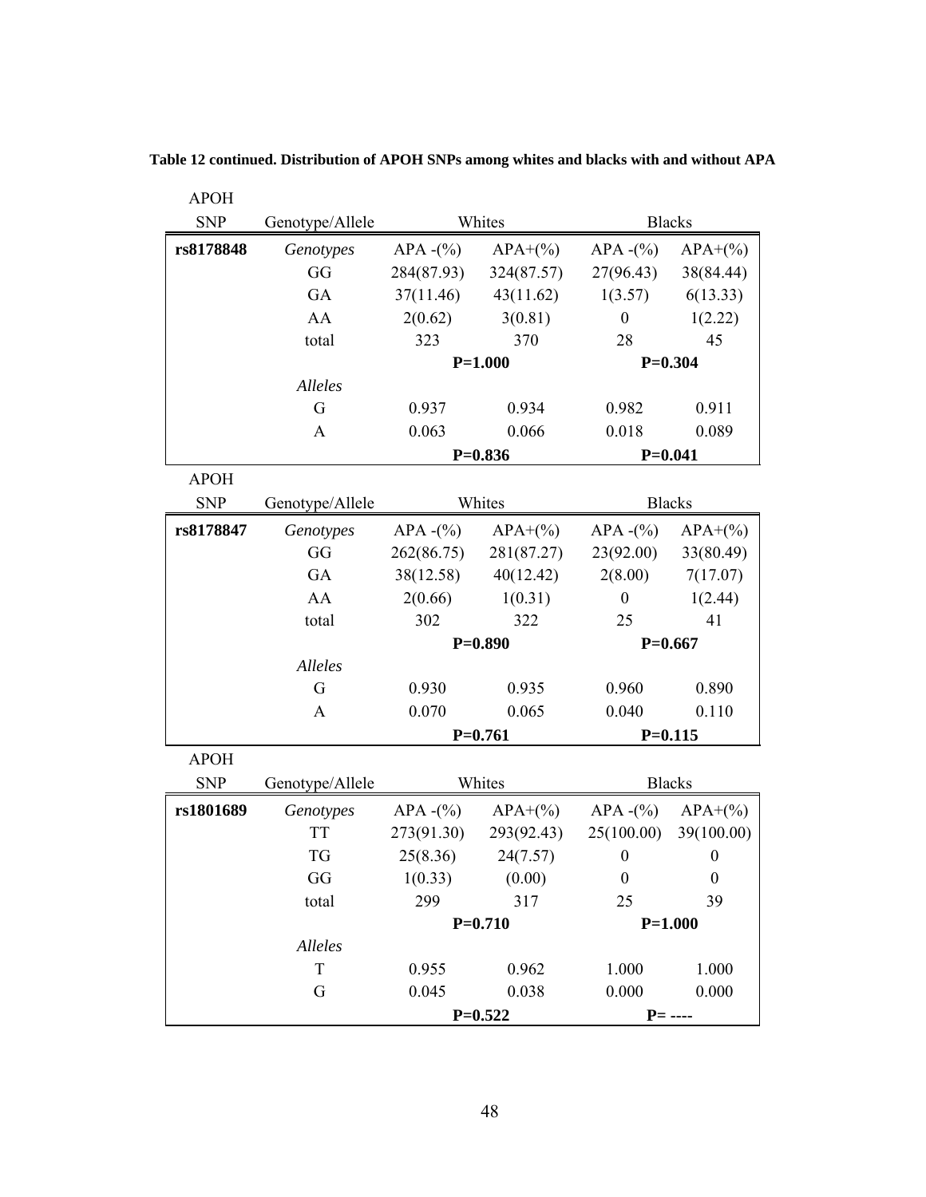**Table 12 continued. Distribution of APOH SNPs among whites and blacks with and without APA**

| APOH SNP | Genotype/Allele | Whites | | Blacks | |
|---|---|---|---|---|---|
| **rs8178848** | *Genotypes* | APA -(%) | APA+(%) | APA -(%) | APA+(%) |
| | GG | 284(87.93) | 324(87.57) | 27(96.43) | 38(84.44) |
| | GA | 37(11.46) | 43(11.62) | 1(3.57) | 6(13.33) |
| | AA | 2(0.62) | 3(0.81) | 0 | 1(2.22) |
| | total | 323 | 370 | 28 | 45 |
| | | **P=1.000** | | **P=0.304** | |
| | *Alleles* | | | | |
| | G | 0.937 | 0.934 | 0.982 | 0.911 |
| | A | 0.063 | 0.066 | 0.018 | 0.089 |
| | | **P=0.836** | | **P=0.041** | |

| APOH SNP | Genotype/Allele | Whites | | Blacks | |
|---|---|---|---|---|---|
| **rs8178847** | *Genotypes* | APA -(%) | APA+(%) | APA -(%) | APA+(%) |
| | GG | 262(86.75) | 281(87.27) | 23(92.00) | 33(80.49) |
| | GA | 38(12.58) | 40(12.42) | 2(8.00) | 7(17.07) |
| | AA | 2(0.66) | 1(0.31) | 0 | 1(2.44) |
| | total | 302 | 322 | 25 | 41 |
| | | **P=0.890** | | **P=0.667** | |
| | *Alleles* | | | | |
| | G | 0.930 | 0.935 | 0.960 | 0.890 |
| | A | 0.070 | 0.065 | 0.040 | 0.110 |
| | | **P=0.761** | | **P=0.115** | |

| APOH SNP | Genotype/Allele | Whites | | Blacks | |
|---|---|---|---|---|---|
| **rs1801689** | *Genotypes* | APA -(%) | APA+(%) | APA -(%) | APA+(%) |
| | TT | 273(91.30) | 293(92.43) | 25(100.00) | 39(100.00) |
| | TG | 25(8.36) | 24(7.57) | 0 | 0 |
| | GG | 1(0.33) | (0.00) | 0 | 0 |
| | total | 299 | 317 | 25 | 39 |
| | | **P=0.710** | | **P=1.000** | |
| | *Alleles* | | | | |
| | T | 0.955 | 0.962 | 1.000 | 1.000 |
| | G | 0.045 | 0.038 | 0.000 | 0.000 |
| | | **P=0.522** | | **P= ----** | |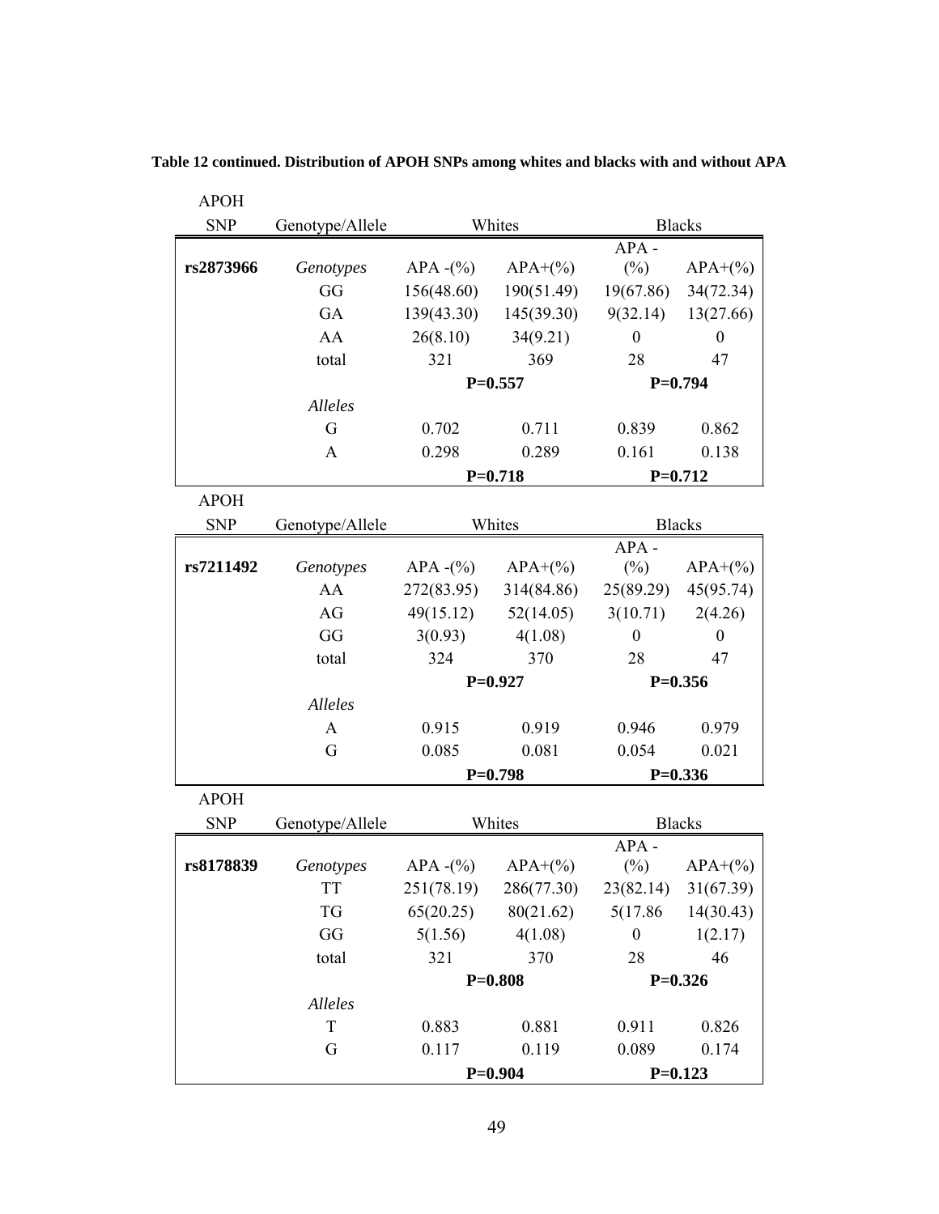**Table 12 continued. Distribution of APOH SNPs among whites and blacks with and without APA**

| APOH SNP | Genotype/Allele | Whites | | Blacks | |
|---|---|---|---|---|---|
| **rs2873966** | *Genotypes* | APA -(%) | APA+(%) | APA - (%) | APA+(%) |
| | GG | 156(48.60) | 190(51.49) | 19(67.86) | 34(72.34) |
| | GA | 139(43.30) | 145(39.30) | 9(32.14) | 13(27.66) |
| | AA | 26(8.10) | 34(9.21) | 0 | 0 |
| | total | 321 | 369 | 28 | 47 |
| | | **P=0.557** | | **P=0.794** | |
| | *Alleles* | | | | |
| | G | 0.702 | 0.711 | 0.839 | 0.862 |
| | A | 0.298 | 0.289 | 0.161 | 0.138 |
| | | **P=0.718** | | **P=0.712** | |

| APOH SNP | Genotype/Allele | Whites | | Blacks | |
|---|---|---|---|---|---|
| **rs7211492** | *Genotypes* | APA -(%) | APA+(%) | APA - (%) | APA+(%) |
| | AA | 272(83.95) | 314(84.86) | 25(89.29) | 45(95.74) |
| | AG | 49(15.12) | 52(14.05) | 3(10.71) | 2(4.26) |
| | GG | 3(0.93) | 4(1.08) | 0 | 0 |
| | total | 324 | 370 | 28 | 47 |
| | | **P=0.927** | | **P=0.356** | |
| | *Alleles* | | | | |
| | A | 0.915 | 0.919 | 0.946 | 0.979 |
| | G | 0.085 | 0.081 | 0.054 | 0.021 |
| | | **P=0.798** | | **P=0.336** | |

| APOH SNP | Genotype/Allele | Whites | | Blacks | |
|---|---|---|---|---|---|
| **rs8178839** | *Genotypes* | APA -(%) | APA+(%) | APA - (%) | APA+(%) |
| | TT | 251(78.19) | 286(77.30) | 23(82.14) | 31(67.39) |
| | TG | 65(20.25) | 80(21.62) | 5(17.86 | 14(30.43) |
| | GG | 5(1.56) | 4(1.08) | 0 | 1(2.17) |
| | total | 321 | 370 | 28 | 46 |
| | | **P=0.808** | | **P=0.326** | |
| | *Alleles* | | | | |
| | T | 0.883 | 0.881 | 0.911 | 0.826 |
| | G | 0.117 | 0.119 | 0.089 | 0.174 |
| | | **P=0.904** | | **P=0.123** | |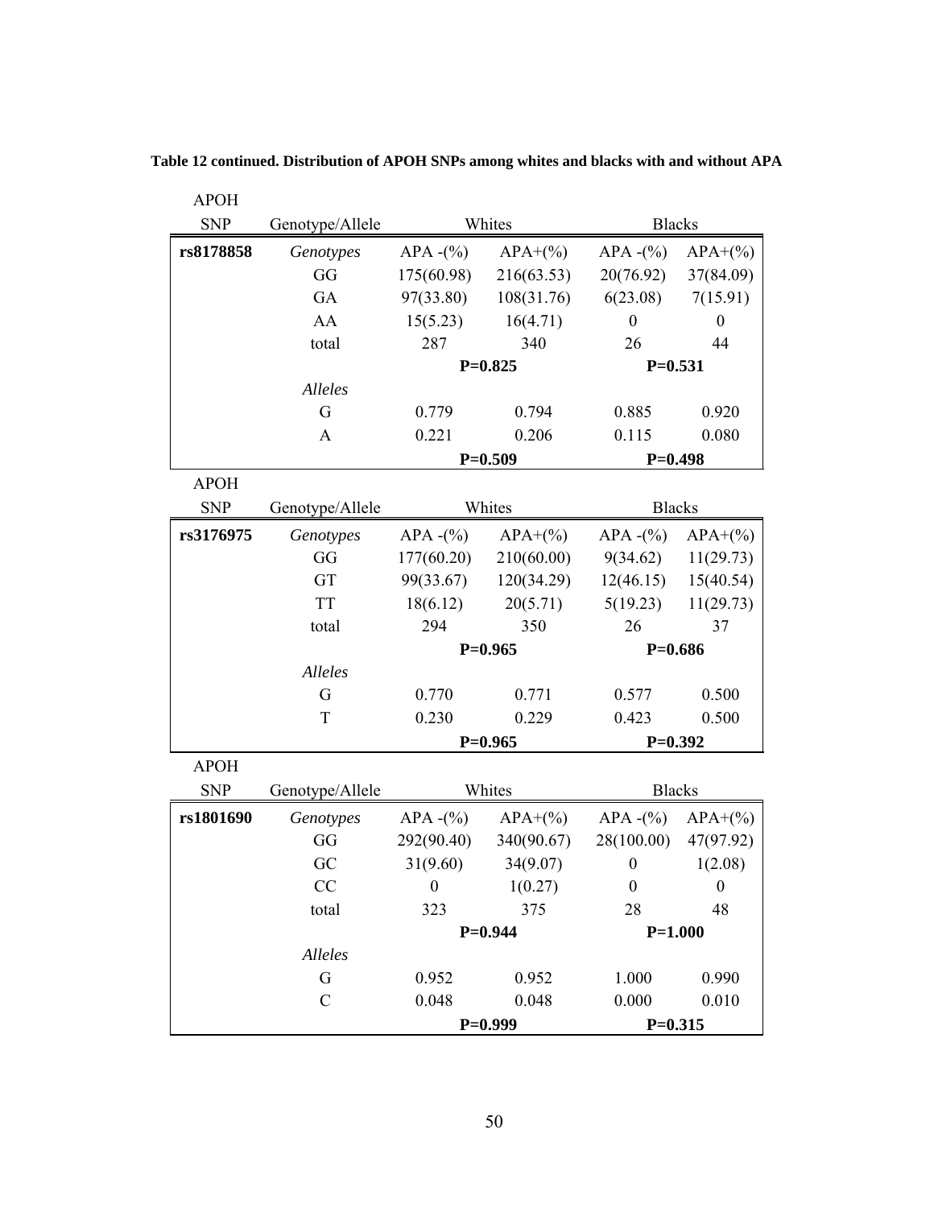**Table 12 continued. Distribution of APOH SNPs among whites and blacks with and without APA**

| APOH SNP | Genotype/Allele | Whites | | Blacks | |
|---|---|---|---|---|---|
| **rs8178858** | *Genotypes* | APA -(%) | APA+(%) | APA -(%) | APA+(%) |
| | GG | 175(60.98) | 216(63.53) | 20(76.92) | 37(84.09) |
| | GA | 97(33.80) | 108(31.76) | 6(23.08) | 7(15.91) |
| | AA | 15(5.23) | 16(4.71) | 0 | 0 |
| | total | 287 | 340 | 26 | 44 |
| | | **P=0.825** | | **P=0.531** | |
| | *Alleles* | | | | |
| | G | 0.779 | 0.794 | 0.885 | 0.920 |
| | A | 0.221 | 0.206 | 0.115 | 0.080 |
| | | **P=0.509** | | **P=0.498** | |

| APOH SNP | Genotype/Allele | Whites | | Blacks | |
|---|---|---|---|---|---|
| **rs3176975** | *Genotypes* | APA -(%) | APA+(%) | APA -(%) | APA+(%) |
| | GG | 177(60.20) | 210(60.00) | 9(34.62) | 11(29.73) |
| | GT | 99(33.67) | 120(34.29) | 12(46.15) | 15(40.54) |
| | TT | 18(6.12) | 20(5.71) | 5(19.23) | 11(29.73) |
| | total | 294 | 350 | 26 | 37 |
| | | **P=0.965** | | **P=0.686** | |
| | *Alleles* | | | | |
| | G | 0.770 | 0.771 | 0.577 | 0.500 |
| | T | 0.230 | 0.229 | 0.423 | 0.500 |
| | | **P=0.965** | | **P=0.392** | |

| APOH SNP | Genotype/Allele | Whites | | Blacks | |
|---|---|---|---|---|---|
| **rs1801690** | *Genotypes* | APA -(%) | APA+(%) | APA -(%) | APA+(%) |
| | GG | 292(90.40) | 340(90.67) | 28(100.00) | 47(97.92) |
| | GC | 31(9.60) | 34(9.07) | 0 | 1(2.08) |
| | CC | 0 | 1(0.27) | 0 | 0 |
| | total | 323 | 375 | 28 | 48 |
| | | **P=0.944** | | **P=1.000** | |
| | *Alleles* | | | | |
| | G | 0.952 | 0.952 | 1.000 | 0.990 |
| | C | 0.048 | 0.048 | 0.000 | 0.010 |
| | | **P=0.999** | | **P=0.315** | |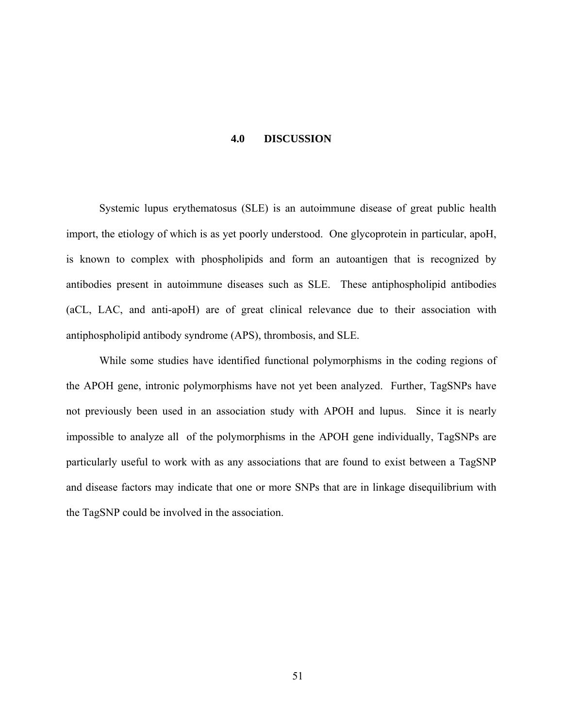# 4.0 DISCUSSION

Systemic lupus erythematosus (SLE) is an autoimmune disease of great public health import, the etiology of which is as yet poorly understood. One glycoprotein in particular, apoH, is known to complex with phospholipids and form an autoantigen that is recognized by antibodies present in autoimmune diseases such as SLE. These antiphospholipid antibodies (aCL, LAC, and anti-apoH) are of great clinical relevance due to their association with antiphospholipid antibody syndrome (APS), thrombosis, and SLE.

While some studies have identified functional polymorphisms in the coding regions of the APOH gene, intronic polymorphisms have not yet been analyzed. Further, TagSNPs have not previously been used in an association study with APOH and lupus. Since it is nearly impossible to analyze all of the polymorphisms in the APOH gene individually, TagSNPs are particularly useful to work with as any associations that are found to exist between a TagSNP and disease factors may indicate that one or more SNPs that are in linkage disequilibrium with the TagSNP could be involved in the association.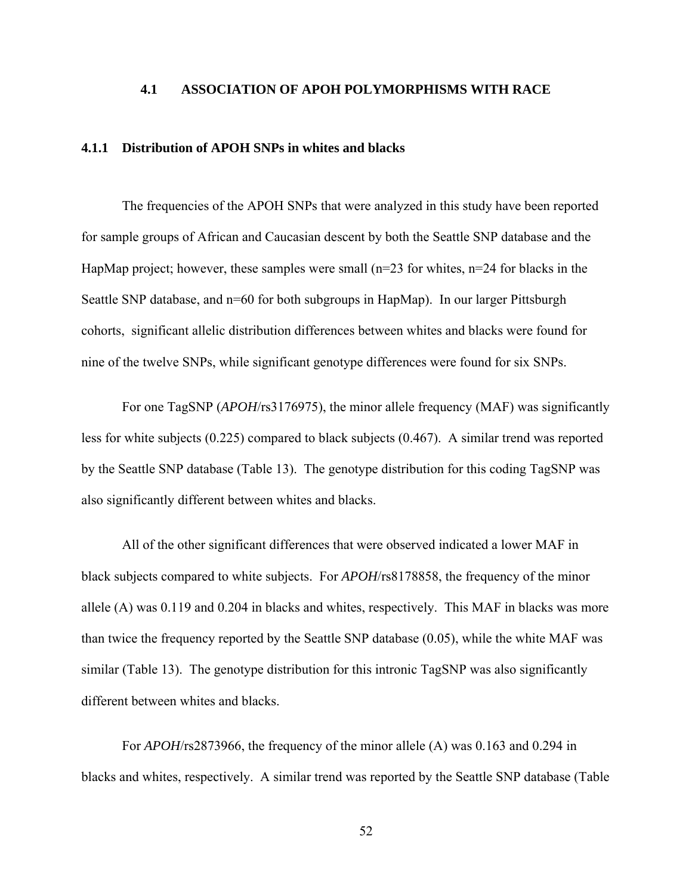## 4.1 ASSOCIATION OF APOH POLYMORPHISMS WITH RACE

### 4.1.1 Distribution of APOH SNPs in whites and blacks

The frequencies of the APOH SNPs that were analyzed in this study have been reported for sample groups of African and Caucasian descent by both the Seattle SNP database and the HapMap project; however, these samples were small (n=23 for whites, n=24 for blacks in the Seattle SNP database, and n=60 for both subgroups in HapMap). In our larger Pittsburgh cohorts, significant allelic distribution differences between whites and blacks were found for nine of the twelve SNPs, while significant genotype differences were found for six SNPs.

For one TagSNP (*APOH*/rs3176975), the minor allele frequency (MAF) was significantly less for white subjects (0.225) compared to black subjects (0.467). A similar trend was reported by the Seattle SNP database (Table 13). The genotype distribution for this coding TagSNP was also significantly different between whites and blacks.

All of the other significant differences that were observed indicated a lower MAF in black subjects compared to white subjects. For *APOH*/rs8178858, the frequency of the minor allele (A) was 0.119 and 0.204 in blacks and whites, respectively. This MAF in blacks was more than twice the frequency reported by the Seattle SNP database (0.05), while the white MAF was similar (Table 13). The genotype distribution for this intronic TagSNP was also significantly different between whites and blacks.

For *APOH*/rs2873966, the frequency of the minor allele (A) was 0.163 and 0.294 in blacks and whites, respectively. A similar trend was reported by the Seattle SNP database (Table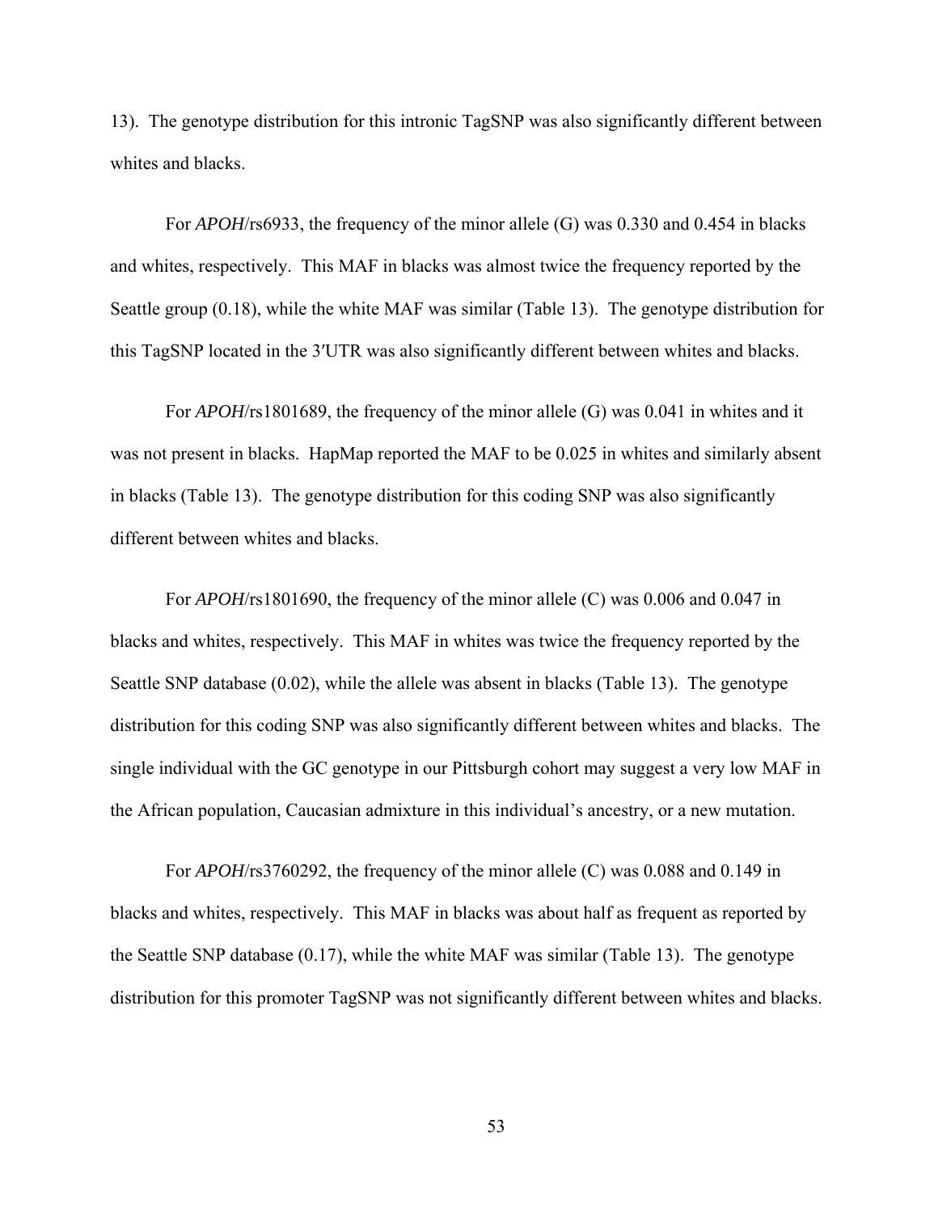13). The genotype distribution for this intronic TagSNP was also significantly different between whites and blacks.

For *APOH*/rs6933, the frequency of the minor allele (G) was 0.330 and 0.454 in blacks and whites, respectively. This MAF in blacks was almost twice the frequency reported by the Seattle group (0.18), while the white MAF was similar (Table 13). The genotype distribution for this TagSNP located in the 3′UTR was also significantly different between whites and blacks.

For *APOH*/rs1801689, the frequency of the minor allele (G) was 0.041 in whites and it was not present in blacks. HapMap reported the MAF to be 0.025 in whites and similarly absent in blacks (Table 13). The genotype distribution for this coding SNP was also significantly different between whites and blacks.

For *APOH*/rs1801690, the frequency of the minor allele (C) was 0.006 and 0.047 in blacks and whites, respectively. This MAF in whites was twice the frequency reported by the Seattle SNP database (0.02), while the allele was absent in blacks (Table 13). The genotype distribution for this coding SNP was also significantly different between whites and blacks. The single individual with the GC genotype in our Pittsburgh cohort may suggest a very low MAF in the African population, Caucasian admixture in this individual's ancestry, or a new mutation.

For *APOH*/rs3760292, the frequency of the minor allele (C) was 0.088 and 0.149 in blacks and whites, respectively. This MAF in blacks was about half as frequent as reported by the Seattle SNP database (0.17), while the white MAF was similar (Table 13). The genotype distribution for this promoter TagSNP was not significantly different between whites and blacks.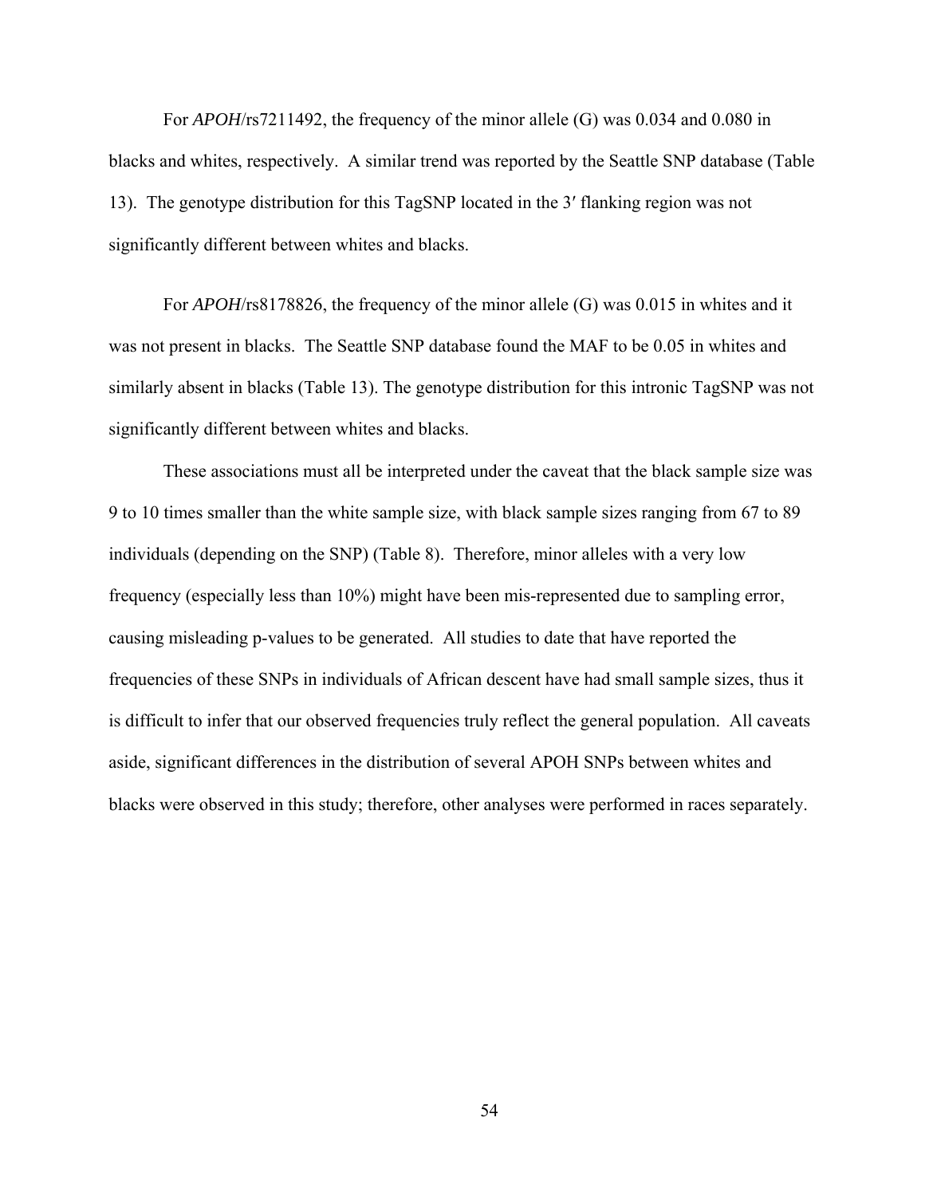For *APOH*/rs7211492, the frequency of the minor allele (G) was 0.034 and 0.080 in blacks and whites, respectively. A similar trend was reported by the Seattle SNP database (Table 13). The genotype distribution for this TagSNP located in the 3′ flanking region was not significantly different between whites and blacks.

For *APOH*/rs8178826, the frequency of the minor allele (G) was 0.015 in whites and it was not present in blacks. The Seattle SNP database found the MAF to be 0.05 in whites and similarly absent in blacks (Table 13). The genotype distribution for this intronic TagSNP was not significantly different between whites and blacks.

These associations must all be interpreted under the caveat that the black sample size was 9 to 10 times smaller than the white sample size, with black sample sizes ranging from 67 to 89 individuals (depending on the SNP) (Table 8). Therefore, minor alleles with a very low frequency (especially less than 10%) might have been mis-represented due to sampling error, causing misleading p-values to be generated. All studies to date that have reported the frequencies of these SNPs in individuals of African descent have had small sample sizes, thus it is difficult to infer that our observed frequencies truly reflect the general population. All caveats aside, significant differences in the distribution of several APOH SNPs between whites and blacks were observed in this study; therefore, other analyses were performed in races separately.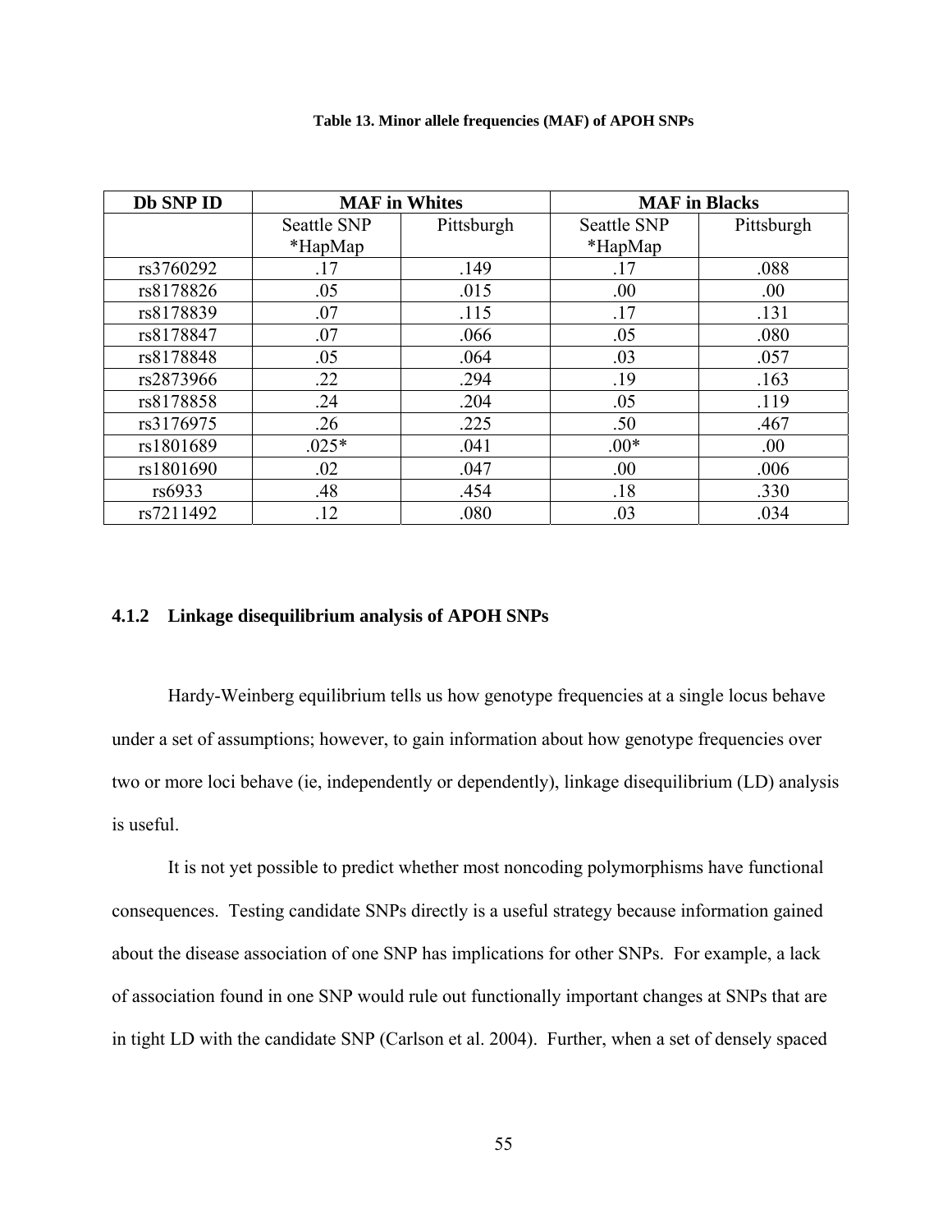**Table 13. Minor allele frequencies (MAF) of APOH SNPs**

| Db SNP ID | MAF in Whites | | MAF in Blacks | |
|---|---|---|---|---|
| | Seattle SNP *HapMap | Pittsburgh | Seattle SNP *HapMap | Pittsburgh |
| rs3760292 | .17 | .149 | .17 | .088 |
| rs8178826 | .05 | .015 | .00 | .00 |
| rs8178839 | .07 | .115 | .17 | .131 |
| rs8178847 | .07 | .066 | .05 | .080 |
| rs8178848 | .05 | .064 | .03 | .057 |
| rs2873966 | .22 | .294 | .19 | .163 |
| rs8178858 | .24 | .204 | .05 | .119 |
| rs3176975 | .26 | .225 | .50 | .467 |
| rs1801689 | .025* | .041 | .00* | .00 |
| rs1801690 | .02 | .047 | .00 | .006 |
| rs6933 | .48 | .454 | .18 | .330 |
| rs7211492 | .12 | .080 | .03 | .034 |

### 4.1.2 Linkage disequilibrium analysis of APOH SNPs

Hardy-Weinberg equilibrium tells us how genotype frequencies at a single locus behave under a set of assumptions; however, to gain information about how genotype frequencies over two or more loci behave (ie, independently or dependently), linkage disequilibrium (LD) analysis is useful.

It is not yet possible to predict whether most noncoding polymorphisms have functional consequences. Testing candidate SNPs directly is a useful strategy because information gained about the disease association of one SNP has implications for other SNPs. For example, a lack of association found in one SNP would rule out functionally important changes at SNPs that are in tight LD with the candidate SNP (Carlson et al. 2004). Further, when a set of densely spaced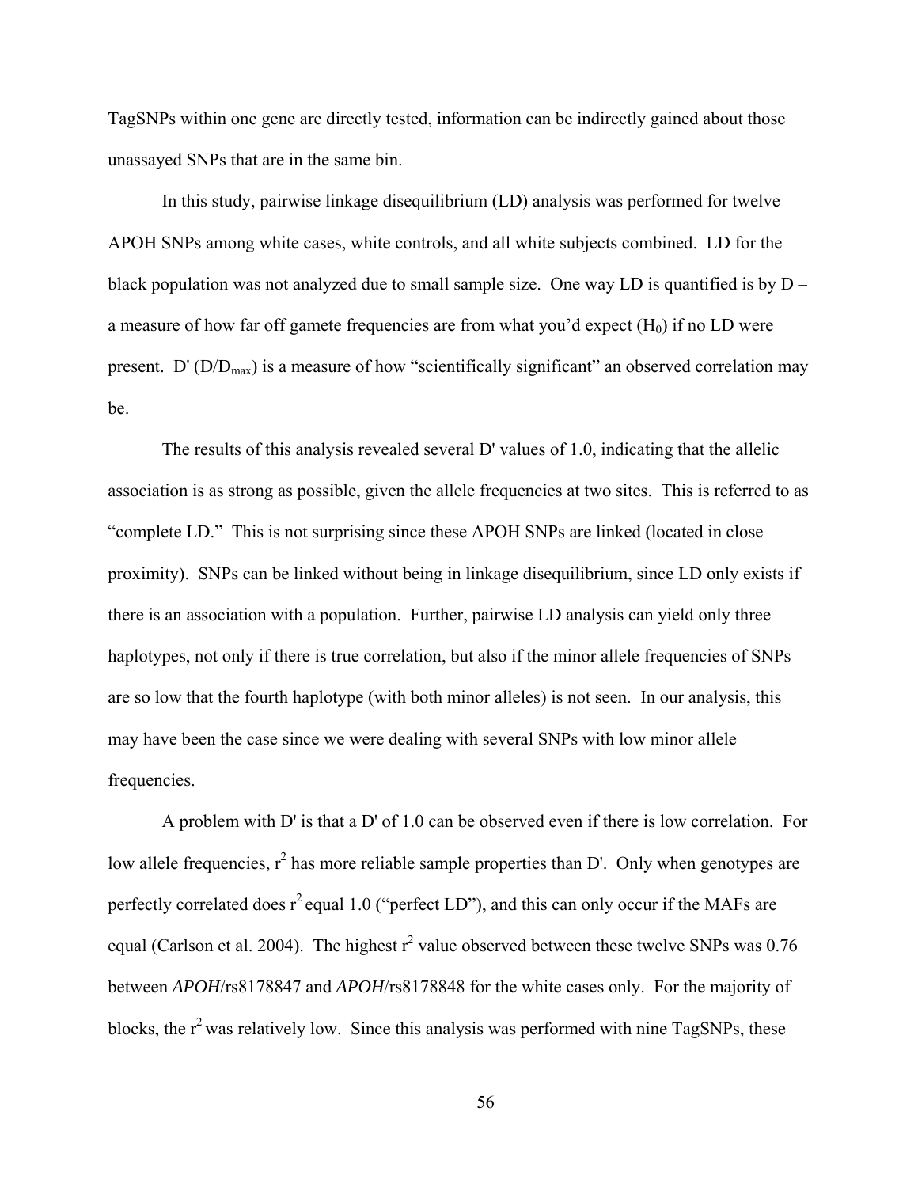TagSNPs within one gene are directly tested, information can be indirectly gained about those unassayed SNPs that are in the same bin.

In this study, pairwise linkage disequilibrium (LD) analysis was performed for twelve APOH SNPs among white cases, white controls, and all white subjects combined. LD for the black population was not analyzed due to small sample size. One way LD is quantified is by D – a measure of how far off gamete frequencies are from what you'd expect ($H_0$) if no LD were present. D' ($D/D_{max}$) is a measure of how "scientifically significant" an observed correlation may be.

The results of this analysis revealed several D' values of 1.0, indicating that the allelic association is as strong as possible, given the allele frequencies at two sites. This is referred to as "complete LD." This is not surprising since these APOH SNPs are linked (located in close proximity). SNPs can be linked without being in linkage disequilibrium, since LD only exists if there is an association with a population. Further, pairwise LD analysis can yield only three haplotypes, not only if there is true correlation, but also if the minor allele frequencies of SNPs are so low that the fourth haplotype (with both minor alleles) is not seen. In our analysis, this may have been the case since we were dealing with several SNPs with low minor allele frequencies.

A problem with D' is that a D' of 1.0 can be observed even if there is low correlation. For low allele frequencies, $r^2$ has more reliable sample properties than D'. Only when genotypes are perfectly correlated does $r^2$ equal 1.0 ("perfect LD"), and this can only occur if the MAFs are equal (Carlson et al. 2004). The highest $r^2$ value observed between these twelve SNPs was 0.76 between *APOH*/rs8178847 and *APOH*/rs8178848 for the white cases only. For the majority of blocks, the $r^2$ was relatively low. Since this analysis was performed with nine TagSNPs, these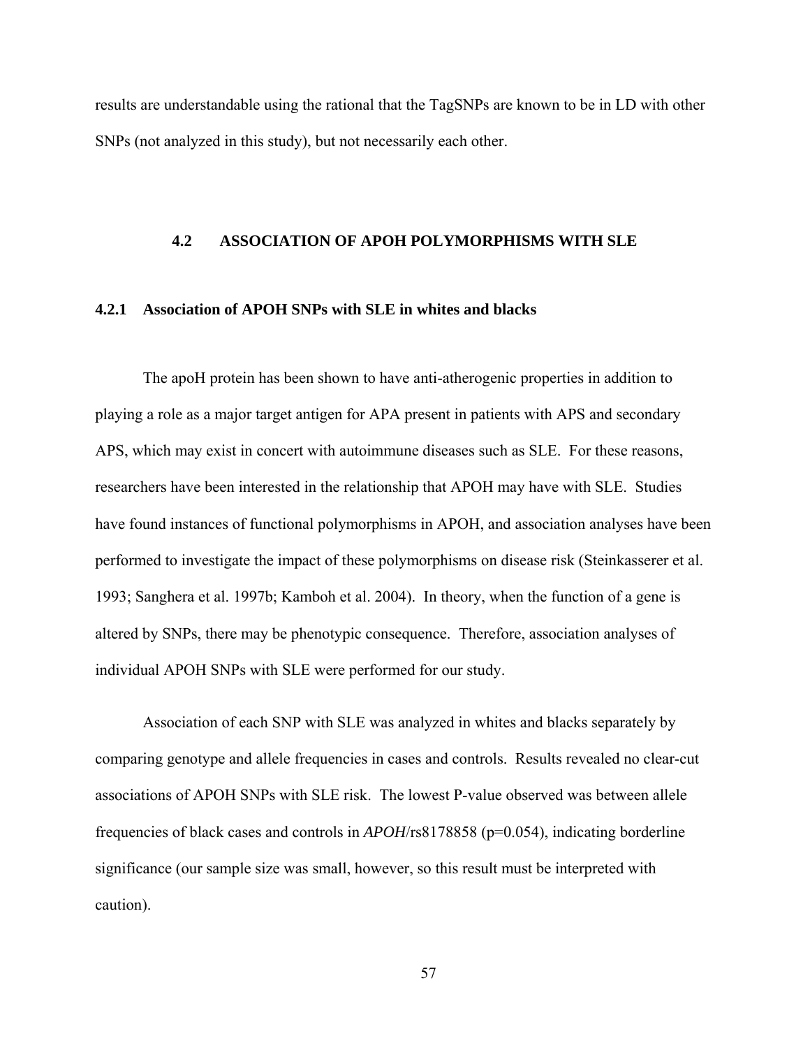results are understandable using the rational that the TagSNPs are known to be in LD with other SNPs (not analyzed in this study), but not necessarily each other.

## 4.2 ASSOCIATION OF APOH POLYMORPHISMS WITH SLE

### 4.2.1 Association of APOH SNPs with SLE in whites and blacks

The apoH protein has been shown to have anti-atherogenic properties in addition to playing a role as a major target antigen for APA present in patients with APS and secondary APS, which may exist in concert with autoimmune diseases such as SLE. For these reasons, researchers have been interested in the relationship that APOH may have with SLE. Studies have found instances of functional polymorphisms in APOH, and association analyses have been performed to investigate the impact of these polymorphisms on disease risk (Steinkasserer et al. 1993; Sanghera et al. 1997b; Kamboh et al. 2004). In theory, when the function of a gene is altered by SNPs, there may be phenotypic consequence. Therefore, association analyses of individual APOH SNPs with SLE were performed for our study.

Association of each SNP with SLE was analyzed in whites and blacks separately by comparing genotype and allele frequencies in cases and controls. Results revealed no clear-cut associations of APOH SNPs with SLE risk. The lowest P-value observed was between allele frequencies of black cases and controls in *APOH*/rs8178858 (p=0.054), indicating borderline significance (our sample size was small, however, so this result must be interpreted with caution).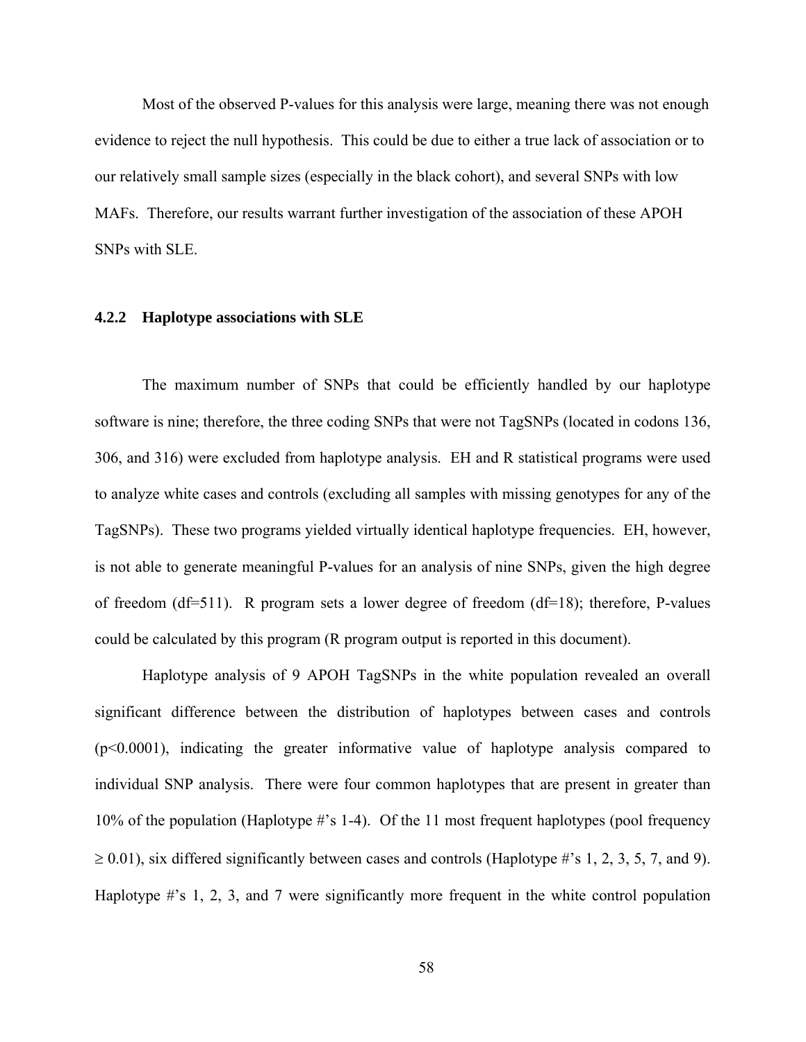Most of the observed P-values for this analysis were large, meaning there was not enough evidence to reject the null hypothesis. This could be due to either a true lack of association or to our relatively small sample sizes (especially in the black cohort), and several SNPs with low MAFs. Therefore, our results warrant further investigation of the association of these APOH SNPs with SLE.

### 4.2.2 Haplotype associations with SLE

The maximum number of SNPs that could be efficiently handled by our haplotype software is nine; therefore, the three coding SNPs that were not TagSNPs (located in codons 136, 306, and 316) were excluded from haplotype analysis. EH and R statistical programs were used to analyze white cases and controls (excluding all samples with missing genotypes for any of the TagSNPs). These two programs yielded virtually identical haplotype frequencies. EH, however, is not able to generate meaningful P-values for an analysis of nine SNPs, given the high degree of freedom (df=511). R program sets a lower degree of freedom (df=18); therefore, P-values could be calculated by this program (R program output is reported in this document).

Haplotype analysis of 9 APOH TagSNPs in the white population revealed an overall significant difference between the distribution of haplotypes between cases and controls ($p<0.0001$), indicating the greater informative value of haplotype analysis compared to individual SNP analysis. There were four common haplotypes that are present in greater than 10% of the population (Haplotype #'s 1-4). Of the 11 most frequent haplotypes (pool frequency $\geq 0.01$), six differed significantly between cases and controls (Haplotype #'s 1, 2, 3, 5, 7, and 9). Haplotype #'s 1, 2, 3, and 7 were significantly more frequent in the white control population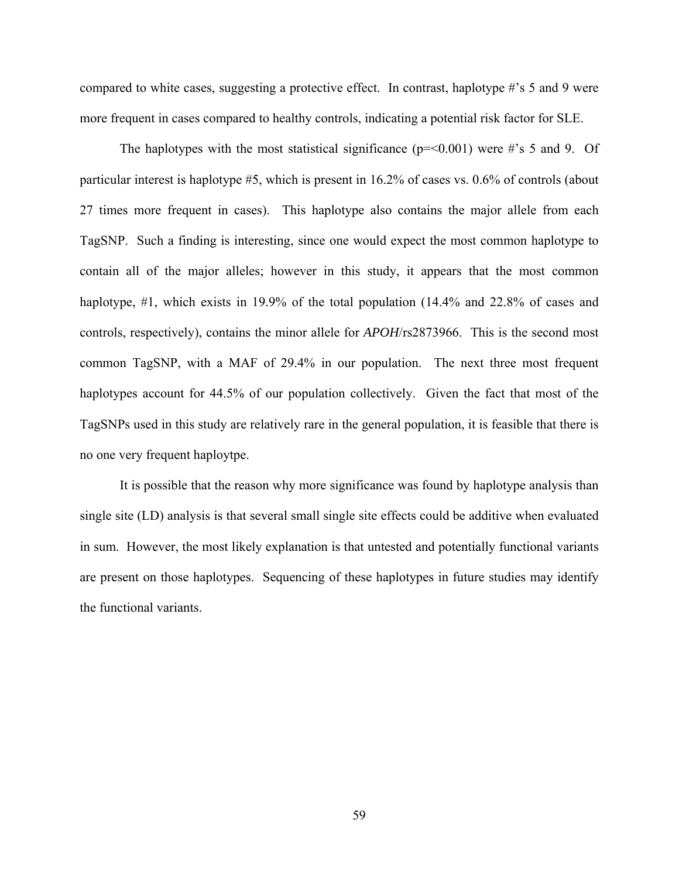compared to white cases, suggesting a protective effect. In contrast, haplotype #'s 5 and 9 were more frequent in cases compared to healthy controls, indicating a potential risk factor for SLE.

The haplotypes with the most statistical significance ($p=<0.001$) were #'s 5 and 9. Of particular interest is haplotype #5, which is present in 16.2% of cases vs. 0.6% of controls (about 27 times more frequent in cases). This haplotype also contains the major allele from each TagSNP. Such a finding is interesting, since one would expect the most common haplotype to contain all of the major alleles; however in this study, it appears that the most common haplotype, #1, which exists in 19.9% of the total population (14.4% and 22.8% of cases and controls, respectively), contains the minor allele for *APOH*/rs2873966. This is the second most common TagSNP, with a MAF of 29.4% in our population. The next three most frequent haplotypes account for 44.5% of our population collectively. Given the fact that most of the TagSNPs used in this study are relatively rare in the general population, it is feasible that there is no one very frequent haploytpe.

It is possible that the reason why more significance was found by haplotype analysis than single site (LD) analysis is that several small single site effects could be additive when evaluated in sum. However, the most likely explanation is that untested and potentially functional variants are present on those haplotypes. Sequencing of these haplotypes in future studies may identify the functional variants.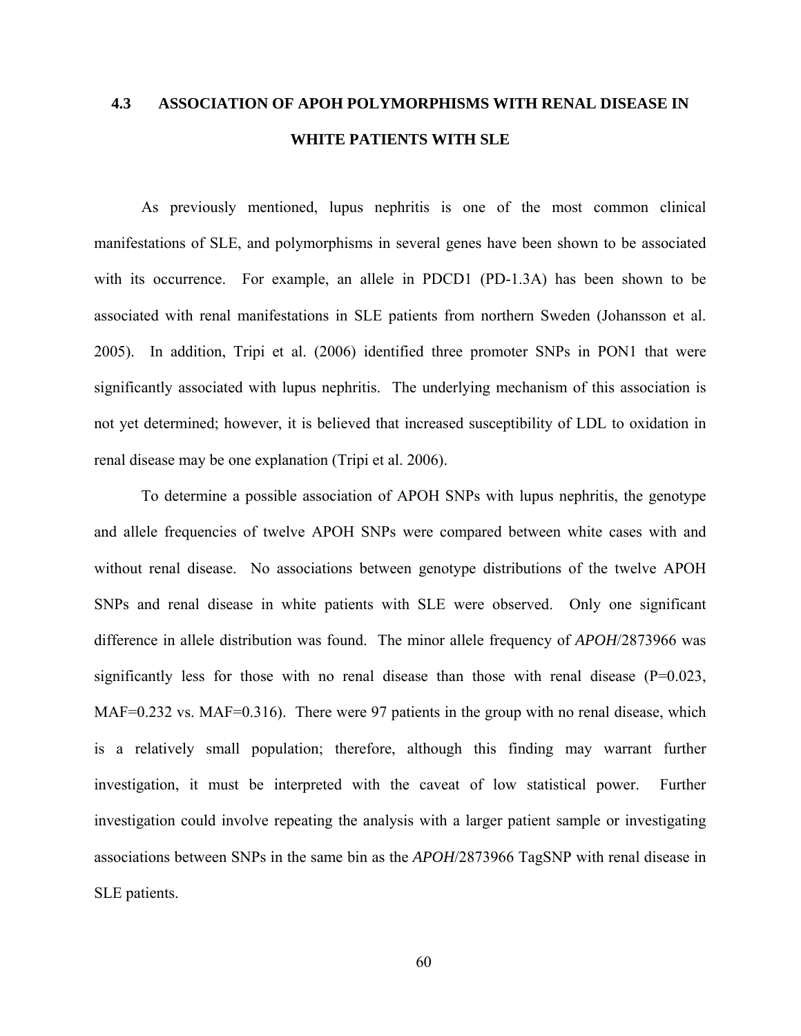### 4.3 ASSOCIATION OF APOH POLYMORPHISMS WITH RENAL DISEASE IN WHITE PATIENTS WITH SLE

As previously mentioned, lupus nephritis is one of the most common clinical manifestations of SLE, and polymorphisms in several genes have been shown to be associated with its occurrence. For example, an allele in PDCD1 (PD-1.3A) has been shown to be associated with renal manifestations in SLE patients from northern Sweden (Johansson et al. 2005). In addition, Tripi et al. (2006) identified three promoter SNPs in PON1 that were significantly associated with lupus nephritis. The underlying mechanism of this association is not yet determined; however, it is believed that increased susceptibility of LDL to oxidation in renal disease may be one explanation (Tripi et al. 2006).

To determine a possible association of APOH SNPs with lupus nephritis, the genotype and allele frequencies of twelve APOH SNPs were compared between white cases with and without renal disease. No associations between genotype distributions of the twelve APOH SNPs and renal disease in white patients with SLE were observed. Only one significant difference in allele distribution was found. The minor allele frequency of *APOH*/2873966 was significantly less for those with no renal disease than those with renal disease (P=0.023, MAF=0.232 vs. MAF=0.316). There were 97 patients in the group with no renal disease, which is a relatively small population; therefore, although this finding may warrant further investigation, it must be interpreted with the caveat of low statistical power. Further investigation could involve repeating the analysis with a larger patient sample or investigating associations between SNPs in the same bin as the *APOH*/2873966 TagSNP with renal disease in SLE patients.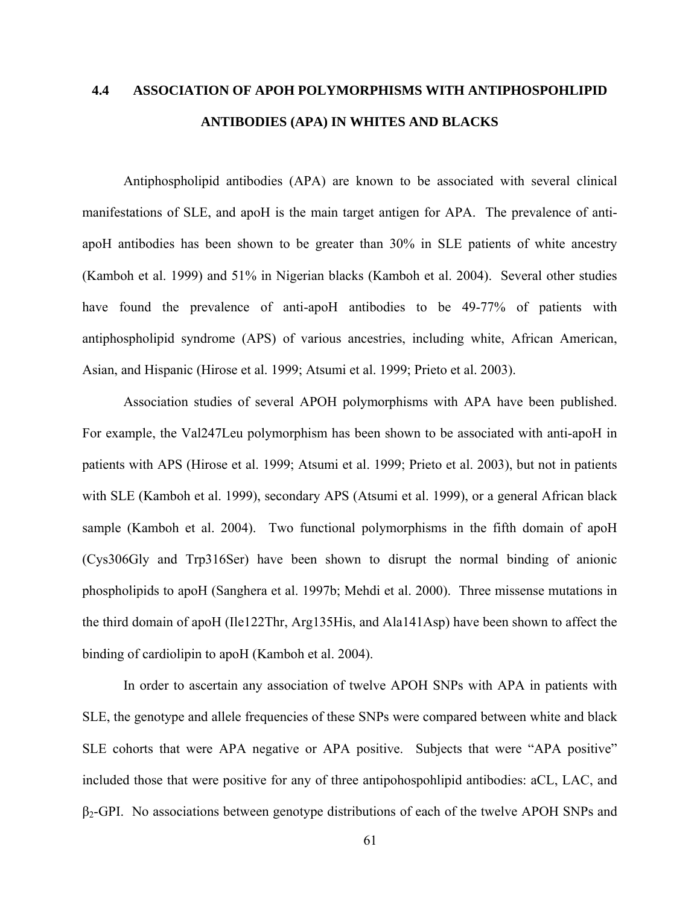## 4.4 ASSOCIATION OF APOH POLYMORPHISMS WITH ANTIPHOSPOHLIPID ANTIBODIES (APA) IN WHITES AND BLACKS

Antiphospholipid antibodies (APA) are known to be associated with several clinical manifestations of SLE, and apoH is the main target antigen for APA. The prevalence of anti-apoH antibodies has been shown to be greater than 30% in SLE patients of white ancestry (Kamboh et al. 1999) and 51% in Nigerian blacks (Kamboh et al. 2004). Several other studies have found the prevalence of anti-apoH antibodies to be 49-77% of patients with antiphospholipid syndrome (APS) of various ancestries, including white, African American, Asian, and Hispanic (Hirose et al. 1999; Atsumi et al. 1999; Prieto et al. 2003).

Association studies of several APOH polymorphisms with APA have been published. For example, the Val247Leu polymorphism has been shown to be associated with anti-apoH in patients with APS (Hirose et al. 1999; Atsumi et al. 1999; Prieto et al. 2003), but not in patients with SLE (Kamboh et al. 1999), secondary APS (Atsumi et al. 1999), or a general African black sample (Kamboh et al. 2004). Two functional polymorphisms in the fifth domain of apoH (Cys306Gly and Trp316Ser) have been shown to disrupt the normal binding of anionic phospholipids to apoH (Sanghera et al. 1997b; Mehdi et al. 2000). Three missense mutations in the third domain of apoH (Ile122Thr, Arg135His, and Ala141Asp) have been shown to affect the binding of cardiolipin to apoH (Kamboh et al. 2004).

In order to ascertain any association of twelve APOH SNPs with APA in patients with SLE, the genotype and allele frequencies of these SNPs were compared between white and black SLE cohorts that were APA negative or APA positive. Subjects that were "APA positive" included those that were positive for any of three antipohospohlipid antibodies: aCL, LAC, and $\beta_2$-GPI. No associations between genotype distributions of each of the twelve APOH SNPs and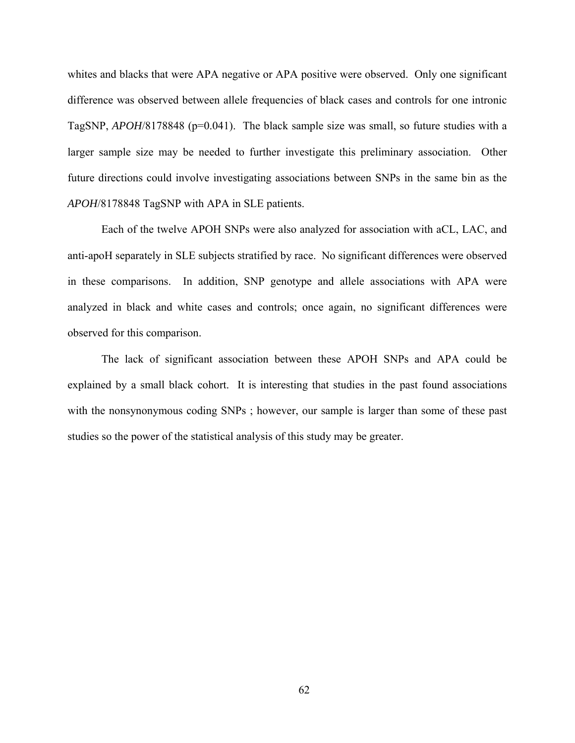whites and blacks that were APA negative or APA positive were observed. Only one significant difference was observed between allele frequencies of black cases and controls for one intronic TagSNP, *APOH*/8178848 (p=0.041). The black sample size was small, so future studies with a larger sample size may be needed to further investigate this preliminary association. Other future directions could involve investigating associations between SNPs in the same bin as the *APOH*/8178848 TagSNP with APA in SLE patients.

Each of the twelve APOH SNPs were also analyzed for association with aCL, LAC, and anti-apoH separately in SLE subjects stratified by race. No significant differences were observed in these comparisons. In addition, SNP genotype and allele associations with APA were analyzed in black and white cases and controls; once again, no significant differences were observed for this comparison.

The lack of significant association between these APOH SNPs and APA could be explained by a small black cohort. It is interesting that studies in the past found associations with the nonsynonymous coding SNPs ; however, our sample is larger than some of these past studies so the power of the statistical analysis of this study may be greater.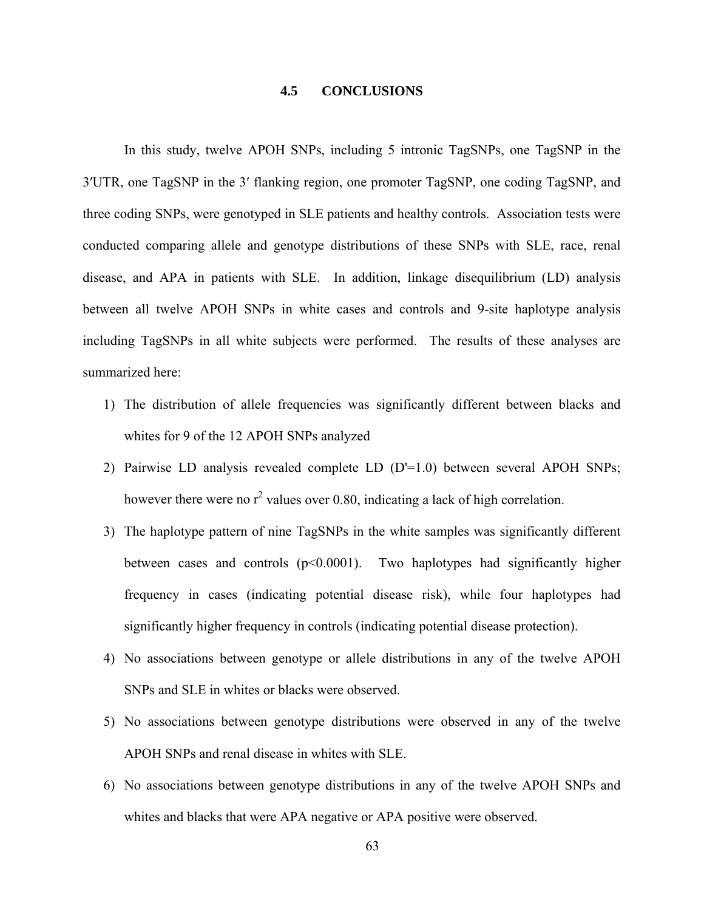## 4.5 CONCLUSIONS

In this study, twelve APOH SNPs, including 5 intronic TagSNPs, one TagSNP in the 3′UTR, one TagSNP in the 3′ flanking region, one promoter TagSNP, one coding TagSNP, and three coding SNPs, were genotyped in SLE patients and healthy controls. Association tests were conducted comparing allele and genotype distributions of these SNPs with SLE, race, renal disease, and APA in patients with SLE. In addition, linkage disequilibrium (LD) analysis between all twelve APOH SNPs in white cases and controls and 9-site haplotype analysis including TagSNPs in all white subjects were performed. The results of these analyses are summarized here:

1) The distribution of allele frequencies was significantly different between blacks and whites for 9 of the 12 APOH SNPs analyzed
2) Pairwise LD analysis revealed complete LD (D'=1.0) between several APOH SNPs; however there were no $r^2$ values over 0.80, indicating a lack of high correlation.
3) The haplotype pattern of nine TagSNPs in the white samples was significantly different between cases and controls ($p<0.0001$). Two haplotypes had significantly higher frequency in cases (indicating potential disease risk), while four haplotypes had significantly higher frequency in controls (indicating potential disease protection).
4) No associations between genotype or allele distributions in any of the twelve APOH SNPs and SLE in whites or blacks were observed.
5) No associations between genotype distributions were observed in any of the twelve APOH SNPs and renal disease in whites with SLE.
6) No associations between genotype distributions in any of the twelve APOH SNPs and whites and blacks that were APA negative or APA positive were observed.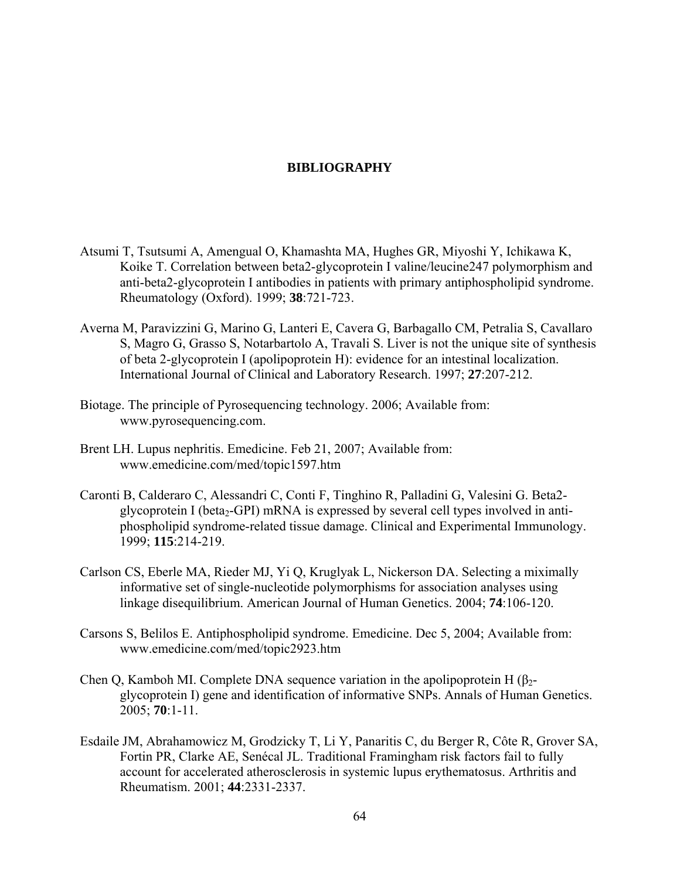# BIBLIOGRAPHY

Atsumi T, Tsutsumi A, Amengual O, Khamashta MA, Hughes GR, Miyoshi Y, Ichikawa K, Koike T. Correlation between beta2-glycoprotein I valine/leucine247 polymorphism and anti-beta2-glycoprotein I antibodies in patients with primary antiphospholipid syndrome. Rheumatology (Oxford). 1999; **38**:721-723.

Averna M, Paravizzini G, Marino G, Lanteri E, Cavera G, Barbagallo CM, Petralia S, Cavallaro S, Magro G, Grasso S, Notarbartolo A, Travali S. Liver is not the unique site of synthesis of beta 2-glycoprotein I (apolipoprotein H): evidence for an intestinal localization. International Journal of Clinical and Laboratory Research. 1997; **27**:207-212.

Biotage. The principle of Pyrosequencing technology. 2006; Available from: www.pyrosequencing.com.

Brent LH. Lupus nephritis. Emedicine. Feb 21, 2007; Available from: www.emedicine.com/med/topic1597.htm

Caronti B, Calderaro C, Alessandri C, Conti F, Tinghino R, Palladini G, Valesini G. Beta2-glycoprotein I (beta$_2$-GPI) mRNA is expressed by several cell types involved in anti-phospholipid syndrome-related tissue damage. Clinical and Experimental Immunology. 1999; **115**:214-219.

Carlson CS, Eberle MA, Rieder MJ, Yi Q, Kruglyak L, Nickerson DA. Selecting a maximally informative set of single-nucleotide polymorphisms for association analyses using linkage disequilibrium. American Journal of Human Genetics. 2004; **74**:106-120.

Carsons S, Belilos E. Antiphospholipid syndrome. Emedicine. Dec 5, 2004; Available from: www.emedicine.com/med/topic2923.htm

Chen Q, Kamboh MI. Complete DNA sequence variation in the apolipoprotein H ($\beta_2$-glycoprotein I) gene and identification of informative SNPs. Annals of Human Genetics. 2005; **70**:1-11.

Esdaile JM, Abrahamowicz M, Grodzicky T, Li Y, Panaritis C, du Berger R, Côte R, Grover SA, Fortin PR, Clarke AE, Senécal JL. Traditional Framingham risk factors fail to fully account for accelerated atherosclerosis in systemic lupus erythematosus. Arthritis and Rheumatism. 2001; **44**:2331-2337.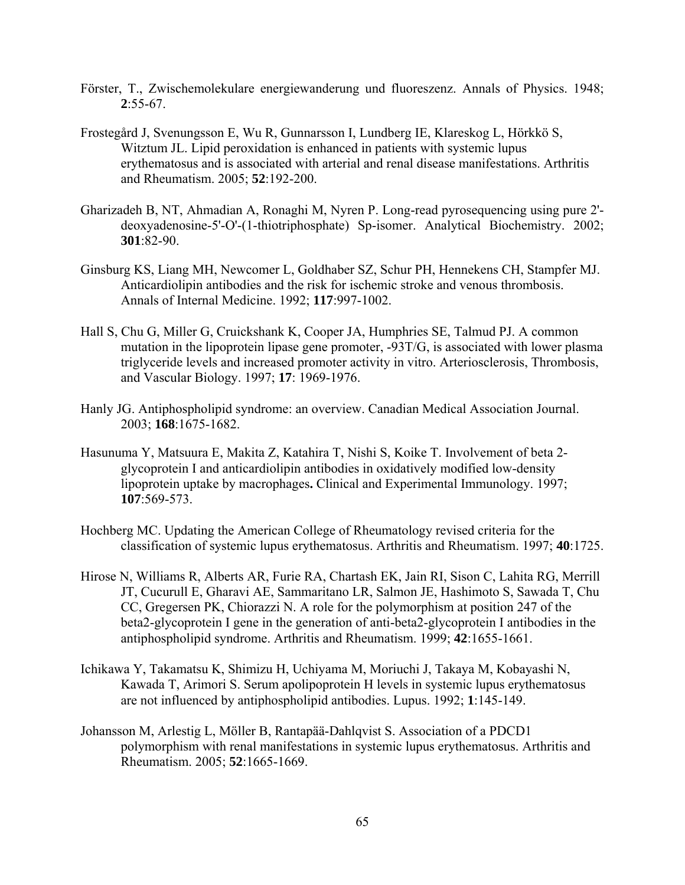Förster, T., Zwischemolekulare energiewanderung und fluoreszenz. Annals of Physics. 1948; **2**:55-67.

Frostegård J, Svenungsson E, Wu R, Gunnarsson I, Lundberg IE, Klareskog L, Hörkkö S, Witztum JL. Lipid peroxidation is enhanced in patients with systemic lupus erythematosus and is associated with arterial and renal disease manifestations. Arthritis and Rheumatism. 2005; **52**:192-200.

Gharizadeh B, NT, Ahmadian A, Ronaghi M, Nyren P. Long-read pyrosequencing using pure 2'-deoxyadenosine-5'-O'-(1-thiotriphosphate) Sp-isomer. Analytical Biochemistry. 2002; **301**:82-90.

Ginsburg KS, Liang MH, Newcomer L, Goldhaber SZ, Schur PH, Hennekens CH, Stampfer MJ. Anticardiolipin antibodies and the risk for ischemic stroke and venous thrombosis. Annals of Internal Medicine. 1992; **117**:997-1002.

Hall S, Chu G, Miller G, Cruickshank K, Cooper JA, Humphries SE, Talmud PJ. A common mutation in the lipoprotein lipase gene promoter, -93T/G, is associated with lower plasma triglyceride levels and increased promoter activity in vitro. Arteriosclerosis, Thrombosis, and Vascular Biology. 1997; **17**: 1969-1976.

Hanly JG. Antiphospholipid syndrome: an overview. Canadian Medical Association Journal. 2003; **168**:1675-1682.

Hasunuma Y, Matsuura E, Makita Z, Katahira T, Nishi S, Koike T. Involvement of beta 2-glycoprotein I and anticardiolipin antibodies in oxidatively modified low-density lipoprotein uptake by macrophages**.** Clinical and Experimental Immunology. 1997; **107**:569-573.

Hochberg MC. Updating the American College of Rheumatology revised criteria for the classification of systemic lupus erythematosus. Arthritis and Rheumatism. 1997; **40**:1725.

Hirose N, Williams R, Alberts AR, Furie RA, Chartash EK, Jain RI, Sison C, Lahita RG, Merrill JT, Cucurull E, Gharavi AE, Sammaritano LR, Salmon JE, Hashimoto S, Sawada T, Chu CC, Gregersen PK, Chiorazzi N. A role for the polymorphism at position 247 of the beta2-glycoprotein I gene in the generation of anti-beta2-glycoprotein I antibodies in the antiphospholipid syndrome. Arthritis and Rheumatism. 1999; **42**:1655-1661.

Ichikawa Y, Takamatsu K, Shimizu H, Uchiyama M, Moriuchi J, Takaya M, Kobayashi N, Kawada T, Arimori S. Serum apolipoprotein H levels in systemic lupus erythematosus are not influenced by antiphospholipid antibodies. Lupus. 1992; **1**:145-149.

Johansson M, Arlestig L, Möller B, Rantapää-Dahlqvist S. Association of a PDCD1 polymorphism with renal manifestations in systemic lupus erythematosus. Arthritis and Rheumatism. 2005; **52**:1665-1669.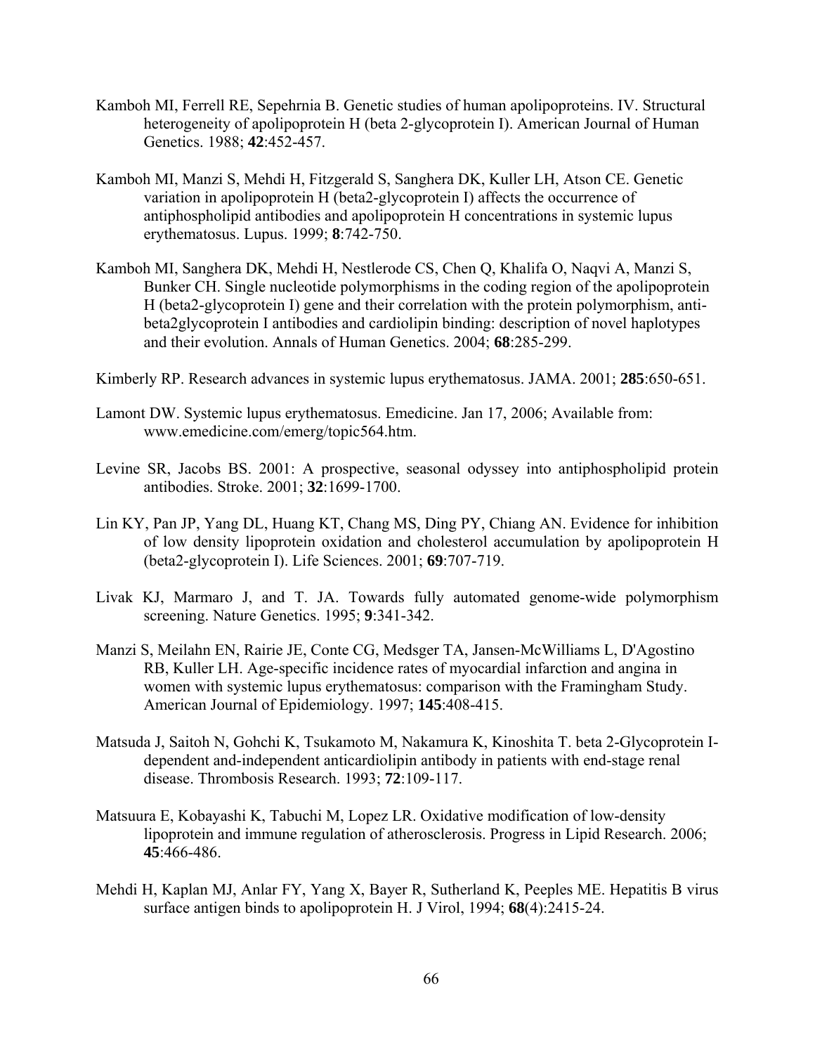Kamboh MI, Ferrell RE, Sepehrnia B. Genetic studies of human apolipoproteins. IV. Structural heterogeneity of apolipoprotein H (beta 2-glycoprotein I). American Journal of Human Genetics. 1988; **42**:452-457.

Kamboh MI, Manzi S, Mehdi H, Fitzgerald S, Sanghera DK, Kuller LH, Atson CE. Genetic variation in apolipoprotein H (beta2-glycoprotein I) affects the occurrence of antiphospholipid antibodies and apolipoprotein H concentrations in systemic lupus erythematosus. Lupus. 1999; **8**:742-750.

Kamboh MI, Sanghera DK, Mehdi H, Nestlerode CS, Chen Q, Khalifa O, Naqvi A, Manzi S, Bunker CH. Single nucleotide polymorphisms in the coding region of the apolipoprotein H (beta2-glycoprotein I) gene and their correlation with the protein polymorphism, anti-beta2glycoprotein I antibodies and cardiolipin binding: description of novel haplotypes and their evolution. Annals of Human Genetics. 2004; **68**:285-299.

Kimberly RP. Research advances in systemic lupus erythematosus. JAMA. 2001; **285**:650-651.

Lamont DW. Systemic lupus erythematosus. Emedicine. Jan 17, 2006; Available from: www.emedicine.com/emerg/topic564.htm.

Levine SR, Jacobs BS. 2001: A prospective, seasonal odyssey into antiphospholipid protein antibodies. Stroke. 2001; **32**:1699-1700.

Lin KY, Pan JP, Yang DL, Huang KT, Chang MS, Ding PY, Chiang AN. Evidence for inhibition of low density lipoprotein oxidation and cholesterol accumulation by apolipoprotein H (beta2-glycoprotein I). Life Sciences. 2001; **69**:707-719.

Livak KJ, Marmaro J, and T. JA. Towards fully automated genome-wide polymorphism screening. Nature Genetics. 1995; **9**:341-342.

Manzi S, Meilahn EN, Rairie JE, Conte CG, Medsger TA, Jansen-McWilliams L, D'Agostino RB, Kuller LH. Age-specific incidence rates of myocardial infarction and angina in women with systemic lupus erythematosus: comparison with the Framingham Study. American Journal of Epidemiology. 1997; **145**:408-415.

Matsuda J, Saitoh N, Gohchi K, Tsukamoto M, Nakamura K, Kinoshita T. beta 2-Glycoprotein I-dependent and-independent anticardiolipin antibody in patients with end-stage renal disease. Thrombosis Research. 1993; **72**:109-117.

Matsuura E, Kobayashi K, Tabuchi M, Lopez LR. Oxidative modification of low-density lipoprotein and immune regulation of atherosclerosis. Progress in Lipid Research. 2006; **45**:466-486.

Mehdi H, Kaplan MJ, Anlar FY, Yang X, Bayer R, Sutherland K, Peeples ME. Hepatitis B virus surface antigen binds to apolipoprotein H. J Virol, 1994; **68**(4):2415-24.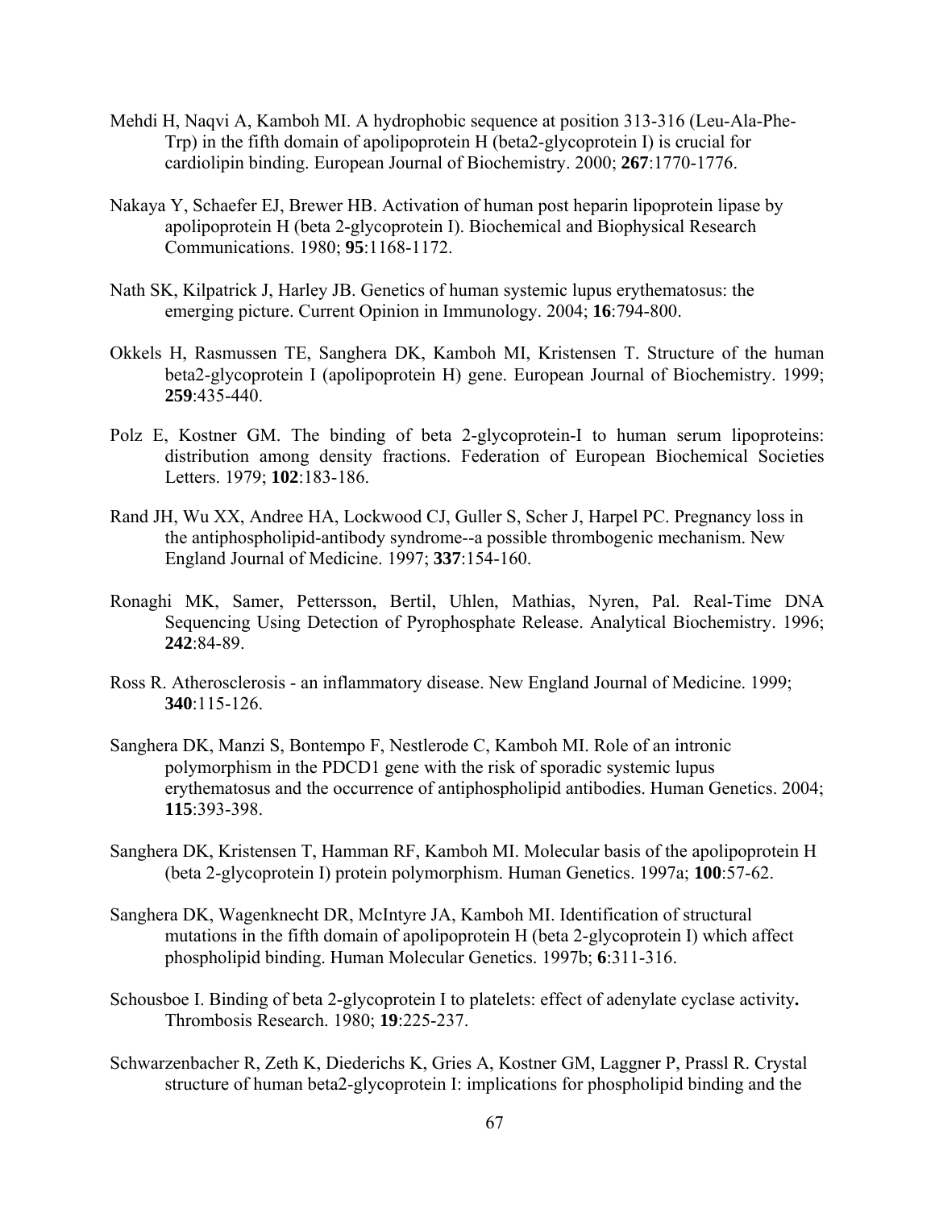Mehdi H, Naqvi A, Kamboh MI. A hydrophobic sequence at position 313-316 (Leu-Ala-Phe-Trp) in the fifth domain of apolipoprotein H (beta2-glycoprotein I) is crucial for cardiolipin binding. European Journal of Biochemistry. 2000; **267**:1770-1776.

Nakaya Y, Schaefer EJ, Brewer HB. Activation of human post heparin lipoprotein lipase by apolipoprotein H (beta 2-glycoprotein I). Biochemical and Biophysical Research Communications. 1980; **95**:1168-1172.

Nath SK, Kilpatrick J, Harley JB. Genetics of human systemic lupus erythematosus: the emerging picture. Current Opinion in Immunology. 2004; **16**:794-800.

Okkels H, Rasmussen TE, Sanghera DK, Kamboh MI, Kristensen T. Structure of the human beta2-glycoprotein I (apolipoprotein H) gene. European Journal of Biochemistry. 1999; **259**:435-440.

Polz E, Kostner GM. The binding of beta 2-glycoprotein-I to human serum lipoproteins: distribution among density fractions. Federation of European Biochemical Societies Letters. 1979; **102**:183-186.

Rand JH, Wu XX, Andree HA, Lockwood CJ, Guller S, Scher J, Harpel PC. Pregnancy loss in the antiphospholipid-antibody syndrome--a possible thrombogenic mechanism. New England Journal of Medicine. 1997; **337**:154-160.

Ronaghi MK, Samer, Pettersson, Bertil, Uhlen, Mathias, Nyren, Pal. Real-Time DNA Sequencing Using Detection of Pyrophosphate Release. Analytical Biochemistry. 1996; **242**:84-89.

Ross R. Atherosclerosis - an inflammatory disease. New England Journal of Medicine. 1999; **340**:115-126.

Sanghera DK, Manzi S, Bontempo F, Nestlerode C, Kamboh MI. Role of an intronic polymorphism in the PDCD1 gene with the risk of sporadic systemic lupus erythematosus and the occurrence of antiphospholipid antibodies. Human Genetics. 2004; **115**:393-398.

Sanghera DK, Kristensen T, Hamman RF, Kamboh MI. Molecular basis of the apolipoprotein H (beta 2-glycoprotein I) protein polymorphism. Human Genetics. 1997a; **100**:57-62.

Sanghera DK, Wagenknecht DR, McIntyre JA, Kamboh MI. Identification of structural mutations in the fifth domain of apolipoprotein H (beta 2-glycoprotein I) which affect phospholipid binding. Human Molecular Genetics. 1997b; **6**:311-316.

Schousboe I. Binding of beta 2-glycoprotein I to platelets: effect of adenylate cyclase activity**.** Thrombosis Research. 1980; **19**:225-237.

Schwarzenbacher R, Zeth K, Diederichs K, Gries A, Kostner GM, Laggner P, Prassl R. Crystal structure of human beta2-glycoprotein I: implications for phospholipid binding and the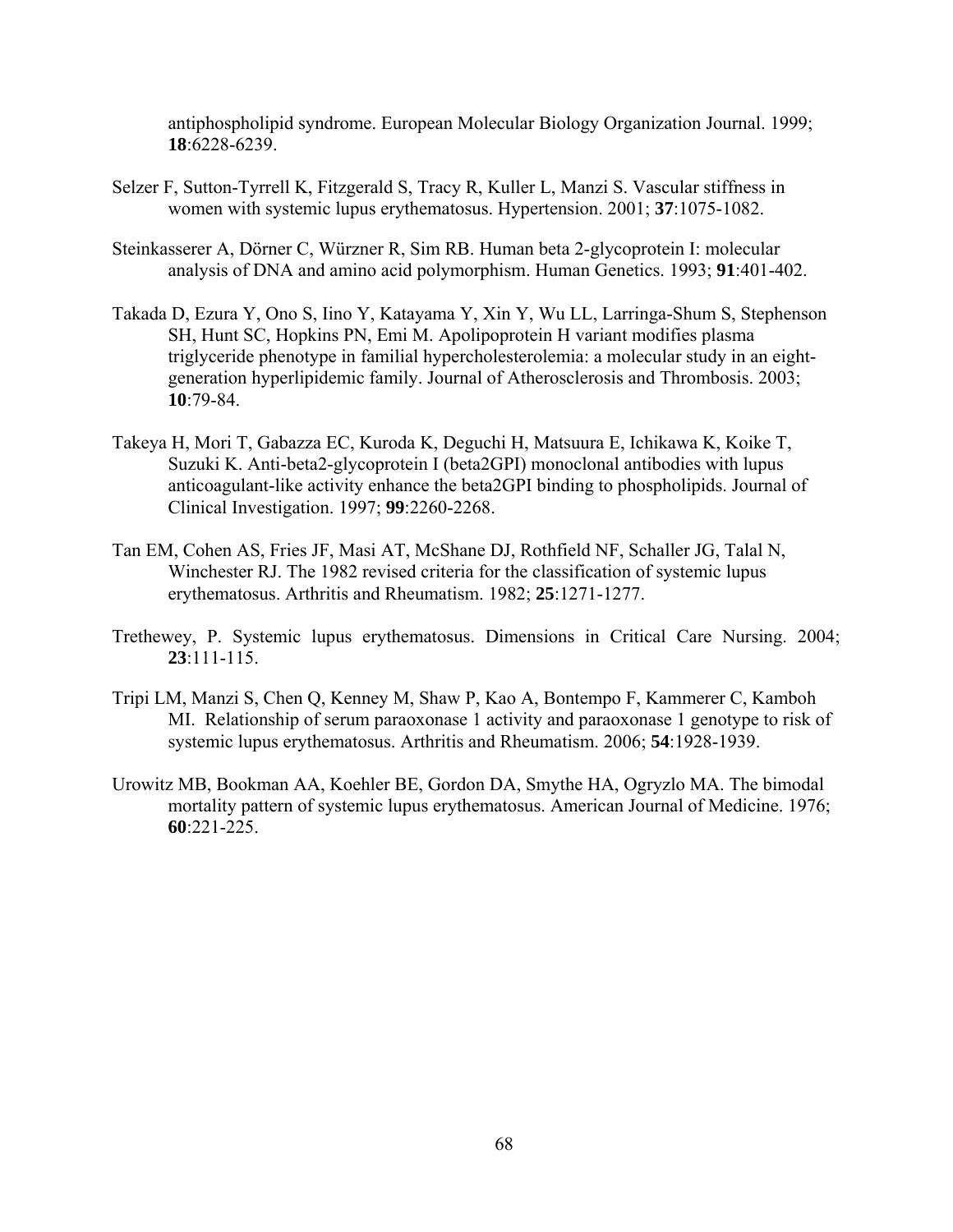antiphospholipid syndrome. European Molecular Biology Organization Journal. 1999; **18**:6228-6239.

Selzer F, Sutton-Tyrrell K, Fitzgerald S, Tracy R, Kuller L, Manzi S. Vascular stiffness in women with systemic lupus erythematosus. Hypertension. 2001; **37**:1075-1082.

Steinkasserer A, Dörner C, Würzner R, Sim RB. Human beta 2-glycoprotein I: molecular analysis of DNA and amino acid polymorphism. Human Genetics. 1993; **91**:401-402.

Takada D, Ezura Y, Ono S, Iino Y, Katayama Y, Xin Y, Wu LL, Larringa-Shum S, Stephenson SH, Hunt SC, Hopkins PN, Emi M. Apolipoprotein H variant modifies plasma triglyceride phenotype in familial hypercholesterolemia: a molecular study in an eight-generation hyperlipidemic family. Journal of Atherosclerosis and Thrombosis. 2003; **10**:79-84.

Takeya H, Mori T, Gabazza EC, Kuroda K, Deguchi H, Matsuura E, Ichikawa K, Koike T, Suzuki K. Anti-beta2-glycoprotein I (beta2GPI) monoclonal antibodies with lupus anticoagulant-like activity enhance the beta2GPI binding to phospholipids. Journal of Clinical Investigation. 1997; **99**:2260-2268.

Tan EM, Cohen AS, Fries JF, Masi AT, McShane DJ, Rothfield NF, Schaller JG, Talal N, Winchester RJ. The 1982 revised criteria for the classification of systemic lupus erythematosus. Arthritis and Rheumatism. 1982; **25**:1271-1277.

Trethewey, P. Systemic lupus erythematosus. Dimensions in Critical Care Nursing. 2004; **23**:111-115.

Tripi LM, Manzi S, Chen Q, Kenney M, Shaw P, Kao A, Bontempo F, Kammerer C, Kamboh MI. Relationship of serum paraoxonase 1 activity and paraoxonase 1 genotype to risk of systemic lupus erythematosus. Arthritis and Rheumatism. 2006; **54**:1928-1939.

Urowitz MB, Bookman AA, Koehler BE, Gordon DA, Smythe HA, Ogryzlo MA. The bimodal mortality pattern of systemic lupus erythematosus. American Journal of Medicine. 1976; **60**:221-225.